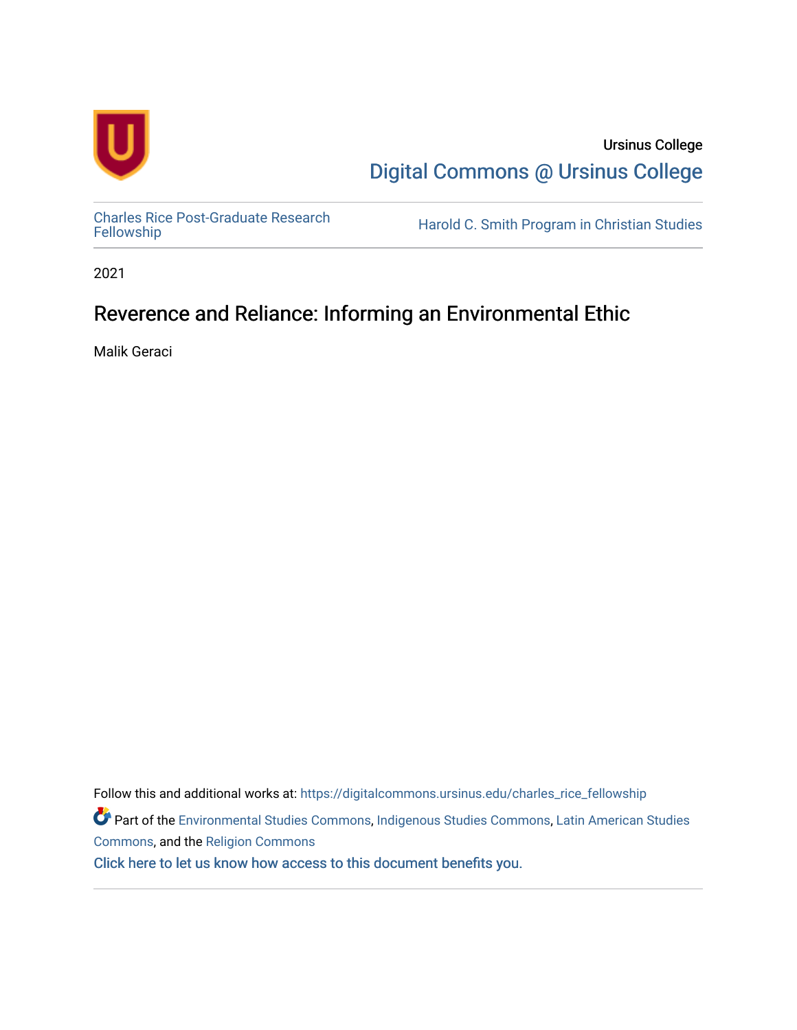Ursinus College

Digital Commons @ Ursinus College

Charles Rice Post-Graduate Research Fellowship

Harold C. Smith Program in Christian Studies

2021

# Reverence and Reliance: Informing an Environmental Ethic

Malik Geraci

Follow this and additional works at: https://digitalcommons.ursinus.edu/charles_rice_fellowship

Part of the Environmental Studies Commons, Indigenous Studies Commons, Latin American Studies Commons, and the Religion Commons

Click here to let us know how access to this document benefits you.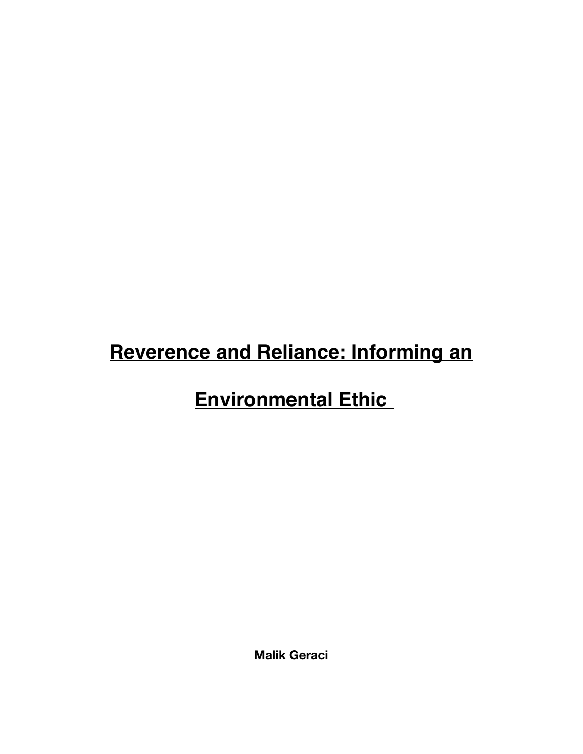# **Reverence and Reliance: Informing an Environmental Ethic**

**Malik Geraci**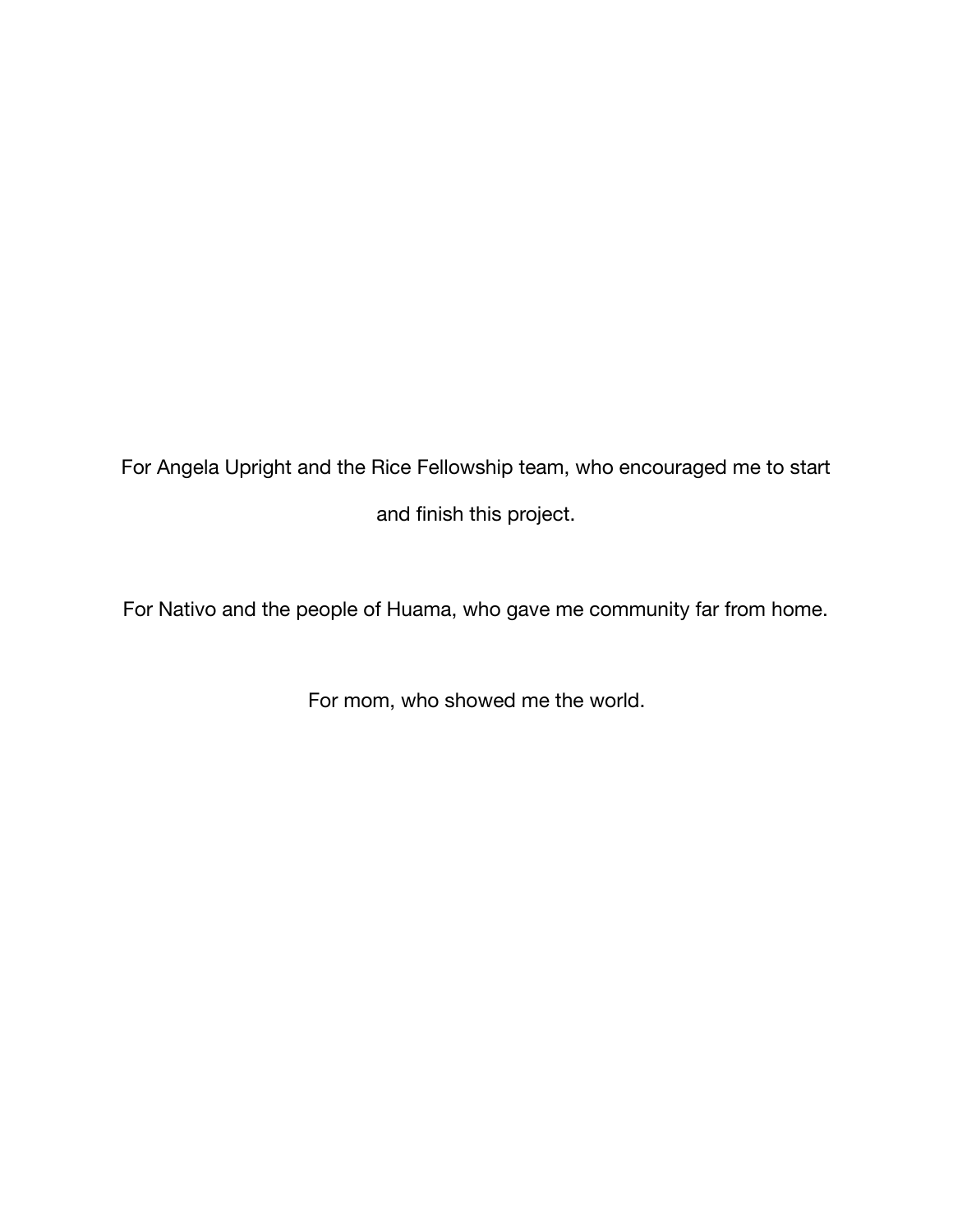For Angela Upright and the Rice Fellowship team, who encouraged me to start and finish this project.

For Nativo and the people of Huama, who gave me community far from home.

For mom, who showed me the world.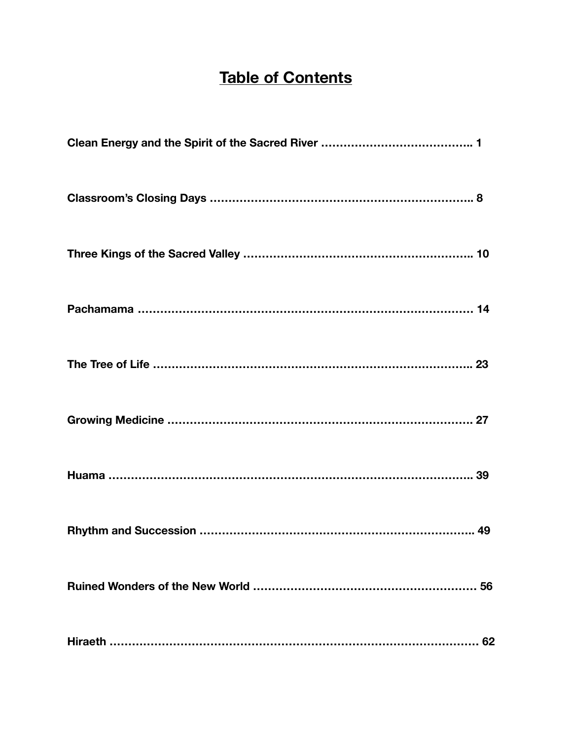# Table of Contents

**Clean Energy and the Spirit of the Sacred River ………………………………….. 1**

**Classroom's Closing Days …………………………………………………………….. 8**

**Three Kings of the Sacred Valley …………………………………………………….. 10**

**Pachamama ………………………………………………………………………… 14**

**The Tree of Life ……………………………………………………………………….. 23**

**Growing Medicine ………………………………………………………………….. 27**

**Huama ………………………………………………………………………………….. 39**

**Rhythm and Succession ………………………………………………………………….. 49**

**Ruined Wonders of the New World ……………………………………………………. 56**

**Hiraeth …………………………………………………………………………………. 62**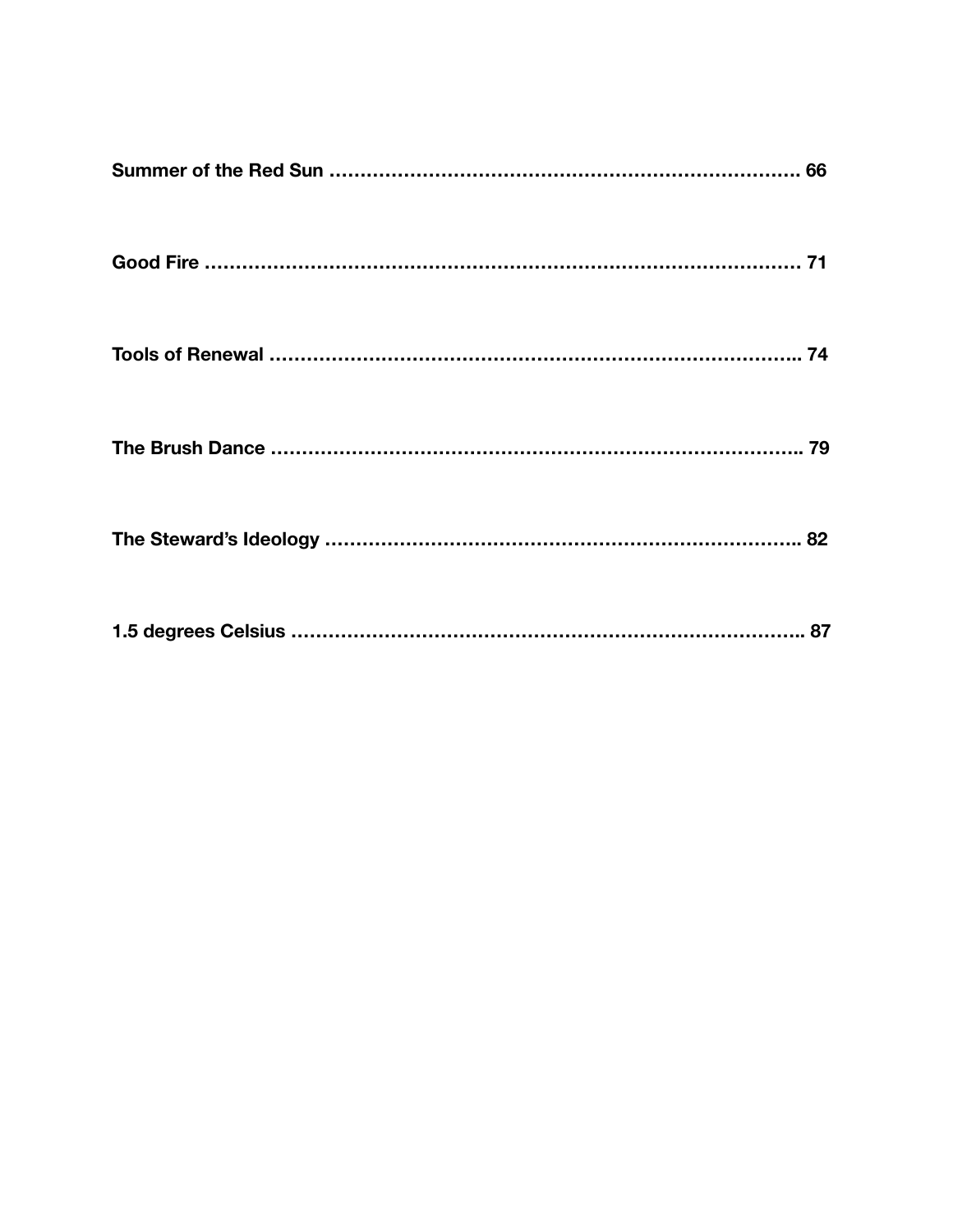**Summer of the Red Sun ………………………………………………………………… 66**

**Good Fire …………………………………………………………………………………… 71**

**Tools of Renewal ………………………………………………………………………….. 74**

**The Brush Dance ………………………………………………………………………….. 79**

**The Steward's Ideology ………………………………………………………………….. 82**

**1.5 degrees Celsius ……………………………………………………………………….. 87**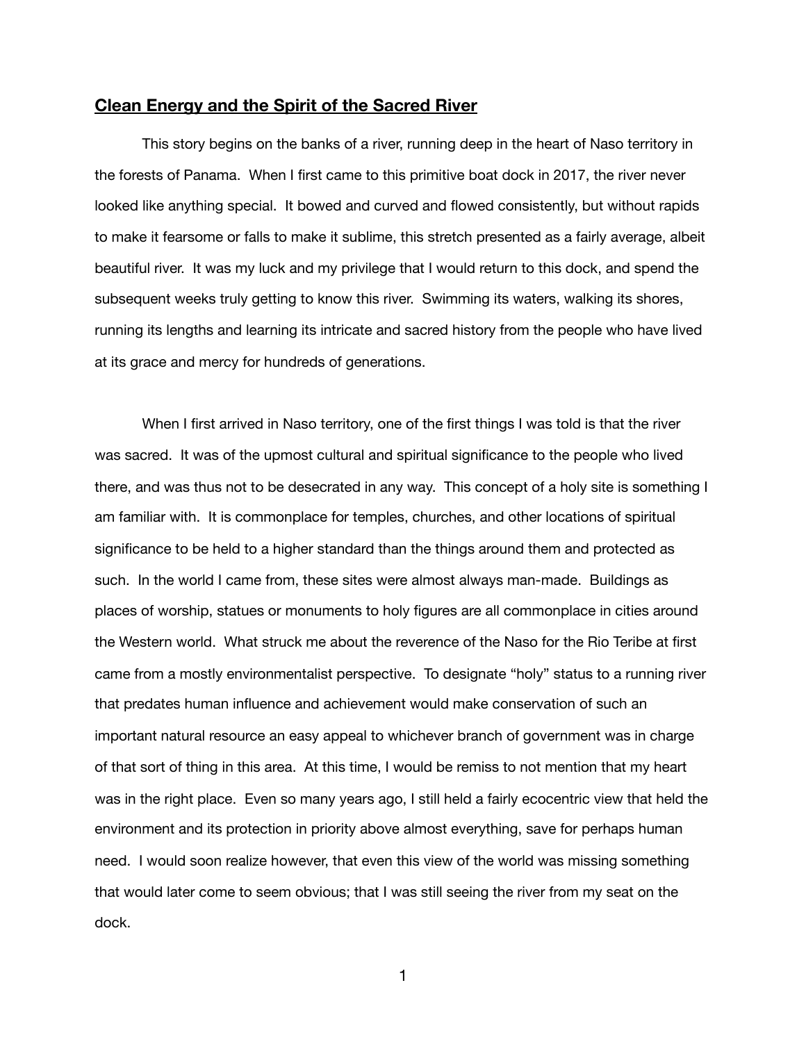## Clean Energy and the Spirit of the Sacred River

This story begins on the banks of a river, running deep in the heart of Naso territory in the forests of Panama. When I first came to this primitive boat dock in 2017, the river never looked like anything special. It bowed and curved and flowed consistently, but without rapids to make it fearsome or falls to make it sublime, this stretch presented as a fairly average, albeit beautiful river. It was my luck and my privilege that I would return to this dock, and spend the subsequent weeks truly getting to know this river. Swimming its waters, walking its shores, running its lengths and learning its intricate and sacred history from the people who have lived at its grace and mercy for hundreds of generations.

When I first arrived in Naso territory, one of the first things I was told is that the river was sacred. It was of the upmost cultural and spiritual significance to the people who lived there, and was thus not to be desecrated in any way. This concept of a holy site is something I am familiar with. It is commonplace for temples, churches, and other locations of spiritual significance to be held to a higher standard than the things around them and protected as such. In the world I came from, these sites were almost always man-made. Buildings as places of worship, statues or monuments to holy figures are all commonplace in cities around the Western world. What struck me about the reverence of the Naso for the Rio Teribe at first came from a mostly environmentalist perspective. To designate "holy" status to a running river that predates human influence and achievement would make conservation of such an important natural resource an easy appeal to whichever branch of government was in charge of that sort of thing in this area. At this time, I would be remiss to not mention that my heart was in the right place. Even so many years ago, I still held a fairly ecocentric view that held the environment and its protection in priority above almost everything, save for perhaps human need. I would soon realize however, that even this view of the world was missing something that would later come to seem obvious; that I was still seeing the river from my seat on the dock.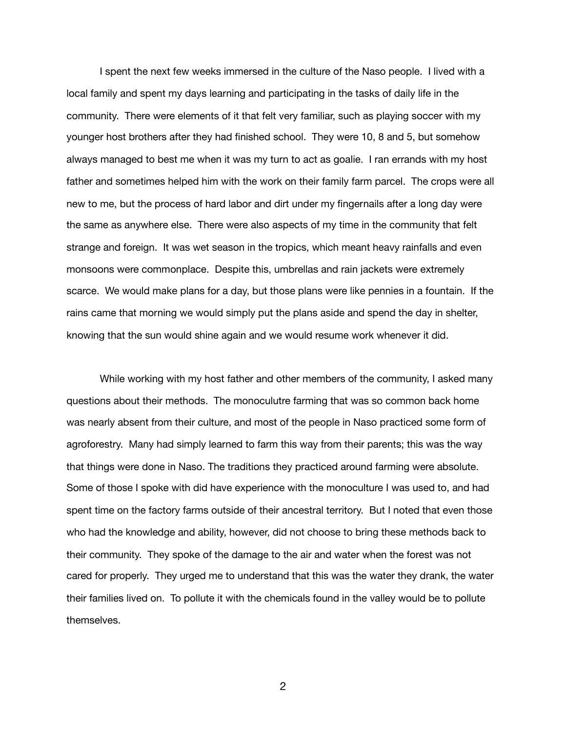I spent the next few weeks immersed in the culture of the Naso people. I lived with a local family and spent my days learning and participating in the tasks of daily life in the community. There were elements of it that felt very familiar, such as playing soccer with my younger host brothers after they had finished school. They were 10, 8 and 5, but somehow always managed to best me when it was my turn to act as goalie. I ran errands with my host father and sometimes helped him with the work on their family farm parcel. The crops were all new to me, but the process of hard labor and dirt under my fingernails after a long day were the same as anywhere else. There were also aspects of my time in the community that felt strange and foreign. It was wet season in the tropics, which meant heavy rainfalls and even monsoons were commonplace. Despite this, umbrellas and rain jackets were extremely scarce. We would make plans for a day, but those plans were like pennies in a fountain. If the rains came that morning we would simply put the plans aside and spend the day in shelter, knowing that the sun would shine again and we would resume work whenever it did.

While working with my host father and other members of the community, I asked many questions about their methods. The monoculutre farming that was so common back home was nearly absent from their culture, and most of the people in Naso practiced some form of agroforestry. Many had simply learned to farm this way from their parents; this was the way that things were done in Naso. The traditions they practiced around farming were absolute. Some of those I spoke with did have experience with the monoculture I was used to, and had spent time on the factory farms outside of their ancestral territory. But I noted that even those who had the knowledge and ability, however, did not choose to bring these methods back to their community. They spoke of the damage to the air and water when the forest was not cared for properly. They urged me to understand that this was the water they drank, the water their families lived on. To pollute it with the chemicals found in the valley would be to pollute themselves.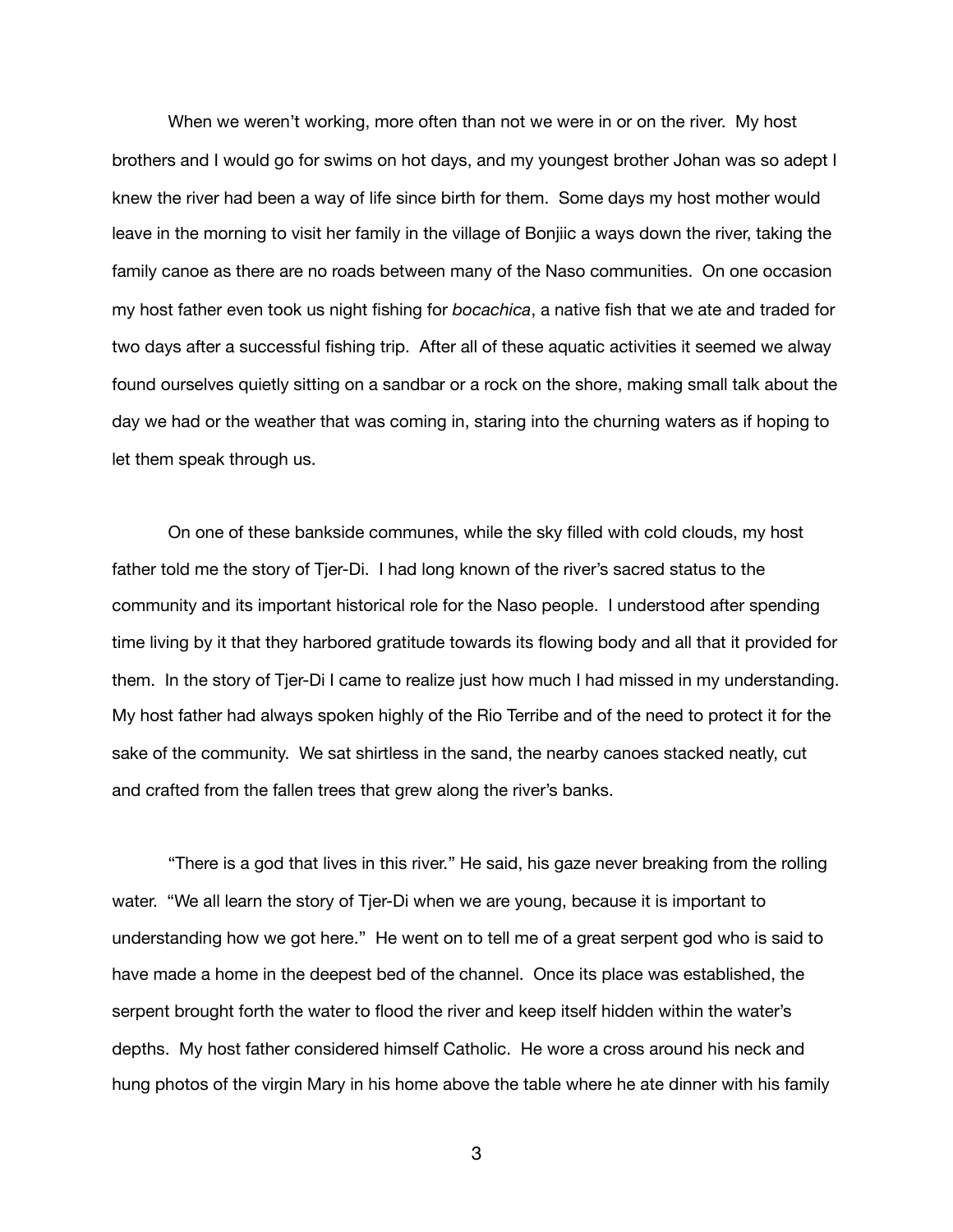When we weren't working, more often than not we were in or on the river. My host brothers and I would go for swims on hot days, and my youngest brother Johan was so adept I knew the river had been a way of life since birth for them. Some days my host mother would leave in the morning to visit her family in the village of Bonjiic a ways down the river, taking the family canoe as there are no roads between many of the Naso communities. On one occasion my host father even took us night fishing for *bocachica*, a native fish that we ate and traded for two days after a successful fishing trip. After all of these aquatic activities it seemed we alway found ourselves quietly sitting on a sandbar or a rock on the shore, making small talk about the day we had or the weather that was coming in, staring into the churning waters as if hoping to let them speak through us.

On one of these bankside communes, while the sky filled with cold clouds, my host father told me the story of Tjer-Di. I had long known of the river's sacred status to the community and its important historical role for the Naso people. I understood after spending time living by it that they harbored gratitude towards its flowing body and all that it provided for them. In the story of Tjer-Di I came to realize just how much I had missed in my understanding. My host father had always spoken highly of the Rio Terribe and of the need to protect it for the sake of the community. We sat shirtless in the sand, the nearby canoes stacked neatly, cut and crafted from the fallen trees that grew along the river's banks.

"There is a god that lives in this river." He said, his gaze never breaking from the rolling water. "We all learn the story of Tjer-Di when we are young, because it is important to understanding how we got here." He went on to tell me of a great serpent god who is said to have made a home in the deepest bed of the channel. Once its place was established, the serpent brought forth the water to flood the river and keep itself hidden within the water's depths. My host father considered himself Catholic. He wore a cross around his neck and hung photos of the virgin Mary in his home above the table where he ate dinner with his family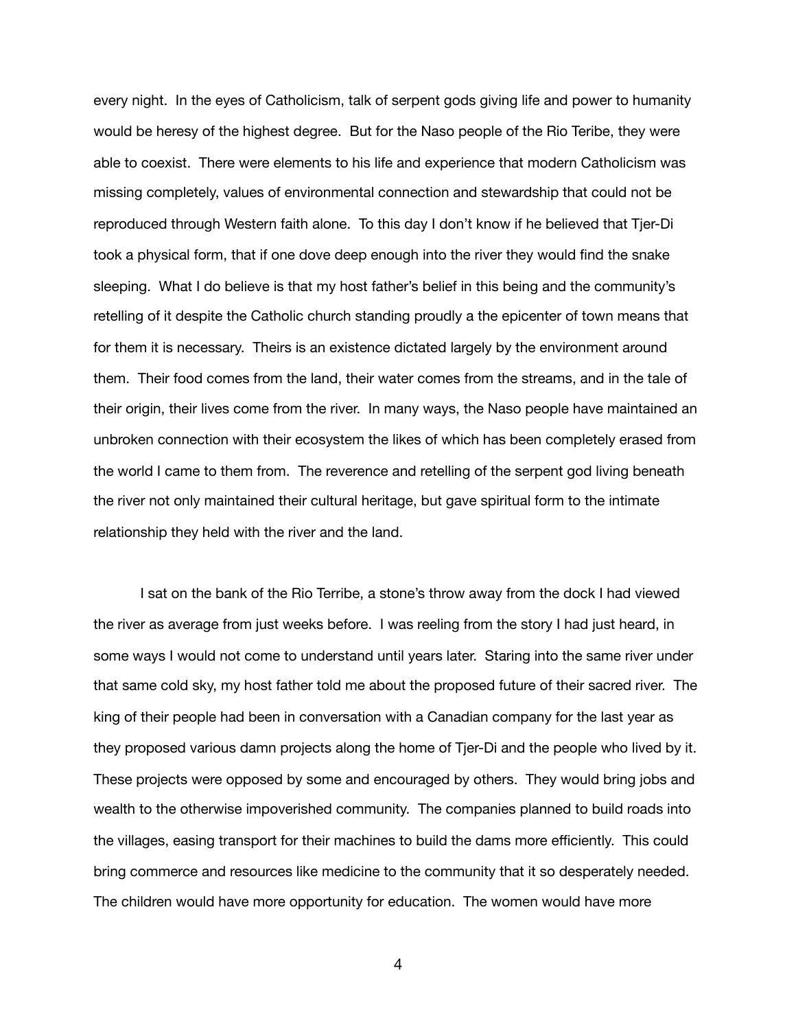every night. In the eyes of Catholicism, talk of serpent gods giving life and power to humanity would be heresy of the highest degree. But for the Naso people of the Rio Teribe, they were able to coexist. There were elements to his life and experience that modern Catholicism was missing completely, values of environmental connection and stewardship that could not be reproduced through Western faith alone. To this day I don't know if he believed that Tjer-Di took a physical form, that if one dove deep enough into the river they would find the snake sleeping. What I do believe is that my host father's belief in this being and the community's retelling of it despite the Catholic church standing proudly a the epicenter of town means that for them it is necessary. Theirs is an existence dictated largely by the environment around them. Their food comes from the land, their water comes from the streams, and in the tale of their origin, their lives come from the river. In many ways, the Naso people have maintained an unbroken connection with their ecosystem the likes of which has been completely erased from the world I came to them from. The reverence and retelling of the serpent god living beneath the river not only maintained their cultural heritage, but gave spiritual form to the intimate relationship they held with the river and the land.

I sat on the bank of the Rio Terribe, a stone's throw away from the dock I had viewed the river as average from just weeks before. I was reeling from the story I had just heard, in some ways I would not come to understand until years later. Staring into the same river under that same cold sky, my host father told me about the proposed future of their sacred river. The king of their people had been in conversation with a Canadian company for the last year as they proposed various damn projects along the home of Tjer-Di and the people who lived by it. These projects were opposed by some and encouraged by others. They would bring jobs and wealth to the otherwise impoverished community. The companies planned to build roads into the villages, easing transport for their machines to build the dams more efficiently. This could bring commerce and resources like medicine to the community that it so desperately needed. The children would have more opportunity for education. The women would have more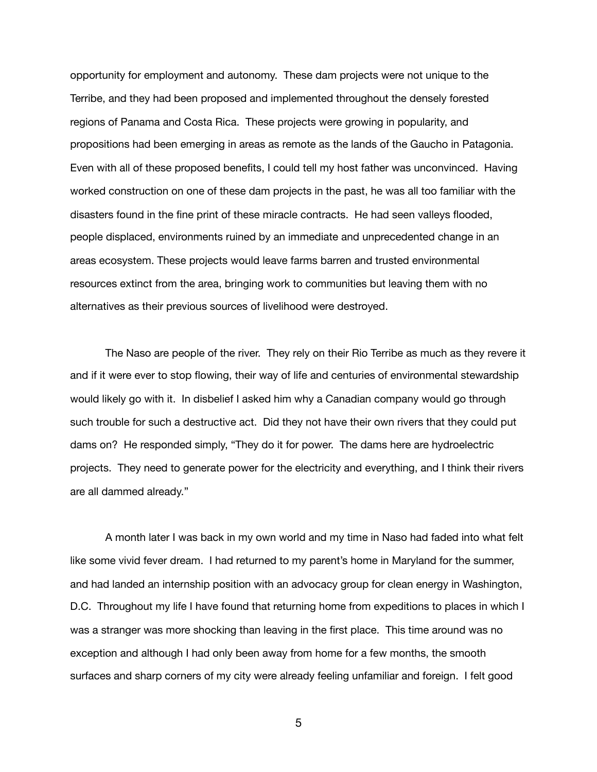opportunity for employment and autonomy. These dam projects were not unique to the Terribe, and they had been proposed and implemented throughout the densely forested regions of Panama and Costa Rica. These projects were growing in popularity, and propositions had been emerging in areas as remote as the lands of the Gaucho in Patagonia. Even with all of these proposed benefits, I could tell my host father was unconvinced. Having worked construction on one of these dam projects in the past, he was all too familiar with the disasters found in the fine print of these miracle contracts. He had seen valleys flooded, people displaced, environments ruined by an immediate and unprecedented change in an areas ecosystem. These projects would leave farms barren and trusted environmental resources extinct from the area, bringing work to communities but leaving them with no alternatives as their previous sources of livelihood were destroyed.

The Naso are people of the river. They rely on their Rio Terribe as much as they revere it and if it were ever to stop flowing, their way of life and centuries of environmental stewardship would likely go with it. In disbelief I asked him why a Canadian company would go through such trouble for such a destructive act. Did they not have their own rivers that they could put dams on? He responded simply, "They do it for power. The dams here are hydroelectric projects. They need to generate power for the electricity and everything, and I think their rivers are all dammed already."

A month later I was back in my own world and my time in Naso had faded into what felt like some vivid fever dream. I had returned to my parent's home in Maryland for the summer, and had landed an internship position with an advocacy group for clean energy in Washington, D.C. Throughout my life I have found that returning home from expeditions to places in which I was a stranger was more shocking than leaving in the first place. This time around was no exception and although I had only been away from home for a few months, the smooth surfaces and sharp corners of my city were already feeling unfamiliar and foreign. I felt good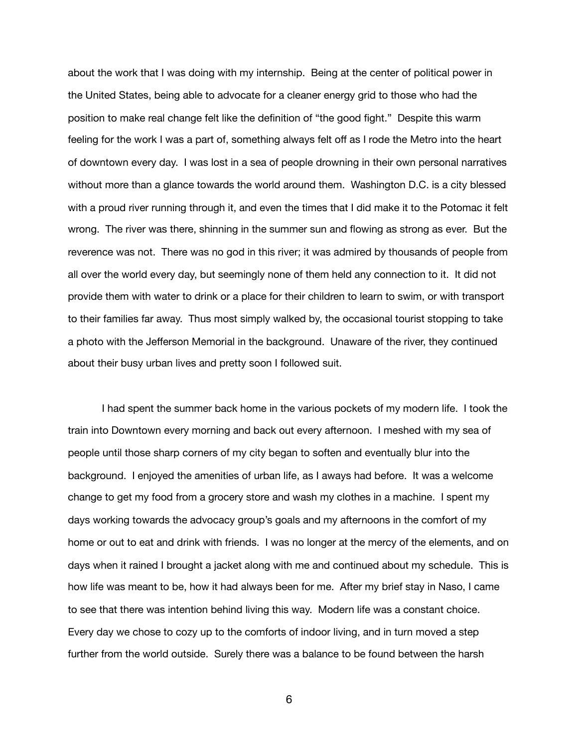about the work that I was doing with my internship. Being at the center of political power in the United States, being able to advocate for a cleaner energy grid to those who had the position to make real change felt like the definition of "the good fight." Despite this warm feeling for the work I was a part of, something always felt off as I rode the Metro into the heart of downtown every day. I was lost in a sea of people drowning in their own personal narratives without more than a glance towards the world around them. Washington D.C. is a city blessed with a proud river running through it, and even the times that I did make it to the Potomac it felt wrong. The river was there, shinning in the summer sun and flowing as strong as ever. But the reverence was not. There was no god in this river; it was admired by thousands of people from all over the world every day, but seemingly none of them held any connection to it. It did not provide them with water to drink or a place for their children to learn to swim, or with transport to their families far away. Thus most simply walked by, the occasional tourist stopping to take a photo with the Jefferson Memorial in the background. Unaware of the river, they continued about their busy urban lives and pretty soon I followed suit.

I had spent the summer back home in the various pockets of my modern life. I took the train into Downtown every morning and back out every afternoon. I meshed with my sea of people until those sharp corners of my city began to soften and eventually blur into the background. I enjoyed the amenities of urban life, as I aways had before. It was a welcome change to get my food from a grocery store and wash my clothes in a machine. I spent my days working towards the advocacy group's goals and my afternoons in the comfort of my home or out to eat and drink with friends. I was no longer at the mercy of the elements, and on days when it rained I brought a jacket along with me and continued about my schedule. This is how life was meant to be, how it had always been for me. After my brief stay in Naso, I came to see that there was intention behind living this way. Modern life was a constant choice. Every day we chose to cozy up to the comforts of indoor living, and in turn moved a step further from the world outside. Surely there was a balance to be found between the harsh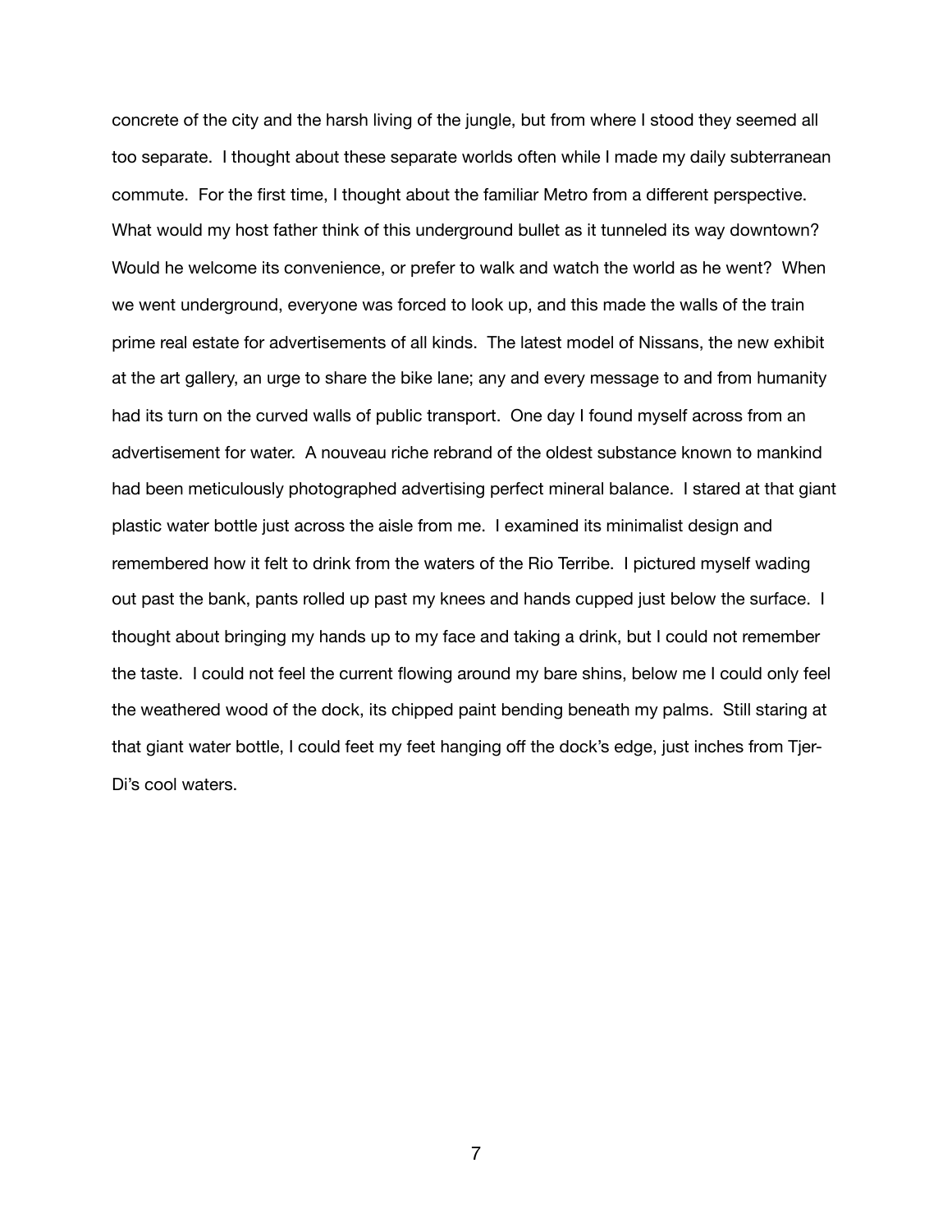concrete of the city and the harsh living of the jungle, but from where I stood they seemed all too separate. I thought about these separate worlds often while I made my daily subterranean commute. For the first time, I thought about the familiar Metro from a different perspective. What would my host father think of this underground bullet as it tunneled its way downtown? Would he welcome its convenience, or prefer to walk and watch the world as he went? When we went underground, everyone was forced to look up, and this made the walls of the train prime real estate for advertisements of all kinds. The latest model of Nissans, the new exhibit at the art gallery, an urge to share the bike lane; any and every message to and from humanity had its turn on the curved walls of public transport. One day I found myself across from an advertisement for water. A nouveau riche rebrand of the oldest substance known to mankind had been meticulously photographed advertising perfect mineral balance. I stared at that giant plastic water bottle just across the aisle from me. I examined its minimalist design and remembered how it felt to drink from the waters of the Rio Terribe. I pictured myself wading out past the bank, pants rolled up past my knees and hands cupped just below the surface. I thought about bringing my hands up to my face and taking a drink, but I could not remember the taste. I could not feel the current flowing around my bare shins, below me I could only feel the weathered wood of the dock, its chipped paint bending beneath my palms. Still staring at that giant water bottle, I could feet my feet hanging off the dock's edge, just inches from Tjer-Di's cool waters.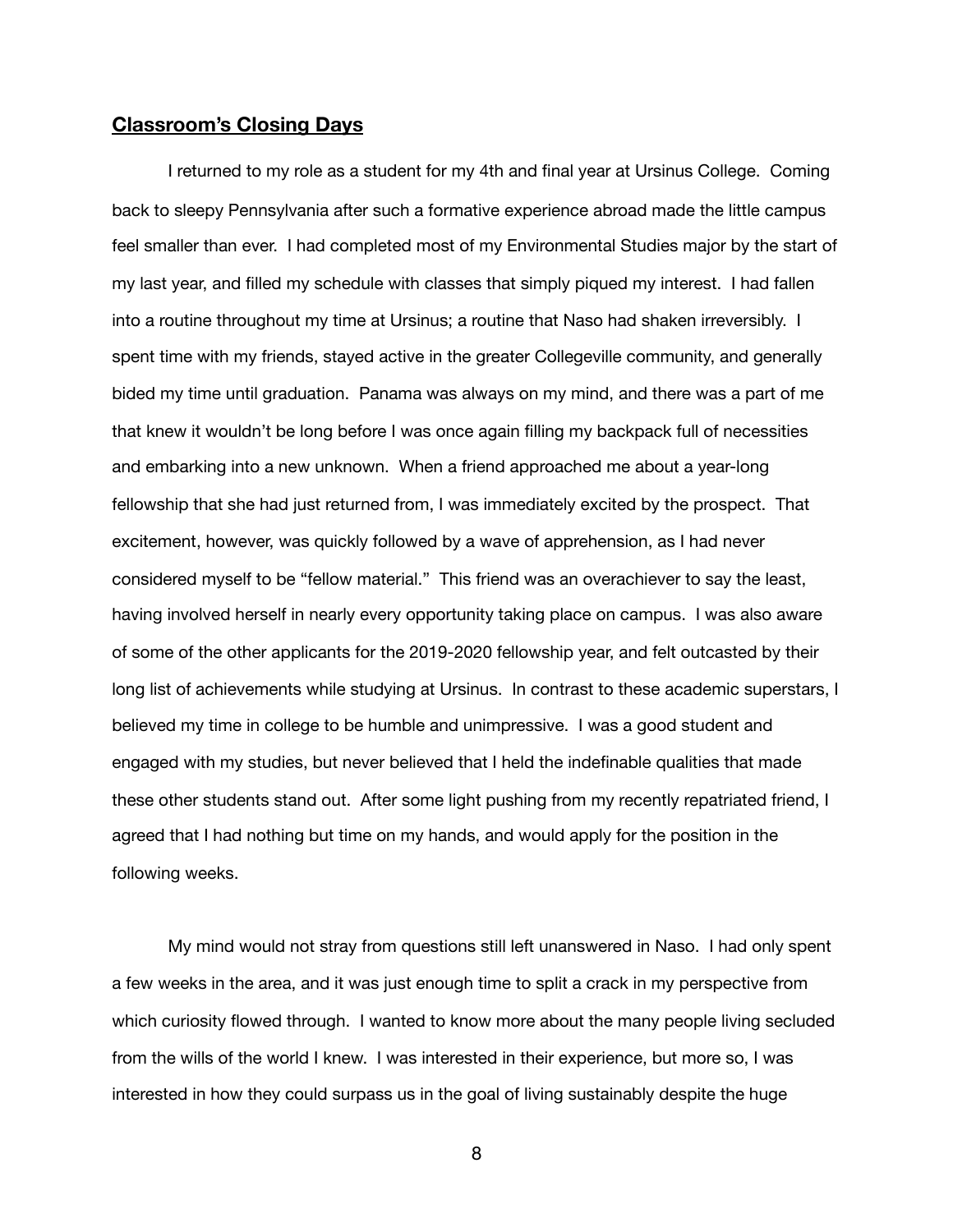## **Classroom's Closing Days**

I returned to my role as a student for my 4th and final year at Ursinus College. Coming back to sleepy Pennsylvania after such a formative experience abroad made the little campus feel smaller than ever. I had completed most of my Environmental Studies major by the start of my last year, and filled my schedule with classes that simply piqued my interest. I had fallen into a routine throughout my time at Ursinus; a routine that Naso had shaken irreversibly. I spent time with my friends, stayed active in the greater Collegeville community, and generally bided my time until graduation. Panama was always on my mind, and there was a part of me that knew it wouldn't be long before I was once again filling my backpack full of necessities and embarking into a new unknown. When a friend approached me about a year-long fellowship that she had just returned from, I was immediately excited by the prospect. That excitement, however, was quickly followed by a wave of apprehension, as I had never considered myself to be "fellow material." This friend was an overachiever to say the least, having involved herself in nearly every opportunity taking place on campus. I was also aware of some of the other applicants for the 2019-2020 fellowship year, and felt outcasted by their long list of achievements while studying at Ursinus. In contrast to these academic superstars, I believed my time in college to be humble and unimpressive. I was a good student and engaged with my studies, but never believed that I held the indefinable qualities that made these other students stand out. After some light pushing from my recently repatriated friend, I agreed that I had nothing but time on my hands, and would apply for the position in the following weeks.

My mind would not stray from questions still left unanswered in Naso. I had only spent a few weeks in the area, and it was just enough time to split a crack in my perspective from which curiosity flowed through. I wanted to know more about the many people living secluded from the wills of the world I knew. I was interested in their experience, but more so, I was interested in how they could surpass us in the goal of living sustainably despite the huge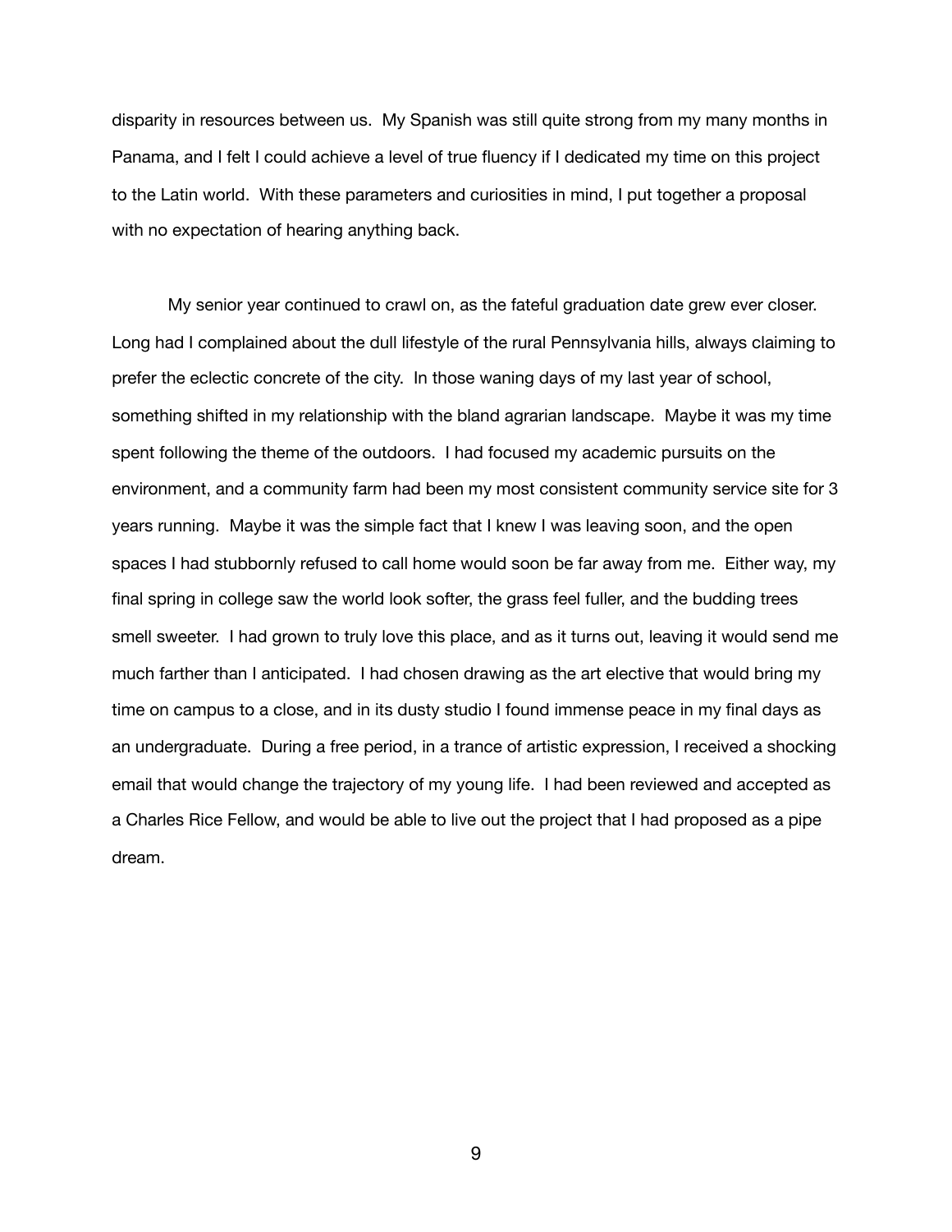disparity in resources between us. My Spanish was still quite strong from my many months in Panama, and I felt I could achieve a level of true fluency if I dedicated my time on this project to the Latin world. With these parameters and curiosities in mind, I put together a proposal with no expectation of hearing anything back.

My senior year continued to crawl on, as the fateful graduation date grew ever closer. Long had I complained about the dull lifestyle of the rural Pennsylvania hills, always claiming to prefer the eclectic concrete of the city. In those waning days of my last year of school, something shifted in my relationship with the bland agrarian landscape. Maybe it was my time spent following the theme of the outdoors. I had focused my academic pursuits on the environment, and a community farm had been my most consistent community service site for 3 years running. Maybe it was the simple fact that I knew I was leaving soon, and the open spaces I had stubbornly refused to call home would soon be far away from me. Either way, my final spring in college saw the world look softer, the grass feel fuller, and the budding trees smell sweeter. I had grown to truly love this place, and as it turns out, leaving it would send me much farther than I anticipated. I had chosen drawing as the art elective that would bring my time on campus to a close, and in its dusty studio I found immense peace in my final days as an undergraduate. During a free period, in a trance of artistic expression, I received a shocking email that would change the trajectory of my young life. I had been reviewed and accepted as a Charles Rice Fellow, and would be able to live out the project that I had proposed as a pipe dream.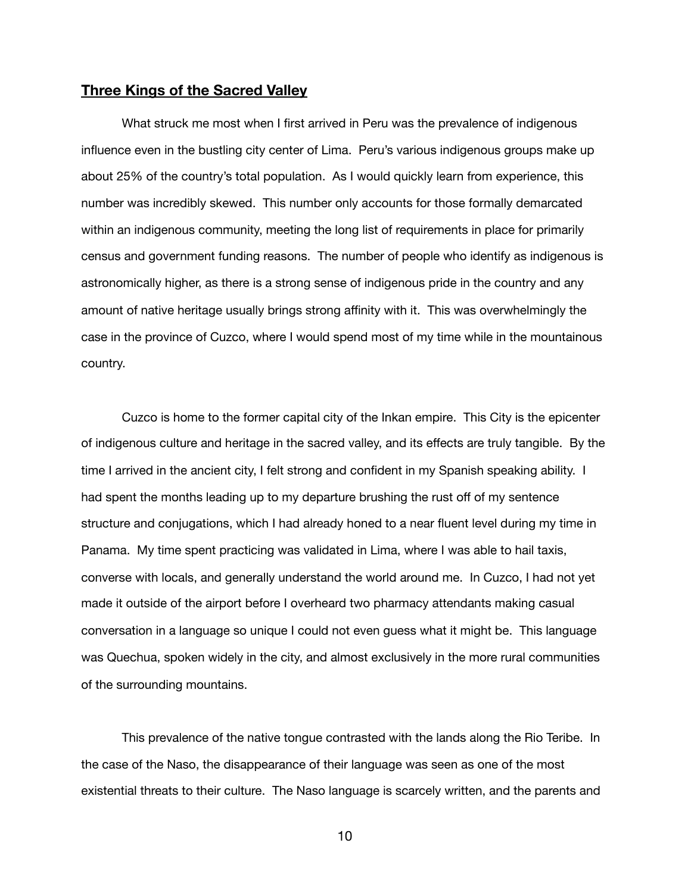## **Three Kings of the Sacred Valley**

What struck me most when I first arrived in Peru was the prevalence of indigenous influence even in the bustling city center of Lima. Peru's various indigenous groups make up about 25% of the country's total population. As I would quickly learn from experience, this number was incredibly skewed. This number only accounts for those formally demarcated within an indigenous community, meeting the long list of requirements in place for primarily census and government funding reasons. The number of people who identify as indigenous is astronomically higher, as there is a strong sense of indigenous pride in the country and any amount of native heritage usually brings strong affinity with it. This was overwhelmingly the case in the province of Cuzco, where I would spend most of my time while in the mountainous country.

Cuzco is home to the former capital city of the Inkan empire. This City is the epicenter of indigenous culture and heritage in the sacred valley, and its effects are truly tangible. By the time I arrived in the ancient city, I felt strong and confident in my Spanish speaking ability. I had spent the months leading up to my departure brushing the rust off of my sentence structure and conjugations, which I had already honed to a near fluent level during my time in Panama. My time spent practicing was validated in Lima, where I was able to hail taxis, converse with locals, and generally understand the world around me. In Cuzco, I had not yet made it outside of the airport before I overheard two pharmacy attendants making casual conversation in a language so unique I could not even guess what it might be. This language was Quechua, spoken widely in the city, and almost exclusively in the more rural communities of the surrounding mountains.

This prevalence of the native tongue contrasted with the lands along the Rio Teribe. In the case of the Naso, the disappearance of their language was seen as one of the most existential threats to their culture. The Naso language is scarcely written, and the parents and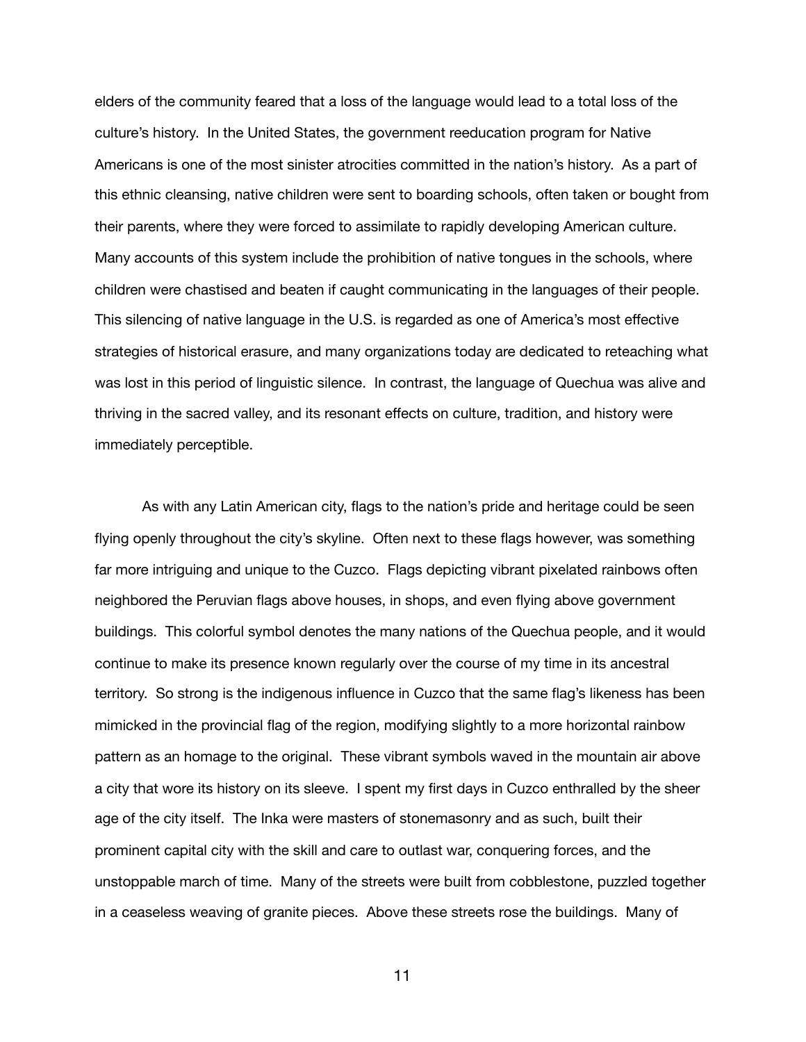elders of the community feared that a loss of the language would lead to a total loss of the culture's history. In the United States, the government reeducation program for Native Americans is one of the most sinister atrocities committed in the nation's history. As a part of this ethnic cleansing, native children were sent to boarding schools, often taken or bought from their parents, where they were forced to assimilate to rapidly developing American culture. Many accounts of this system include the prohibition of native tongues in the schools, where children were chastised and beaten if caught communicating in the languages of their people. This silencing of native language in the U.S. is regarded as one of America's most effective strategies of historical erasure, and many organizations today are dedicated to reteaching what was lost in this period of linguistic silence. In contrast, the language of Quechua was alive and thriving in the sacred valley, and its resonant effects on culture, tradition, and history were immediately perceptible.

As with any Latin American city, flags to the nation's pride and heritage could be seen flying openly throughout the city's skyline. Often next to these flags however, was something far more intriguing and unique to the Cuzco. Flags depicting vibrant pixelated rainbows often neighbored the Peruvian flags above houses, in shops, and even flying above government buildings. This colorful symbol denotes the many nations of the Quechua people, and it would continue to make its presence known regularly over the course of my time in its ancestral territory. So strong is the indigenous influence in Cuzco that the same flag's likeness has been mimicked in the provincial flag of the region, modifying slightly to a more horizontal rainbow pattern as an homage to the original. These vibrant symbols waved in the mountain air above a city that wore its history on its sleeve. I spent my first days in Cuzco enthralled by the sheer age of the city itself. The Inka were masters of stonemasonry and as such, built their prominent capital city with the skill and care to outlast war, conquering forces, and the unstoppable march of time. Many of the streets were built from cobblestone, puzzled together in a ceaseless weaving of granite pieces. Above these streets rose the buildings. Many of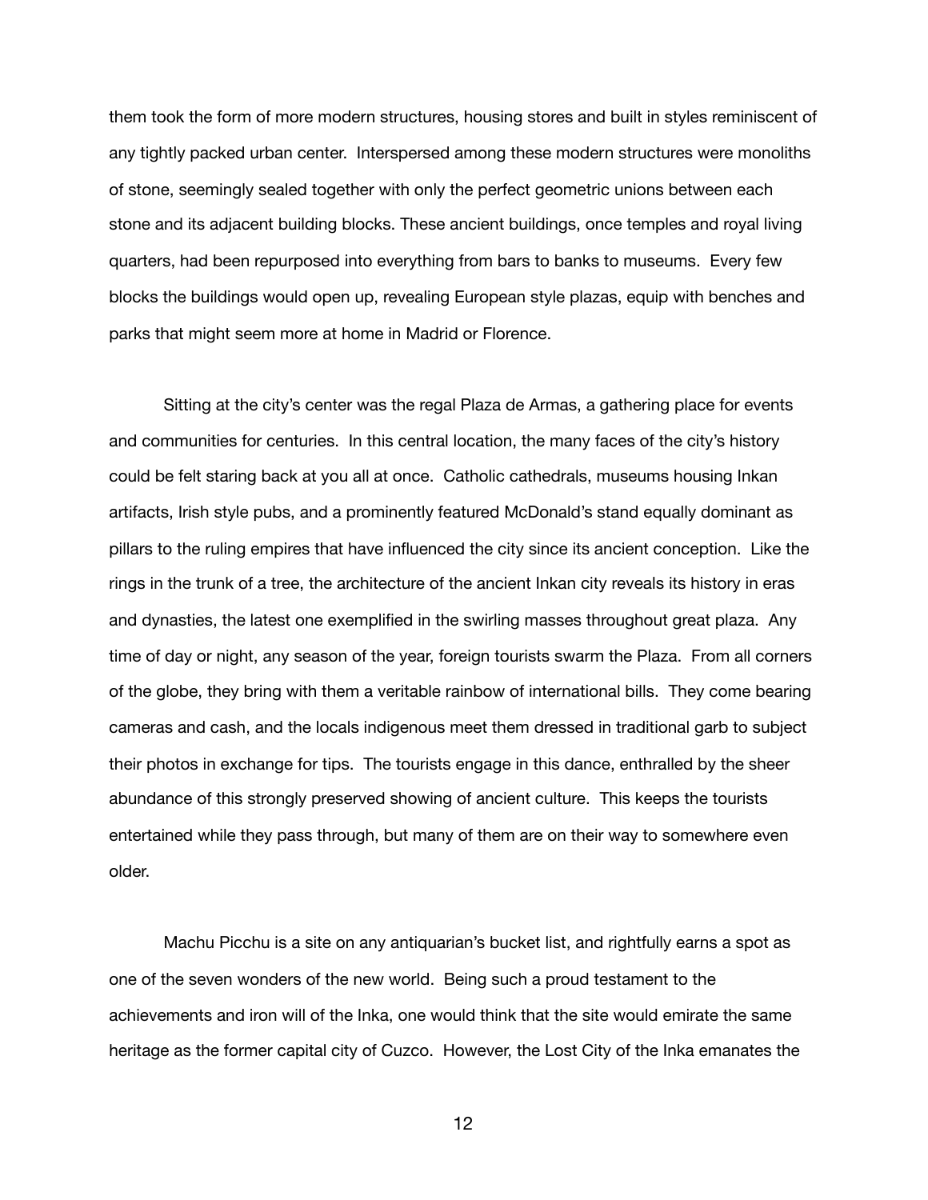them took the form of more modern structures, housing stores and built in styles reminiscent of any tightly packed urban center. Interspersed among these modern structures were monoliths of stone, seemingly sealed together with only the perfect geometric unions between each stone and its adjacent building blocks. These ancient buildings, once temples and royal living quarters, had been repurposed into everything from bars to banks to museums. Every few blocks the buildings would open up, revealing European style plazas, equip with benches and parks that might seem more at home in Madrid or Florence.

Sitting at the city's center was the regal Plaza de Armas, a gathering place for events and communities for centuries. In this central location, the many faces of the city's history could be felt staring back at you all at once. Catholic cathedrals, museums housing Inkan artifacts, Irish style pubs, and a prominently featured McDonald's stand equally dominant as pillars to the ruling empires that have influenced the city since its ancient conception. Like the rings in the trunk of a tree, the architecture of the ancient Inkan city reveals its history in eras and dynasties, the latest one exemplified in the swirling masses throughout great plaza. Any time of day or night, any season of the year, foreign tourists swarm the Plaza. From all corners of the globe, they bring with them a veritable rainbow of international bills. They come bearing cameras and cash, and the locals indigenous meet them dressed in traditional garb to subject their photos in exchange for tips. The tourists engage in this dance, enthralled by the sheer abundance of this strongly preserved showing of ancient culture. This keeps the tourists entertained while they pass through, but many of them are on their way to somewhere even older.

Machu Picchu is a site on any antiquarian's bucket list, and rightfully earns a spot as one of the seven wonders of the new world. Being such a proud testament to the achievements and iron will of the Inka, one would think that the site would emirate the same heritage as the former capital city of Cuzco. However, the Lost City of the Inka emanates the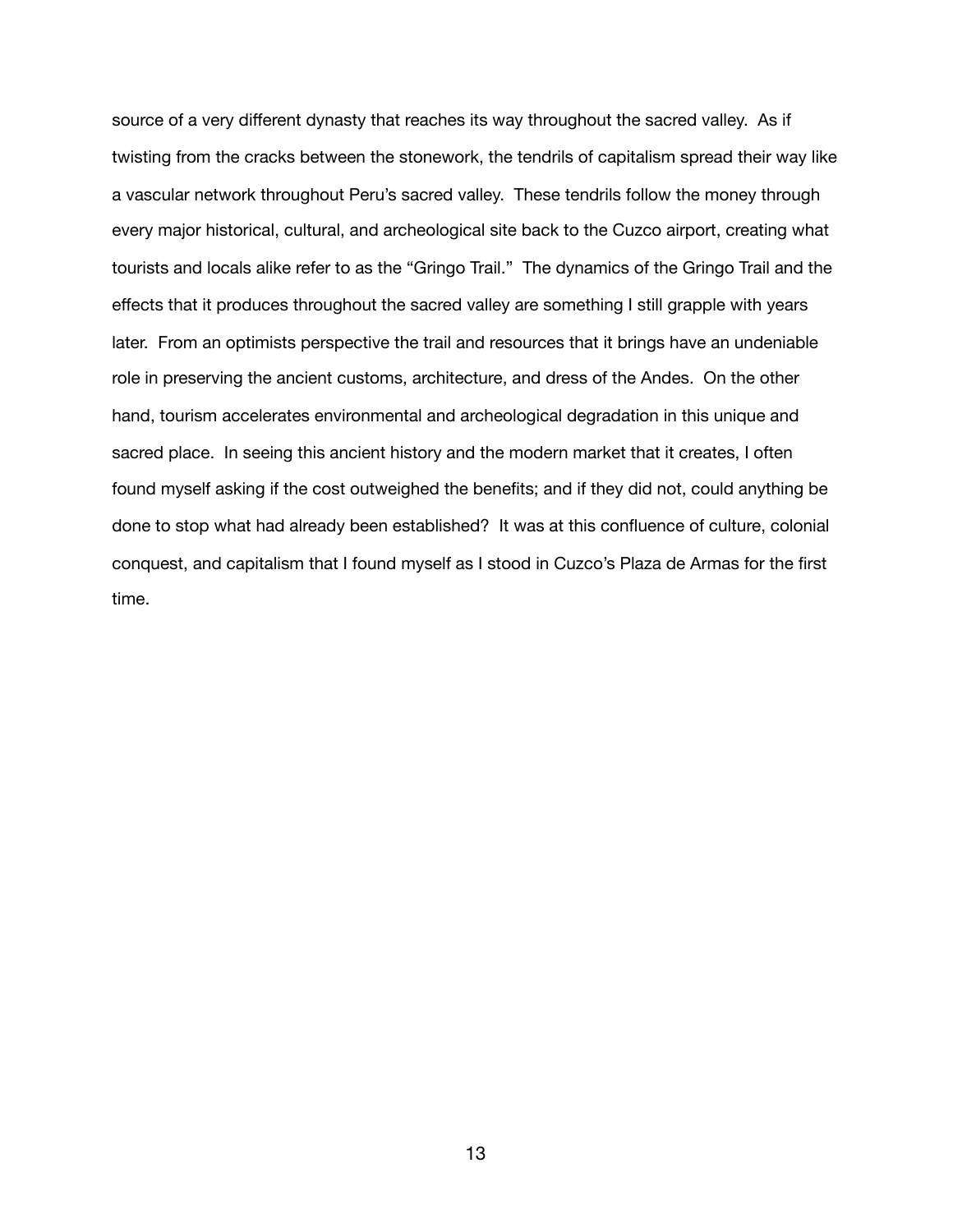source of a very different dynasty that reaches its way throughout the sacred valley. As if twisting from the cracks between the stonework, the tendrils of capitalism spread their way like a vascular network throughout Peru's sacred valley. These tendrils follow the money through every major historical, cultural, and archeological site back to the Cuzco airport, creating what tourists and locals alike refer to as the "Gringo Trail." The dynamics of the Gringo Trail and the effects that it produces throughout the sacred valley are something I still grapple with years later. From an optimists perspective the trail and resources that it brings have an undeniable role in preserving the ancient customs, architecture, and dress of the Andes. On the other hand, tourism accelerates environmental and archeological degradation in this unique and sacred place. In seeing this ancient history and the modern market that it creates, I often found myself asking if the cost outweighed the benefits; and if they did not, could anything be done to stop what had already been established? It was at this confluence of culture, colonial conquest, and capitalism that I found myself as I stood in Cuzco's Plaza de Armas for the first time.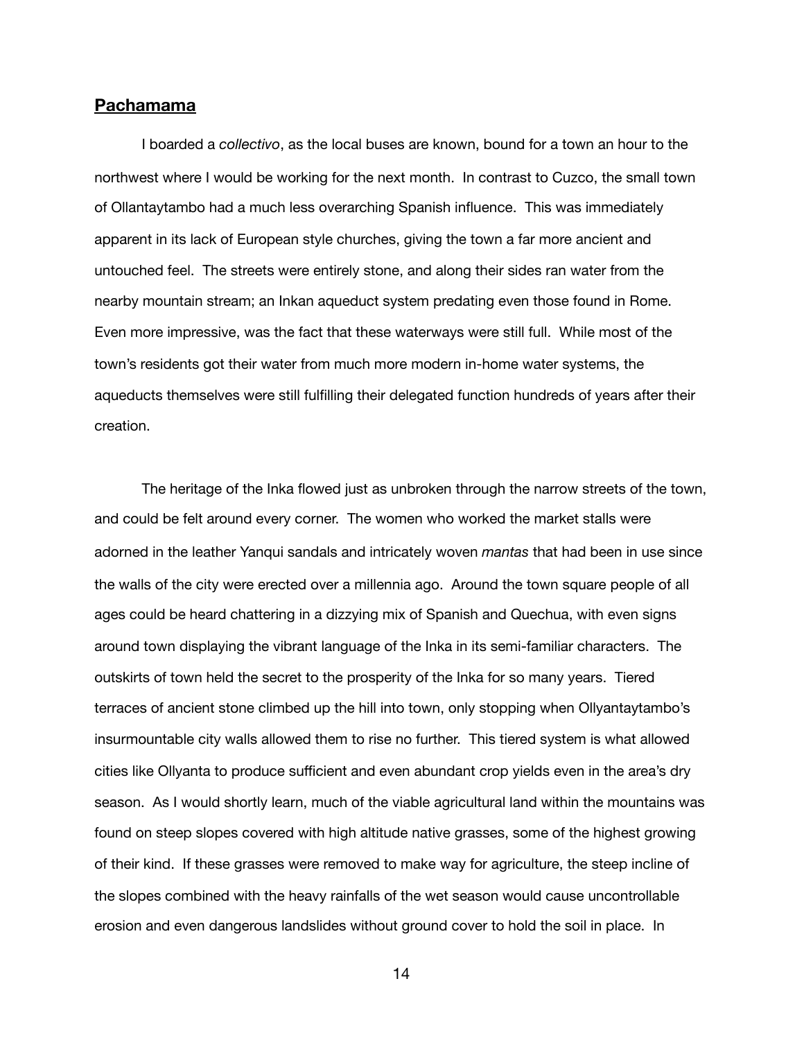## **Pachamama**

I boarded a *collectivo*, as the local buses are known, bound for a town an hour to the northwest where I would be working for the next month. In contrast to Cuzco, the small town of Ollantaytambo had a much less overarching Spanish influence. This was immediately apparent in its lack of European style churches, giving the town a far more ancient and untouched feel. The streets were entirely stone, and along their sides ran water from the nearby mountain stream; an Inkan aqueduct system predating even those found in Rome. Even more impressive, was the fact that these waterways were still full. While most of the town's residents got their water from much more modern in-home water systems, the aqueducts themselves were still fulfilling their delegated function hundreds of years after their creation.

The heritage of the Inka flowed just as unbroken through the narrow streets of the town, and could be felt around every corner. The women who worked the market stalls were adorned in the leather Yanqui sandals and intricately woven *mantas* that had been in use since the walls of the city were erected over a millennia ago. Around the town square people of all ages could be heard chattering in a dizzying mix of Spanish and Quechua, with even signs around town displaying the vibrant language of the Inka in its semi-familiar characters. The outskirts of town held the secret to the prosperity of the Inka for so many years. Tiered terraces of ancient stone climbed up the hill into town, only stopping when Ollyantaytambo's insurmountable city walls allowed them to rise no further. This tiered system is what allowed cities like Ollyanta to produce sufficient and even abundant crop yields even in the area's dry season. As I would shortly learn, much of the viable agricultural land within the mountains was found on steep slopes covered with high altitude native grasses, some of the highest growing of their kind. If these grasses were removed to make way for agriculture, the steep incline of the slopes combined with the heavy rainfalls of the wet season would cause uncontrollable erosion and even dangerous landslides without ground cover to hold the soil in place. In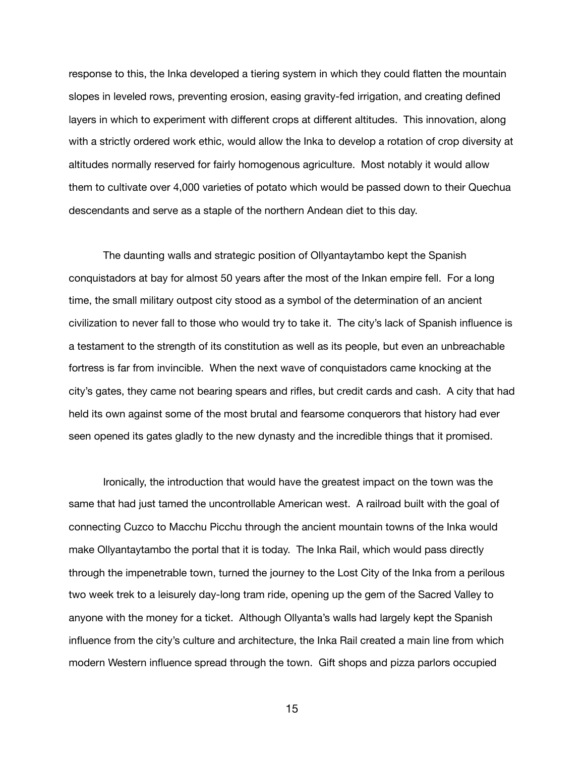response to this, the Inka developed a tiering system in which they could flatten the mountain slopes in leveled rows, preventing erosion, easing gravity-fed irrigation, and creating defined layers in which to experiment with different crops at different altitudes. This innovation, along with a strictly ordered work ethic, would allow the Inka to develop a rotation of crop diversity at altitudes normally reserved for fairly homogenous agriculture. Most notably it would allow them to cultivate over 4,000 varieties of potato which would be passed down to their Quechua descendants and serve as a staple of the northern Andean diet to this day.

The daunting walls and strategic position of Ollyantaytambo kept the Spanish conquistadors at bay for almost 50 years after the most of the Inkan empire fell. For a long time, the small military outpost city stood as a symbol of the determination of an ancient civilization to never fall to those who would try to take it. The city's lack of Spanish influence is a testament to the strength of its constitution as well as its people, but even an unbreachable fortress is far from invincible. When the next wave of conquistadors came knocking at the city's gates, they came not bearing spears and rifles, but credit cards and cash. A city that had held its own against some of the most brutal and fearsome conquerors that history had ever seen opened its gates gladly to the new dynasty and the incredible things that it promised.

Ironically, the introduction that would have the greatest impact on the town was the same that had just tamed the uncontrollable American west. A railroad built with the goal of connecting Cuzco to Macchu Picchu through the ancient mountain towns of the Inka would make Ollyantaytambo the portal that it is today. The Inka Rail, which would pass directly through the impenetrable town, turned the journey to the Lost City of the Inka from a perilous two week trek to a leisurely day-long tram ride, opening up the gem of the Sacred Valley to anyone with the money for a ticket. Although Ollyanta's walls had largely kept the Spanish influence from the city's culture and architecture, the Inka Rail created a main line from which modern Western influence spread through the town. Gift shops and pizza parlors occupied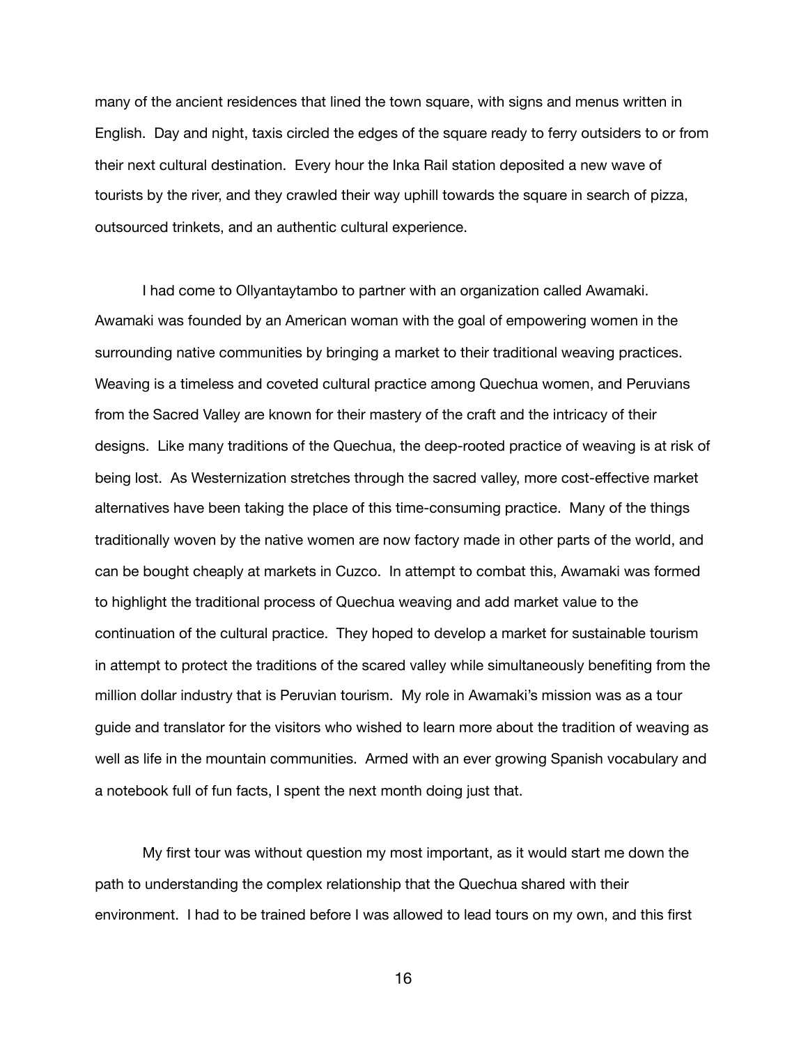many of the ancient residences that lined the town square, with signs and menus written in English. Day and night, taxis circled the edges of the square ready to ferry outsiders to or from their next cultural destination. Every hour the Inka Rail station deposited a new wave of tourists by the river, and they crawled their way uphill towards the square in search of pizza, outsourced trinkets, and an authentic cultural experience.

I had come to Ollyantaytambo to partner with an organization called Awamaki. Awamaki was founded by an American woman with the goal of empowering women in the surrounding native communities by bringing a market to their traditional weaving practices. Weaving is a timeless and coveted cultural practice among Quechua women, and Peruvians from the Sacred Valley are known for their mastery of the craft and the intricacy of their designs. Like many traditions of the Quechua, the deep-rooted practice of weaving is at risk of being lost. As Westernization stretches through the sacred valley, more cost-effective market alternatives have been taking the place of this time-consuming practice. Many of the things traditionally woven by the native women are now factory made in other parts of the world, and can be bought cheaply at markets in Cuzco. In attempt to combat this, Awamaki was formed to highlight the traditional process of Quechua weaving and add market value to the continuation of the cultural practice. They hoped to develop a market for sustainable tourism in attempt to protect the traditions of the scared valley while simultaneously benefiting from the million dollar industry that is Peruvian tourism. My role in Awamaki's mission was as a tour guide and translator for the visitors who wished to learn more about the tradition of weaving as well as life in the mountain communities. Armed with an ever growing Spanish vocabulary and a notebook full of fun facts, I spent the next month doing just that.

My first tour was without question my most important, as it would start me down the path to understanding the complex relationship that the Quechua shared with their environment. I had to be trained before I was allowed to lead tours on my own, and this first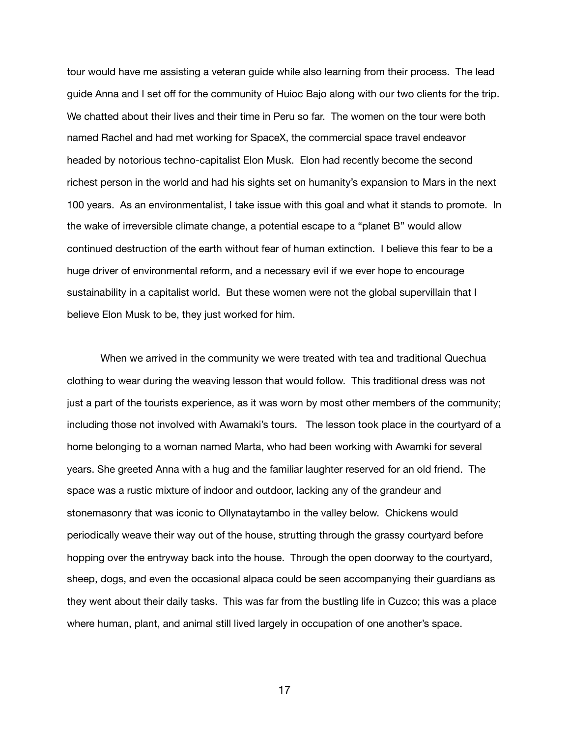tour would have me assisting a veteran guide while also learning from their process. The lead guide Anna and I set off for the community of Huioc Bajo along with our two clients for the trip. We chatted about their lives and their time in Peru so far. The women on the tour were both named Rachel and had met working for SpaceX, the commercial space travel endeavor headed by notorious techno-capitalist Elon Musk. Elon had recently become the second richest person in the world and had his sights set on humanity's expansion to Mars in the next 100 years. As an environmentalist, I take issue with this goal and what it stands to promote. In the wake of irreversible climate change, a potential escape to a "planet B" would allow continued destruction of the earth without fear of human extinction. I believe this fear to be a huge driver of environmental reform, and a necessary evil if we ever hope to encourage sustainability in a capitalist world. But these women were not the global supervillain that I believe Elon Musk to be, they just worked for him.

When we arrived in the community we were treated with tea and traditional Quechua clothing to wear during the weaving lesson that would follow. This traditional dress was not just a part of the tourists experience, as it was worn by most other members of the community; including those not involved with Awamaki's tours. The lesson took place in the courtyard of a home belonging to a woman named Marta, who had been working with Awamki for several years. She greeted Anna with a hug and the familiar laughter reserved for an old friend. The space was a rustic mixture of indoor and outdoor, lacking any of the grandeur and stonemasonry that was iconic to Ollynataytambo in the valley below. Chickens would periodically weave their way out of the house, strutting through the grassy courtyard before hopping over the entryway back into the house. Through the open doorway to the courtyard, sheep, dogs, and even the occasional alpaca could be seen accompanying their guardians as they went about their daily tasks. This was far from the bustling life in Cuzco; this was a place where human, plant, and animal still lived largely in occupation of one another's space.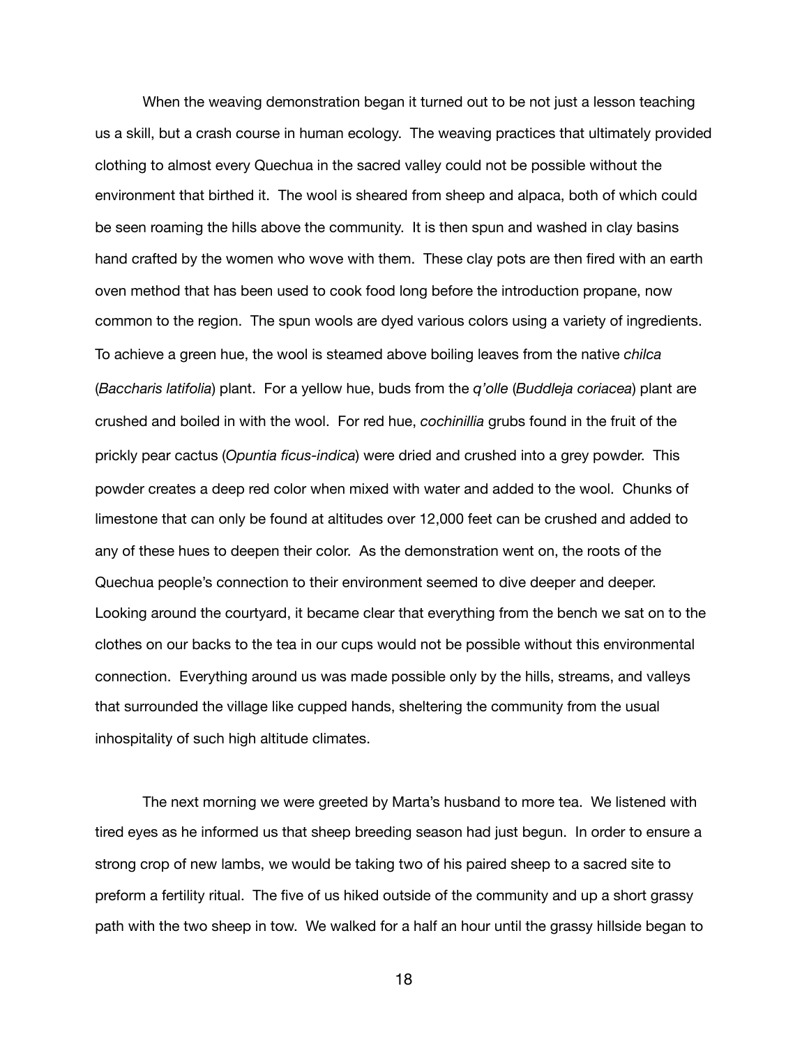When the weaving demonstration began it turned out to be not just a lesson teaching us a skill, but a crash course in human ecology. The weaving practices that ultimately provided clothing to almost every Quechua in the sacred valley could not be possible without the environment that birthed it. The wool is sheared from sheep and alpaca, both of which could be seen roaming the hills above the community. It is then spun and washed in clay basins hand crafted by the women who wove with them. These clay pots are then fired with an earth oven method that has been used to cook food long before the introduction propane, now common to the region. The spun wools are dyed various colors using a variety of ingredients. To achieve a green hue, the wool is steamed above boiling leaves from the native *chilca* (*Baccharis latifolia*) plant. For a yellow hue, buds from the *q'olle* (*Buddleja coriacea*) plant are crushed and boiled in with the wool. For red hue, *cochinillia* grubs found in the fruit of the prickly pear cactus (*Opuntia ficus-indica*) were dried and crushed into a grey powder. This powder creates a deep red color when mixed with water and added to the wool. Chunks of limestone that can only be found at altitudes over 12,000 feet can be crushed and added to any of these hues to deepen their color. As the demonstration went on, the roots of the Quechua people's connection to their environment seemed to dive deeper and deeper. Looking around the courtyard, it became clear that everything from the bench we sat on to the clothes on our backs to the tea in our cups would not be possible without this environmental connection. Everything around us was made possible only by the hills, streams, and valleys that surrounded the village like cupped hands, sheltering the community from the usual inhospitality of such high altitude climates.

The next morning we were greeted by Marta's husband to more tea. We listened with tired eyes as he informed us that sheep breeding season had just begun. In order to ensure a strong crop of new lambs, we would be taking two of his paired sheep to a sacred site to preform a fertility ritual. The five of us hiked outside of the community and up a short grassy path with the two sheep in tow. We walked for a half an hour until the grassy hillside began to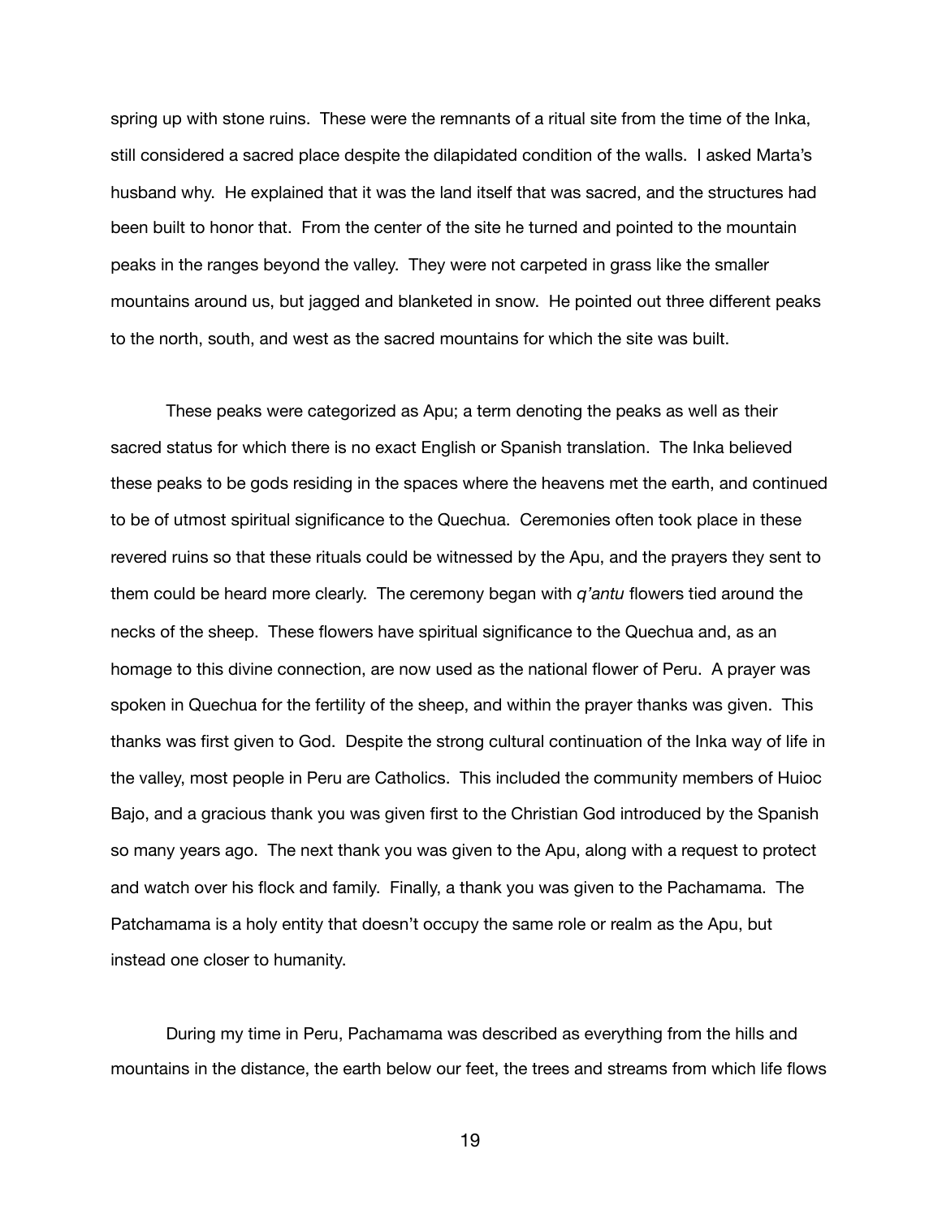spring up with stone ruins. These were the remnants of a ritual site from the time of the Inka, still considered a sacred place despite the dilapidated condition of the walls. I asked Marta's husband why. He explained that it was the land itself that was sacred, and the structures had been built to honor that. From the center of the site he turned and pointed to the mountain peaks in the ranges beyond the valley. They were not carpeted in grass like the smaller mountains around us, but jagged and blanketed in snow. He pointed out three different peaks to the north, south, and west as the sacred mountains for which the site was built.

These peaks were categorized as Apu; a term denoting the peaks as well as their sacred status for which there is no exact English or Spanish translation. The Inka believed these peaks to be gods residing in the spaces where the heavens met the earth, and continued to be of utmost spiritual significance to the Quechua. Ceremonies often took place in these revered ruins so that these rituals could be witnessed by the Apu, and the prayers they sent to them could be heard more clearly. The ceremony began with *q'antu* flowers tied around the necks of the sheep. These flowers have spiritual significance to the Quechua and, as an homage to this divine connection, are now used as the national flower of Peru. A prayer was spoken in Quechua for the fertility of the sheep, and within the prayer thanks was given. This thanks was first given to God. Despite the strong cultural continuation of the Inka way of life in the valley, most people in Peru are Catholics. This included the community members of Huioc Bajo, and a gracious thank you was given first to the Christian God introduced by the Spanish so many years ago. The next thank you was given to the Apu, along with a request to protect and watch over his flock and family. Finally, a thank you was given to the Pachamama. The Patchamama is a holy entity that doesn't occupy the same role or realm as the Apu, but instead one closer to humanity.

During my time in Peru, Pachamama was described as everything from the hills and mountains in the distance, the earth below our feet, the trees and streams from which life flows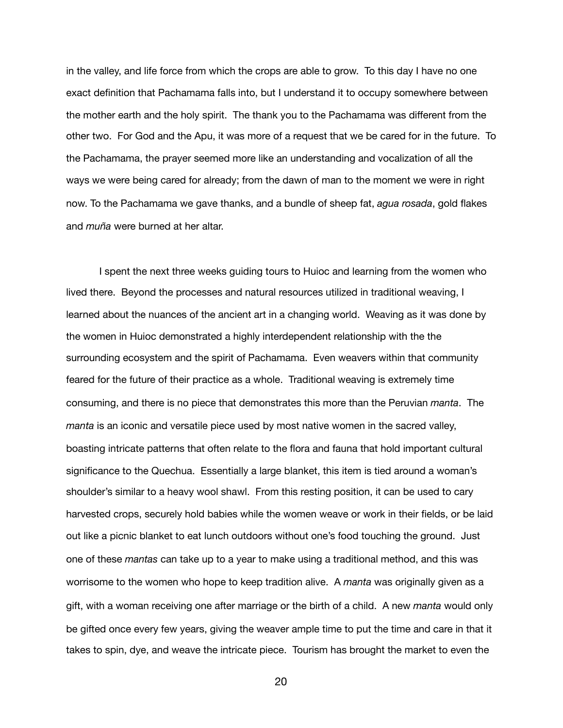in the valley, and life force from which the crops are able to grow. To this day I have no one exact definition that Pachamama falls into, but I understand it to occupy somewhere between the mother earth and the holy spirit. The thank you to the Pachamama was different from the other two. For God and the Apu, it was more of a request that we be cared for in the future. To the Pachamama, the prayer seemed more like an understanding and vocalization of all the ways we were being cared for already; from the dawn of man to the moment we were in right now. To the Pachamama we gave thanks, and a bundle of sheep fat, *agua rosada*, gold flakes and *muña* were burned at her altar.

I spent the next three weeks guiding tours to Huioc and learning from the women who lived there. Beyond the processes and natural resources utilized in traditional weaving, I learned about the nuances of the ancient art in a changing world. Weaving as it was done by the women in Huioc demonstrated a highly interdependent relationship with the the surrounding ecosystem and the spirit of Pachamama. Even weavers within that community feared for the future of their practice as a whole. Traditional weaving is extremely time consuming, and there is no piece that demonstrates this more than the Peruvian *manta*. The *manta* is an iconic and versatile piece used by most native women in the sacred valley, boasting intricate patterns that often relate to the flora and fauna that hold important cultural significance to the Quechua. Essentially a large blanket, this item is tied around a woman's shoulder's similar to a heavy wool shawl. From this resting position, it can be used to cary harvested crops, securely hold babies while the women weave or work in their fields, or be laid out like a picnic blanket to eat lunch outdoors without one's food touching the ground. Just one of these *mantas* can take up to a year to make using a traditional method, and this was worrisome to the women who hope to keep tradition alive. A *manta* was originally given as a gift, with a woman receiving one after marriage or the birth of a child. A new *manta* would only be gifted once every few years, giving the weaver ample time to put the time and care in that it takes to spin, dye, and weave the intricate piece. Tourism has brought the market to even the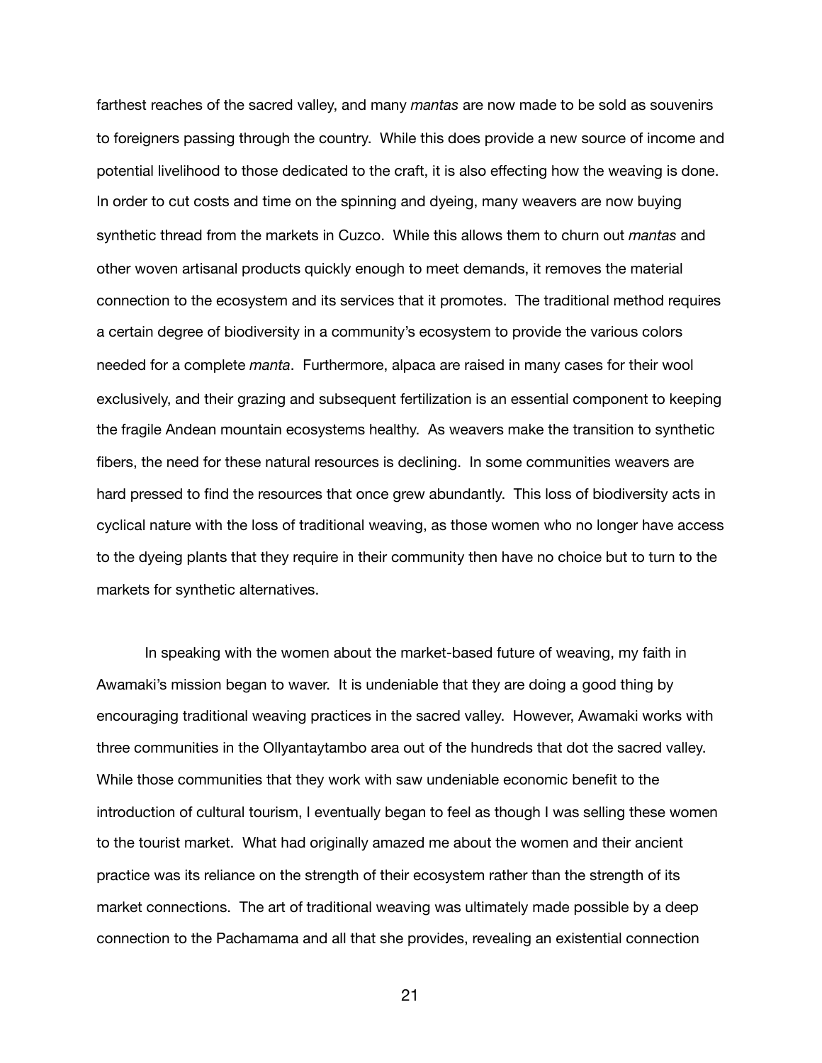farthest reaches of the sacred valley, and many *mantas* are now made to be sold as souvenirs to foreigners passing through the country. While this does provide a new source of income and potential livelihood to those dedicated to the craft, it is also effecting how the weaving is done. In order to cut costs and time on the spinning and dyeing, many weavers are now buying synthetic thread from the markets in Cuzco. While this allows them to churn out *mantas* and other woven artisanal products quickly enough to meet demands, it removes the material connection to the ecosystem and its services that it promotes. The traditional method requires a certain degree of biodiversity in a community's ecosystem to provide the various colors needed for a complete *manta*. Furthermore, alpaca are raised in many cases for their wool exclusively, and their grazing and subsequent fertilization is an essential component to keeping the fragile Andean mountain ecosystems healthy. As weavers make the transition to synthetic fibers, the need for these natural resources is declining. In some communities weavers are hard pressed to find the resources that once grew abundantly. This loss of biodiversity acts in cyclical nature with the loss of traditional weaving, as those women who no longer have access to the dyeing plants that they require in their community then have no choice but to turn to the markets for synthetic alternatives.

In speaking with the women about the market-based future of weaving, my faith in Awamaki's mission began to waver. It is undeniable that they are doing a good thing by encouraging traditional weaving practices in the sacred valley. However, Awamaki works with three communities in the Ollyantaytambo area out of the hundreds that dot the sacred valley. While those communities that they work with saw undeniable economic benefit to the introduction of cultural tourism, I eventually began to feel as though I was selling these women to the tourist market. What had originally amazed me about the women and their ancient practice was its reliance on the strength of their ecosystem rather than the strength of its market connections. The art of traditional weaving was ultimately made possible by a deep connection to the Pachamama and all that she provides, revealing an existential connection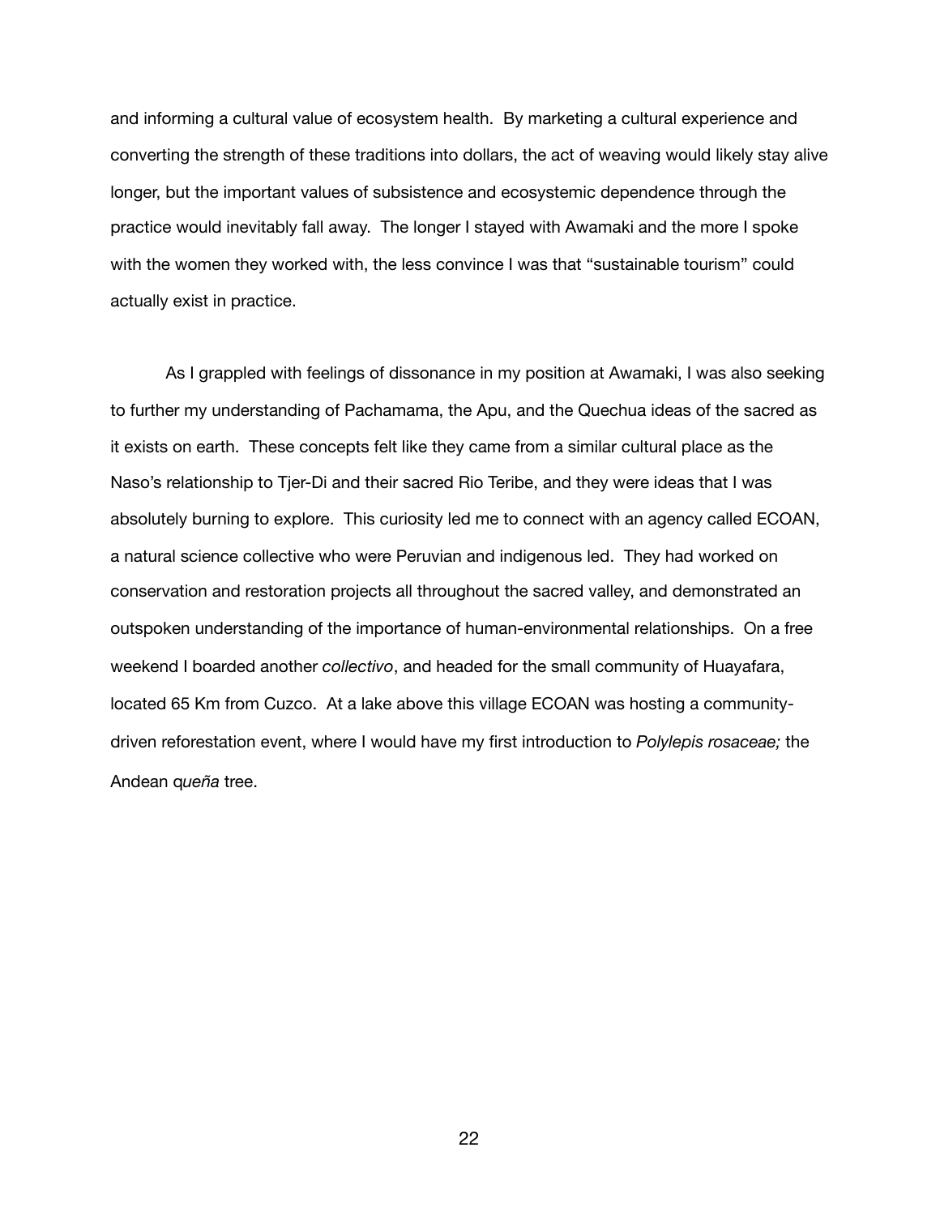and informing a cultural value of ecosystem health.  By marketing a cultural experience and converting the strength of these traditions into dollars, the act of weaving would likely stay alive longer, but the important values of subsistence and ecosystemic dependence through the practice would inevitably fall away.  The longer I stayed with Awamaki and the more I spoke with the women they worked with, the less convince I was that "sustainable tourism" could actually exist in practice.

As I grappled with feelings of dissonance in my position at Awamaki, I was also seeking to further my understanding of Pachamama, the Apu, and the Quechua ideas of the sacred as it exists on earth.  These concepts felt like they came from a similar cultural place as the Naso's relationship to Tjer-Di and their sacred Rio Teribe, and they were ideas that I was absolutely burning to explore.  This curiosity led me to connect with an agency called ECOAN, a natural science collective who were Peruvian and indigenous led.  They had worked on conservation and restoration projects all throughout the sacred valley, and demonstrated an outspoken understanding of the importance of human-environmental relationships.  On a free weekend I boarded another *collectivo*, and headed for the small community of Huayafara, located 65 Km from Cuzco.  At a lake above this village ECOAN was hosting a community-driven reforestation event, where I would have my first introduction to *Polylepis rosaceae;* the Andean q*ueña* tree.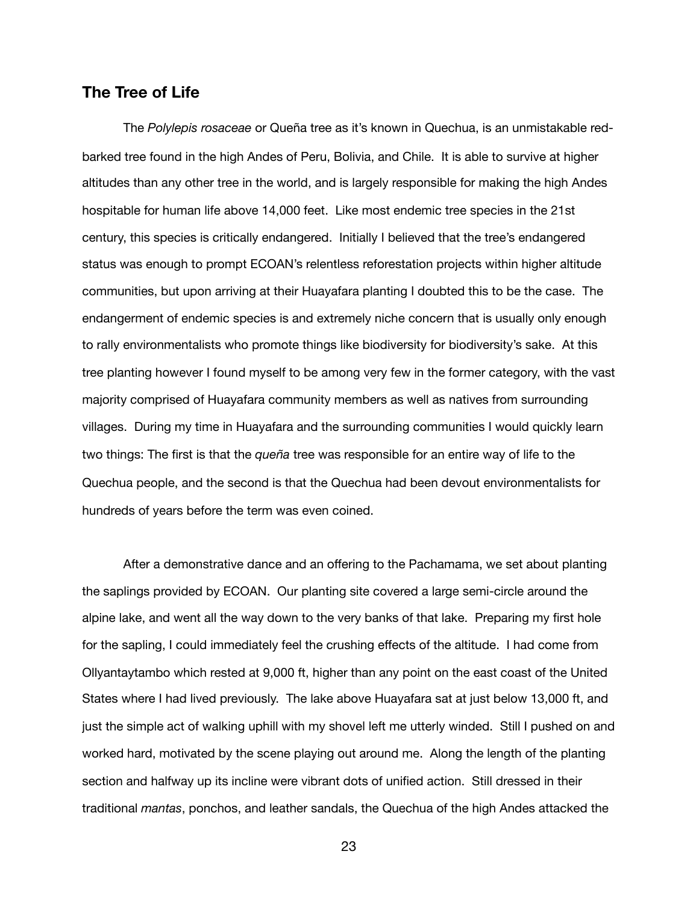## The Tree of Life

The *Polylepis rosaceae* or Queña tree as it's known in Quechua, is an unmistakable red-barked tree found in the high Andes of Peru, Bolivia, and Chile. It is able to survive at higher altitudes than any other tree in the world, and is largely responsible for making the high Andes hospitable for human life above 14,000 feet. Like most endemic tree species in the 21st century, this species is critically endangered. Initially I believed that the tree's endangered status was enough to prompt ECOAN's relentless reforestation projects within higher altitude communities, but upon arriving at their Huayafara planting I doubted this to be the case. The endangerment of endemic species is and extremely niche concern that is usually only enough to rally environmentalists who promote things like biodiversity for biodiversity's sake. At this tree planting however I found myself to be among very few in the former category, with the vast majority comprised of Huayafara community members as well as natives from surrounding villages. During my time in Huayafara and the surrounding communities I would quickly learn two things: The first is that the *queña* tree was responsible for an entire way of life to the Quechua people, and the second is that the Quechua had been devout environmentalists for hundreds of years before the term was even coined.

After a demonstrative dance and an offering to the Pachamama, we set about planting the saplings provided by ECOAN. Our planting site covered a large semi-circle around the alpine lake, and went all the way down to the very banks of that lake. Preparing my first hole for the sapling, I could immediately feel the crushing effects of the altitude. I had come from Ollyantaytambo which rested at 9,000 ft, higher than any point on the east coast of the United States where I had lived previously. The lake above Huayafara sat at just below 13,000 ft, and just the simple act of walking uphill with my shovel left me utterly winded. Still I pushed on and worked hard, motivated by the scene playing out around me. Along the length of the planting section and halfway up its incline were vibrant dots of unified action. Still dressed in their traditional *mantas*, ponchos, and leather sandals, the Quechua of the high Andes attacked the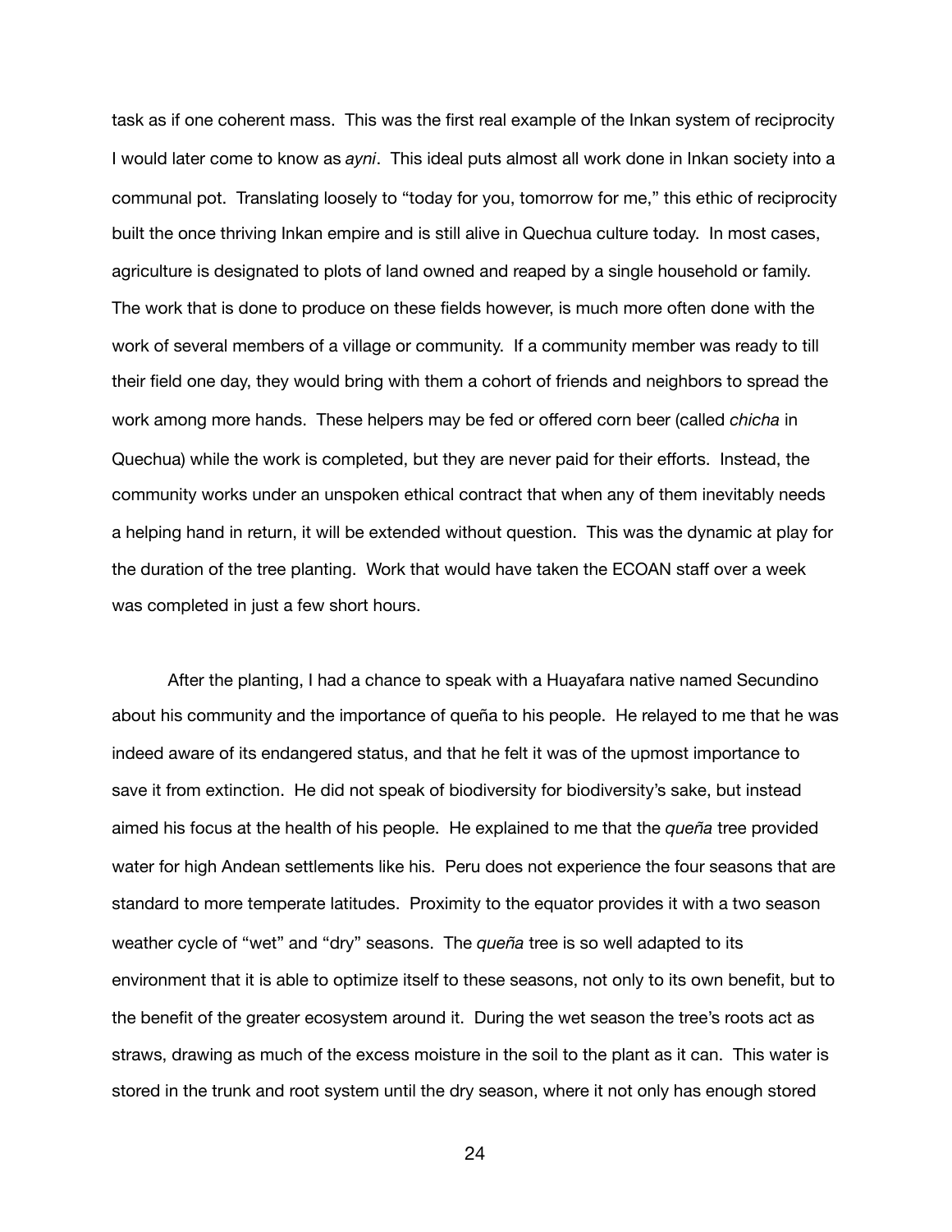task as if one coherent mass. This was the first real example of the Inkan system of reciprocity I would later come to know as *ayni*. This ideal puts almost all work done in Inkan society into a communal pot. Translating loosely to "today for you, tomorrow for me," this ethic of reciprocity built the once thriving Inkan empire and is still alive in Quechua culture today. In most cases, agriculture is designated to plots of land owned and reaped by a single household or family. The work that is done to produce on these fields however, is much more often done with the work of several members of a village or community. If a community member was ready to till their field one day, they would bring with them a cohort of friends and neighbors to spread the work among more hands. These helpers may be fed or offered corn beer (called *chicha* in Quechua) while the work is completed, but they are never paid for their efforts. Instead, the community works under an unspoken ethical contract that when any of them inevitably needs a helping hand in return, it will be extended without question. This was the dynamic at play for the duration of the tree planting. Work that would have taken the ECOAN staff over a week was completed in just a few short hours.

After the planting, I had a chance to speak with a Huayafara native named Secundino about his community and the importance of queña to his people. He relayed to me that he was indeed aware of its endangered status, and that he felt it was of the upmost importance to save it from extinction. He did not speak of biodiversity for biodiversity's sake, but instead aimed his focus at the health of his people. He explained to me that the *queña* tree provided water for high Andean settlements like his. Peru does not experience the four seasons that are standard to more temperate latitudes. Proximity to the equator provides it with a two season weather cycle of "wet" and "dry" seasons. The *queña* tree is so well adapted to its environment that it is able to optimize itself to these seasons, not only to its own benefit, but to the benefit of the greater ecosystem around it. During the wet season the tree's roots act as straws, drawing as much of the excess moisture in the soil to the plant as it can. This water is stored in the trunk and root system until the dry season, where it not only has enough stored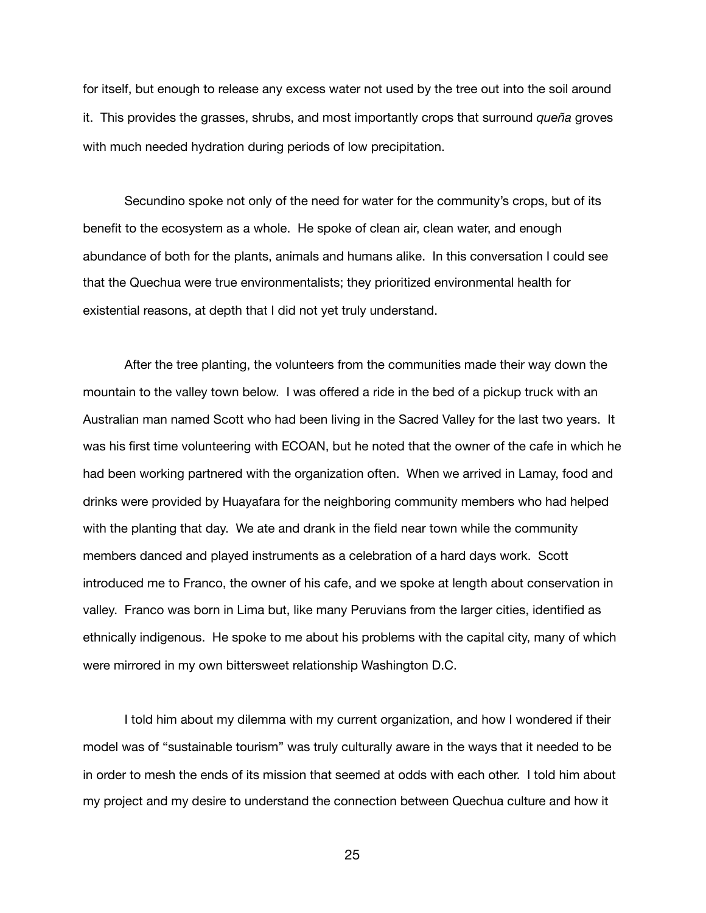for itself, but enough to release any excess water not used by the tree out into the soil around it. This provides the grasses, shrubs, and most importantly crops that surround *queña* groves with much needed hydration during periods of low precipitation.

Secundino spoke not only of the need for water for the community's crops, but of its benefit to the ecosystem as a whole. He spoke of clean air, clean water, and enough abundance of both for the plants, animals and humans alike. In this conversation I could see that the Quechua were true environmentalists; they prioritized environmental health for existential reasons, at depth that I did not yet truly understand.

After the tree planting, the volunteers from the communities made their way down the mountain to the valley town below. I was offered a ride in the bed of a pickup truck with an Australian man named Scott who had been living in the Sacred Valley for the last two years. It was his first time volunteering with ECOAN, but he noted that the owner of the cafe in which he had been working partnered with the organization often. When we arrived in Lamay, food and drinks were provided by Huayafara for the neighboring community members who had helped with the planting that day. We ate and drank in the field near town while the community members danced and played instruments as a celebration of a hard days work. Scott introduced me to Franco, the owner of his cafe, and we spoke at length about conservation in valley. Franco was born in Lima but, like many Peruvians from the larger cities, identified as ethnically indigenous. He spoke to me about his problems with the capital city, many of which were mirrored in my own bittersweet relationship Washington D.C.

I told him about my dilemma with my current organization, and how I wondered if their model was of "sustainable tourism" was truly culturally aware in the ways that it needed to be in order to mesh the ends of its mission that seemed at odds with each other. I told him about my project and my desire to understand the connection between Quechua culture and how it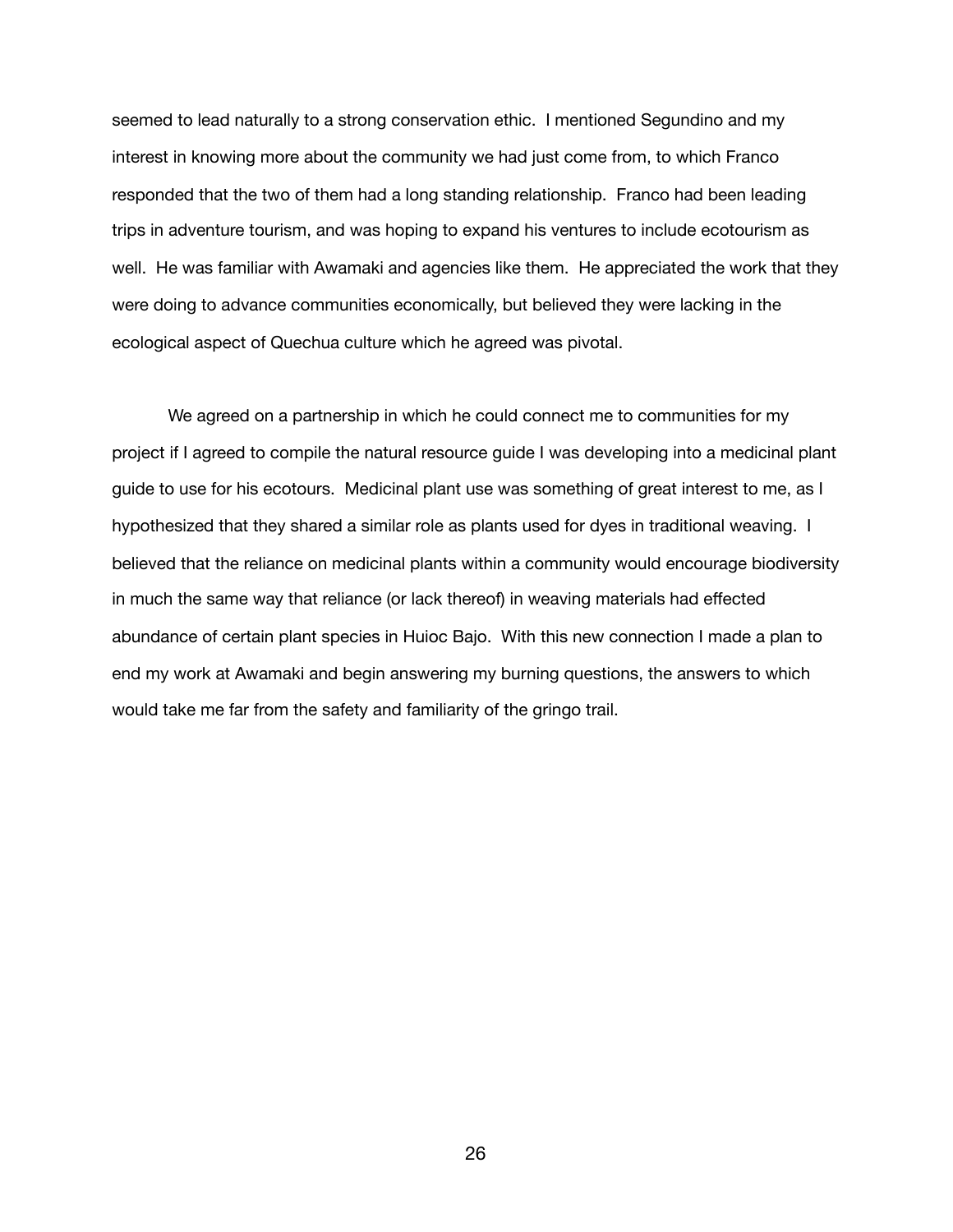seemed to lead naturally to a strong conservation ethic. I mentioned Segundino and my interest in knowing more about the community we had just come from, to which Franco responded that the two of them had a long standing relationship. Franco had been leading trips in adventure tourism, and was hoping to expand his ventures to include ecotourism as well. He was familiar with Awamaki and agencies like them. He appreciated the work that they were doing to advance communities economically, but believed they were lacking in the ecological aspect of Quechua culture which he agreed was pivotal.

We agreed on a partnership in which he could connect me to communities for my project if I agreed to compile the natural resource guide I was developing into a medicinal plant guide to use for his ecotours. Medicinal plant use was something of great interest to me, as I hypothesized that they shared a similar role as plants used for dyes in traditional weaving. I believed that the reliance on medicinal plants within a community would encourage biodiversity in much the same way that reliance (or lack thereof) in weaving materials had effected abundance of certain plant species in Huioc Bajo. With this new connection I made a plan to end my work at Awamaki and begin answering my burning questions, the answers to which would take me far from the safety and familiarity of the gringo trail.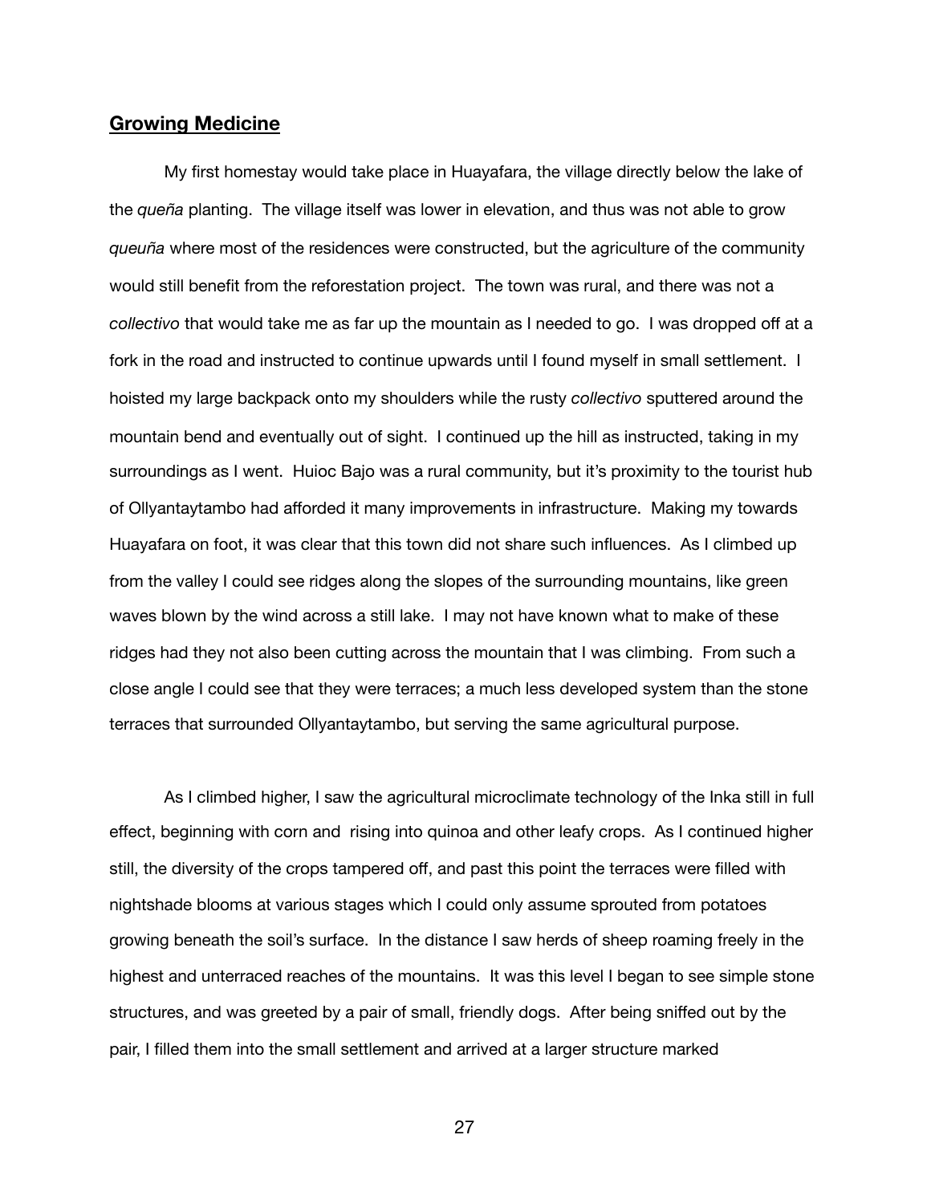## **Growing Medicine**

My first homestay would take place in Huayafara, the village directly below the lake of the *queña* planting. The village itself was lower in elevation, and thus was not able to grow *queuña* where most of the residences were constructed, but the agriculture of the community would still benefit from the reforestation project. The town was rural, and there was not a *collectivo* that would take me as far up the mountain as I needed to go. I was dropped off at a fork in the road and instructed to continue upwards until I found myself in small settlement. I hoisted my large backpack onto my shoulders while the rusty *collectivo* sputtered around the mountain bend and eventually out of sight. I continued up the hill as instructed, taking in my surroundings as I went. Huioc Bajo was a rural community, but it's proximity to the tourist hub of Ollyantaytambo had afforded it many improvements in infrastructure. Making my towards Huayafara on foot, it was clear that this town did not share such influences. As I climbed up from the valley I could see ridges along the slopes of the surrounding mountains, like green waves blown by the wind across a still lake. I may not have known what to make of these ridges had they not also been cutting across the mountain that I was climbing. From such a close angle I could see that they were terraces; a much less developed system than the stone terraces that surrounded Ollyantaytambo, but serving the same agricultural purpose.

As I climbed higher, I saw the agricultural microclimate technology of the Inka still in full effect, beginning with corn and rising into quinoa and other leafy crops. As I continued higher still, the diversity of the crops tampered off, and past this point the terraces were filled with nightshade blooms at various stages which I could only assume sprouted from potatoes growing beneath the soil's surface. In the distance I saw herds of sheep roaming freely in the highest and unterraced reaches of the mountains. It was this level I began to see simple stone structures, and was greeted by a pair of small, friendly dogs. After being sniffed out by the pair, I filled them into the small settlement and arrived at a larger structure marked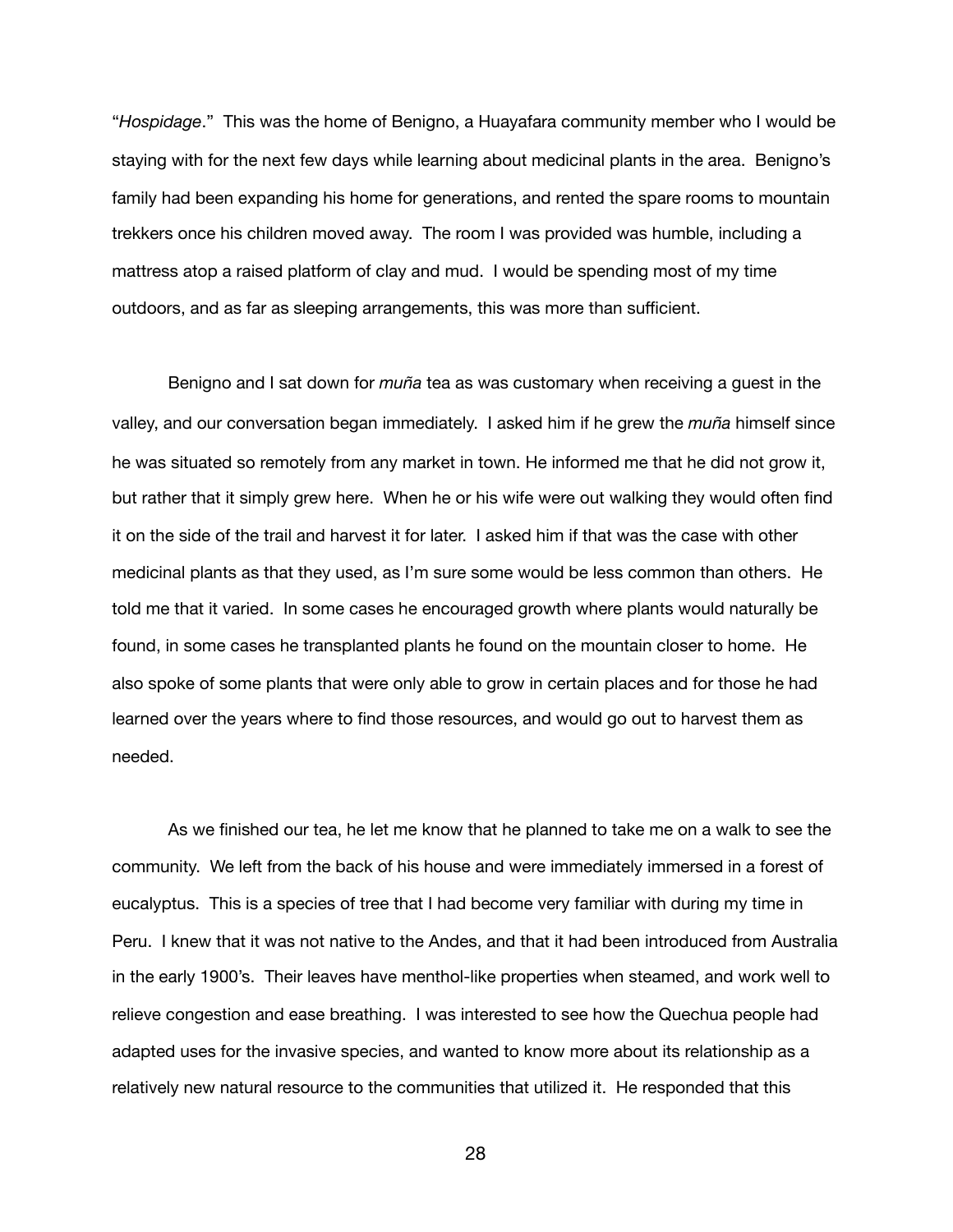"*Hospidage*." This was the home of Benigno, a Huayafara community member who I would be staying with for the next few days while learning about medicinal plants in the area. Benigno's family had been expanding his home for generations, and rented the spare rooms to mountain trekkers once his children moved away. The room I was provided was humble, including a mattress atop a raised platform of clay and mud. I would be spending most of my time outdoors, and as far as sleeping arrangements, this was more than sufficient.

Benigno and I sat down for *muña* tea as was customary when receiving a guest in the valley, and our conversation began immediately. I asked him if he grew the *muña* himself since he was situated so remotely from any market in town. He informed me that he did not grow it, but rather that it simply grew here. When he or his wife were out walking they would often find it on the side of the trail and harvest it for later. I asked him if that was the case with other medicinal plants as that they used, as I'm sure some would be less common than others. He told me that it varied. In some cases he encouraged growth where plants would naturally be found, in some cases he transplanted plants he found on the mountain closer to home. He also spoke of some plants that were only able to grow in certain places and for those he had learned over the years where to find those resources, and would go out to harvest them as needed.

As we finished our tea, he let me know that he planned to take me on a walk to see the community. We left from the back of his house and were immediately immersed in a forest of eucalyptus. This is a species of tree that I had become very familiar with during my time in Peru. I knew that it was not native to the Andes, and that it had been introduced from Australia in the early 1900's. Their leaves have menthol-like properties when steamed, and work well to relieve congestion and ease breathing. I was interested to see how the Quechua people had adapted uses for the invasive species, and wanted to know more about its relationship as a relatively new natural resource to the communities that utilized it. He responded that this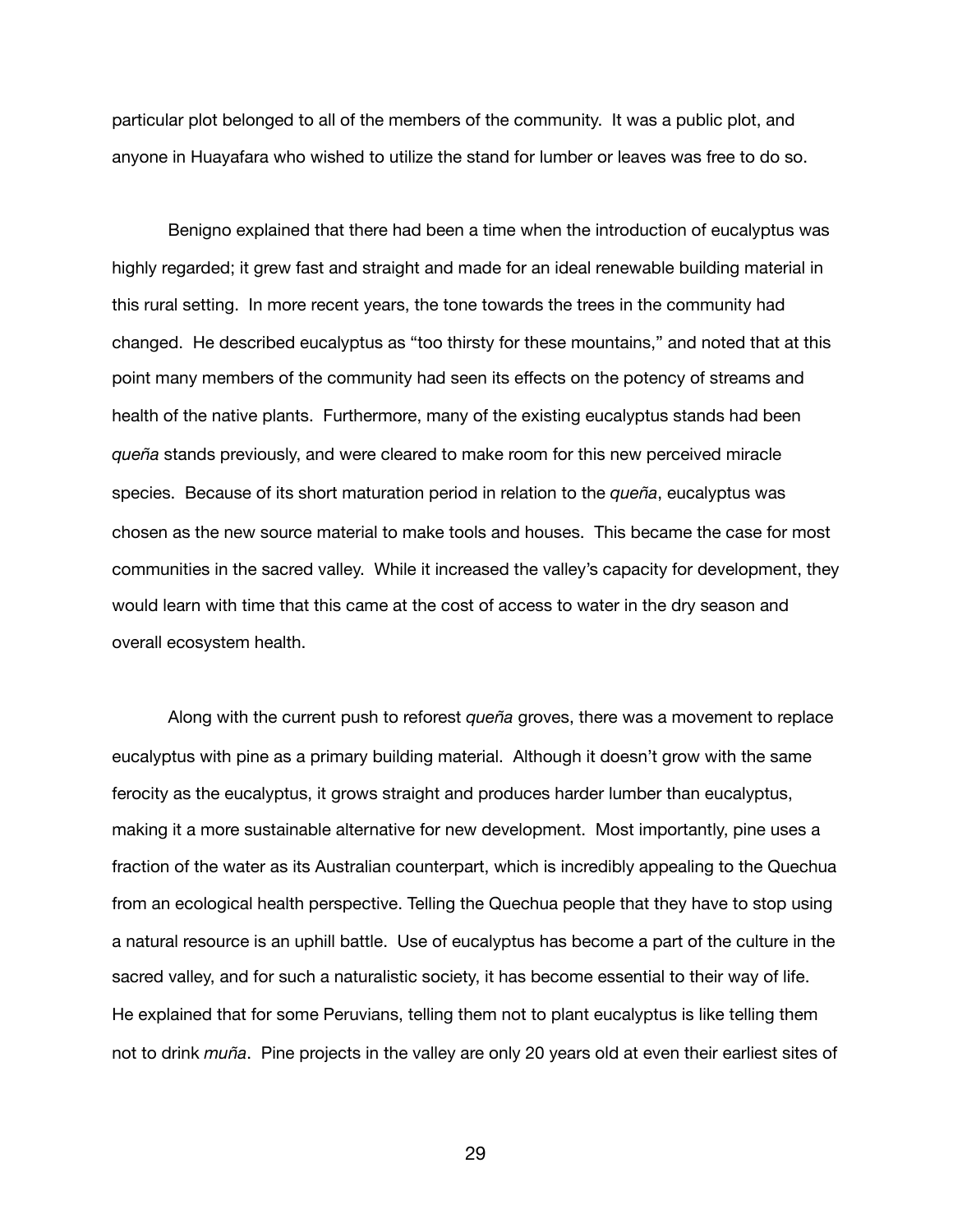particular plot belonged to all of the members of the community. It was a public plot, and anyone in Huayafara who wished to utilize the stand for lumber or leaves was free to do so.

Benigno explained that there had been a time when the introduction of eucalyptus was highly regarded; it grew fast and straight and made for an ideal renewable building material in this rural setting. In more recent years, the tone towards the trees in the community had changed. He described eucalyptus as "too thirsty for these mountains," and noted that at this point many members of the community had seen its effects on the potency of streams and health of the native plants. Furthermore, many of the existing eucalyptus stands had been *queña* stands previously, and were cleared to make room for this new perceived miracle species. Because of its short maturation period in relation to the *queña*, eucalyptus was chosen as the new source material to make tools and houses. This became the case for most communities in the sacred valley. While it increased the valley's capacity for development, they would learn with time that this came at the cost of access to water in the dry season and overall ecosystem health.

Along with the current push to reforest *queña* groves, there was a movement to replace eucalyptus with pine as a primary building material. Although it doesn't grow with the same ferocity as the eucalyptus, it grows straight and produces harder lumber than eucalyptus, making it a more sustainable alternative for new development. Most importantly, pine uses a fraction of the water as its Australian counterpart, which is incredibly appealing to the Quechua from an ecological health perspective. Telling the Quechua people that they have to stop using a natural resource is an uphill battle. Use of eucalyptus has become a part of the culture in the sacred valley, and for such a naturalistic society, it has become essential to their way of life. He explained that for some Peruvians, telling them not to plant eucalyptus is like telling them not to drink *muña*. Pine projects in the valley are only 20 years old at even their earliest sites of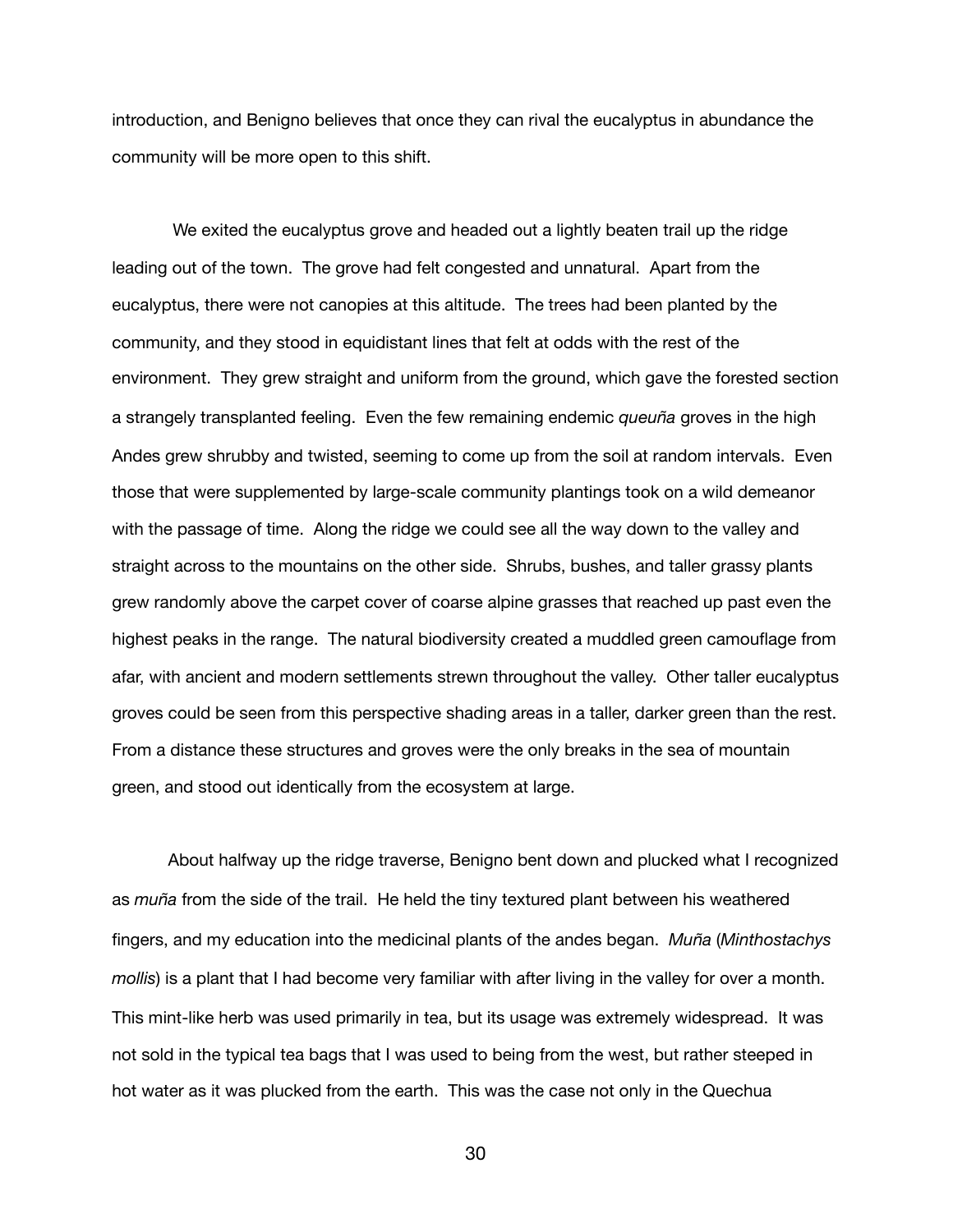introduction, and Benigno believes that once they can rival the eucalyptus in abundance the community will be more open to this shift.

We exited the eucalyptus grove and headed out a lightly beaten trail up the ridge leading out of the town. The grove had felt congested and unnatural. Apart from the eucalyptus, there were not canopies at this altitude. The trees had been planted by the community, and they stood in equidistant lines that felt at odds with the rest of the environment. They grew straight and uniform from the ground, which gave the forested section a strangely transplanted feeling. Even the few remaining endemic *queuña* groves in the high Andes grew shrubby and twisted, seeming to come up from the soil at random intervals. Even those that were supplemented by large-scale community plantings took on a wild demeanor with the passage of time. Along the ridge we could see all the way down to the valley and straight across to the mountains on the other side. Shrubs, bushes, and taller grassy plants grew randomly above the carpet cover of coarse alpine grasses that reached up past even the highest peaks in the range. The natural biodiversity created a muddled green camouflage from afar, with ancient and modern settlements strewn throughout the valley. Other taller eucalyptus groves could be seen from this perspective shading areas in a taller, darker green than the rest. From a distance these structures and groves were the only breaks in the sea of mountain green, and stood out identically from the ecosystem at large.

About halfway up the ridge traverse, Benigno bent down and plucked what I recognized as *muña* from the side of the trail. He held the tiny textured plant between his weathered fingers, and my education into the medicinal plants of the andes began. *Muña* (*Minthostachys mollis*) is a plant that I had become very familiar with after living in the valley for over a month. This mint-like herb was used primarily in tea, but its usage was extremely widespread. It was not sold in the typical tea bags that I was used to being from the west, but rather steeped in hot water as it was plucked from the earth. This was the case not only in the Quechua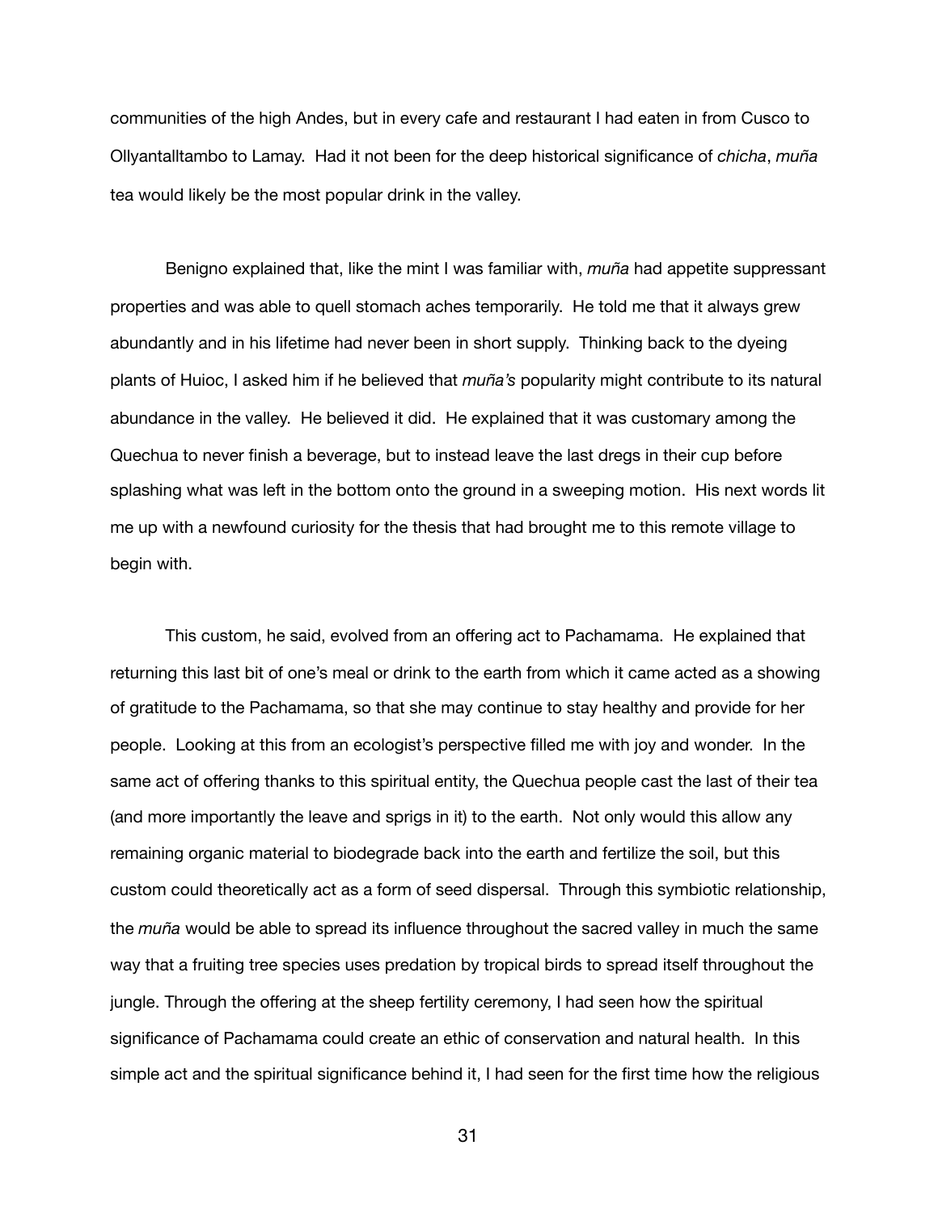communities of the high Andes, but in every cafe and restaurant I had eaten in from Cusco to Ollyantalltambo to Lamay. Had it not been for the deep historical significance of *chicha*, *muña* tea would likely be the most popular drink in the valley.

Benigno explained that, like the mint I was familiar with, *muña* had appetite suppressant properties and was able to quell stomach aches temporarily. He told me that it always grew abundantly and in his lifetime had never been in short supply. Thinking back to the dyeing plants of Huioc, I asked him if he believed that *muña's* popularity might contribute to its natural abundance in the valley. He believed it did. He explained that it was customary among the Quechua to never finish a beverage, but to instead leave the last dregs in their cup before splashing what was left in the bottom onto the ground in a sweeping motion. His next words lit me up with a newfound curiosity for the thesis that had brought me to this remote village to begin with.

This custom, he said, evolved from an offering act to Pachamama. He explained that returning this last bit of one's meal or drink to the earth from which it came acted as a showing of gratitude to the Pachamama, so that she may continue to stay healthy and provide for her people. Looking at this from an ecologist's perspective filled me with joy and wonder. In the same act of offering thanks to this spiritual entity, the Quechua people cast the last of their tea (and more importantly the leave and sprigs in it) to the earth. Not only would this allow any remaining organic material to biodegrade back into the earth and fertilize the soil, but this custom could theoretically act as a form of seed dispersal. Through this symbiotic relationship, the *muña* would be able to spread its influence throughout the sacred valley in much the same way that a fruiting tree species uses predation by tropical birds to spread itself throughout the jungle. Through the offering at the sheep fertility ceremony, I had seen how the spiritual significance of Pachamama could create an ethic of conservation and natural health. In this simple act and the spiritual significance behind it, I had seen for the first time how the religious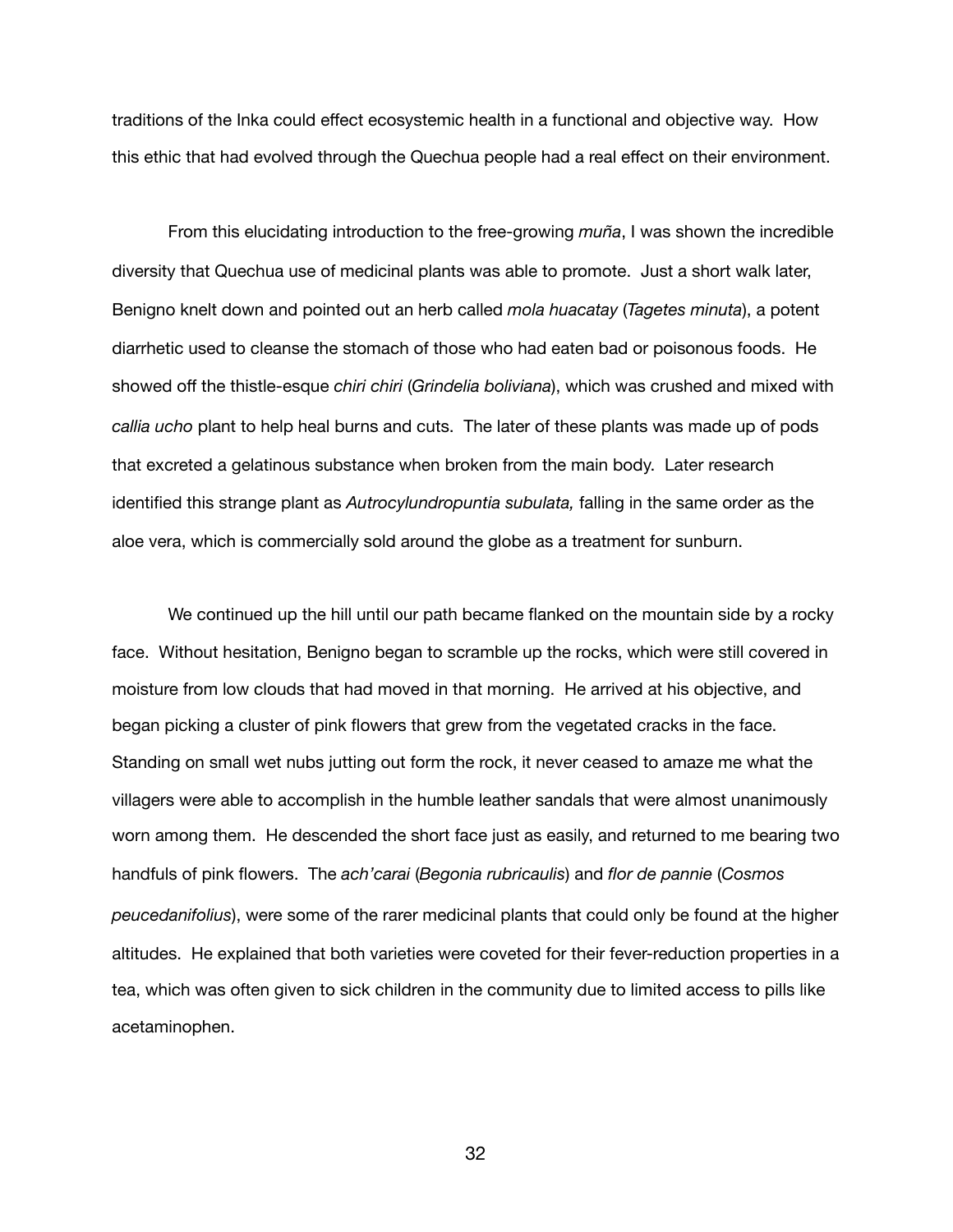traditions of the Inka could effect ecosystemic health in a functional and objective way. How this ethic that had evolved through the Quechua people had a real effect on their environment.

From this elucidating introduction to the free-growing *muña*, I was shown the incredible diversity that Quechua use of medicinal plants was able to promote. Just a short walk later, Benigno knelt down and pointed out an herb called *mola huacatay* (*Tagetes minuta*), a potent diarrhetic used to cleanse the stomach of those who had eaten bad or poisonous foods. He showed off the thistle-esque *chiri chiri* (*Grindelia boliviana*), which was crushed and mixed with *callia ucho* plant to help heal burns and cuts. The later of these plants was made up of pods that excreted a gelatinous substance when broken from the main body. Later research identified this strange plant as *Autrocylundropuntia subulata,* falling in the same order as the aloe vera, which is commercially sold around the globe as a treatment for sunburn.

We continued up the hill until our path became flanked on the mountain side by a rocky face. Without hesitation, Benigno began to scramble up the rocks, which were still covered in moisture from low clouds that had moved in that morning. He arrived at his objective, and began picking a cluster of pink flowers that grew from the vegetated cracks in the face. Standing on small wet nubs jutting out form the rock, it never ceased to amaze me what the villagers were able to accomplish in the humble leather sandals that were almost unanimously worn among them. He descended the short face just as easily, and returned to me bearing two handfuls of pink flowers. The *ach'carai* (*Begonia rubricaulis*) and *flor de pannie* (*Cosmos peucedanifolius*), were some of the rarer medicinal plants that could only be found at the higher altitudes. He explained that both varieties were coveted for their fever-reduction properties in a tea, which was often given to sick children in the community due to limited access to pills like acetaminophen.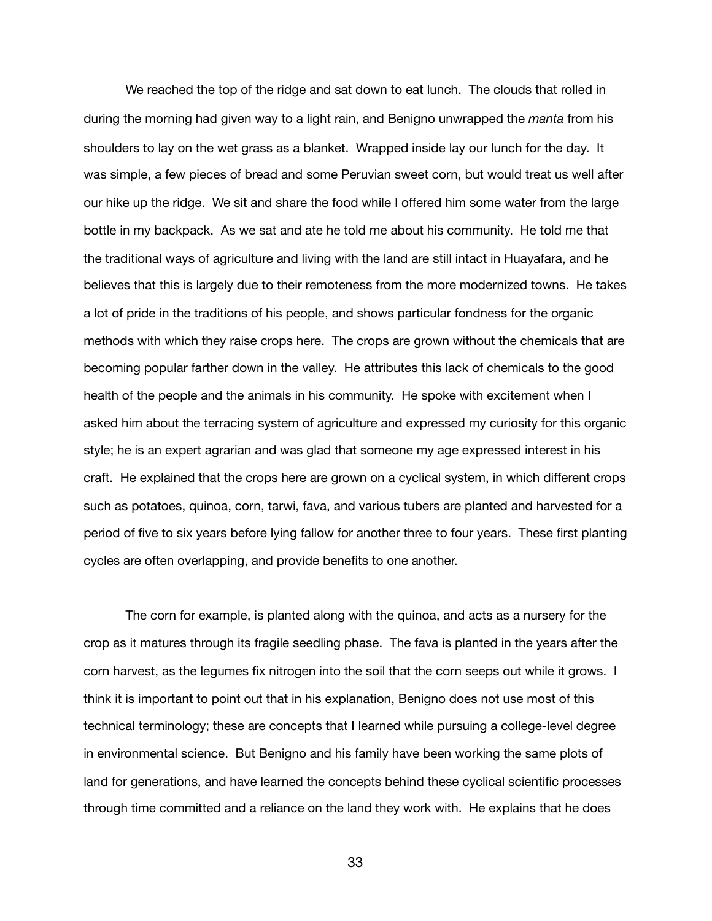We reached the top of the ridge and sat down to eat lunch. The clouds that rolled in during the morning had given way to a light rain, and Benigno unwrapped the *manta* from his shoulders to lay on the wet grass as a blanket. Wrapped inside lay our lunch for the day. It was simple, a few pieces of bread and some Peruvian sweet corn, but would treat us well after our hike up the ridge. We sit and share the food while I offered him some water from the large bottle in my backpack. As we sat and ate he told me about his community. He told me that the traditional ways of agriculture and living with the land are still intact in Huayafara, and he believes that this is largely due to their remoteness from the more modernized towns. He takes a lot of pride in the traditions of his people, and shows particular fondness for the organic methods with which they raise crops here. The crops are grown without the chemicals that are becoming popular farther down in the valley. He attributes this lack of chemicals to the good health of the people and the animals in his community. He spoke with excitement when I asked him about the terracing system of agriculture and expressed my curiosity for this organic style; he is an expert agrarian and was glad that someone my age expressed interest in his craft. He explained that the crops here are grown on a cyclical system, in which different crops such as potatoes, quinoa, corn, tarwi, fava, and various tubers are planted and harvested for a period of five to six years before lying fallow for another three to four years. These first planting cycles are often overlapping, and provide benefits to one another.

The corn for example, is planted along with the quinoa, and acts as a nursery for the crop as it matures through its fragile seedling phase. The fava is planted in the years after the corn harvest, as the legumes fix nitrogen into the soil that the corn seeps out while it grows. I think it is important to point out that in his explanation, Benigno does not use most of this technical terminology; these are concepts that I learned while pursuing a college-level degree in environmental science. But Benigno and his family have been working the same plots of land for generations, and have learned the concepts behind these cyclical scientific processes through time committed and a reliance on the land they work with. He explains that he does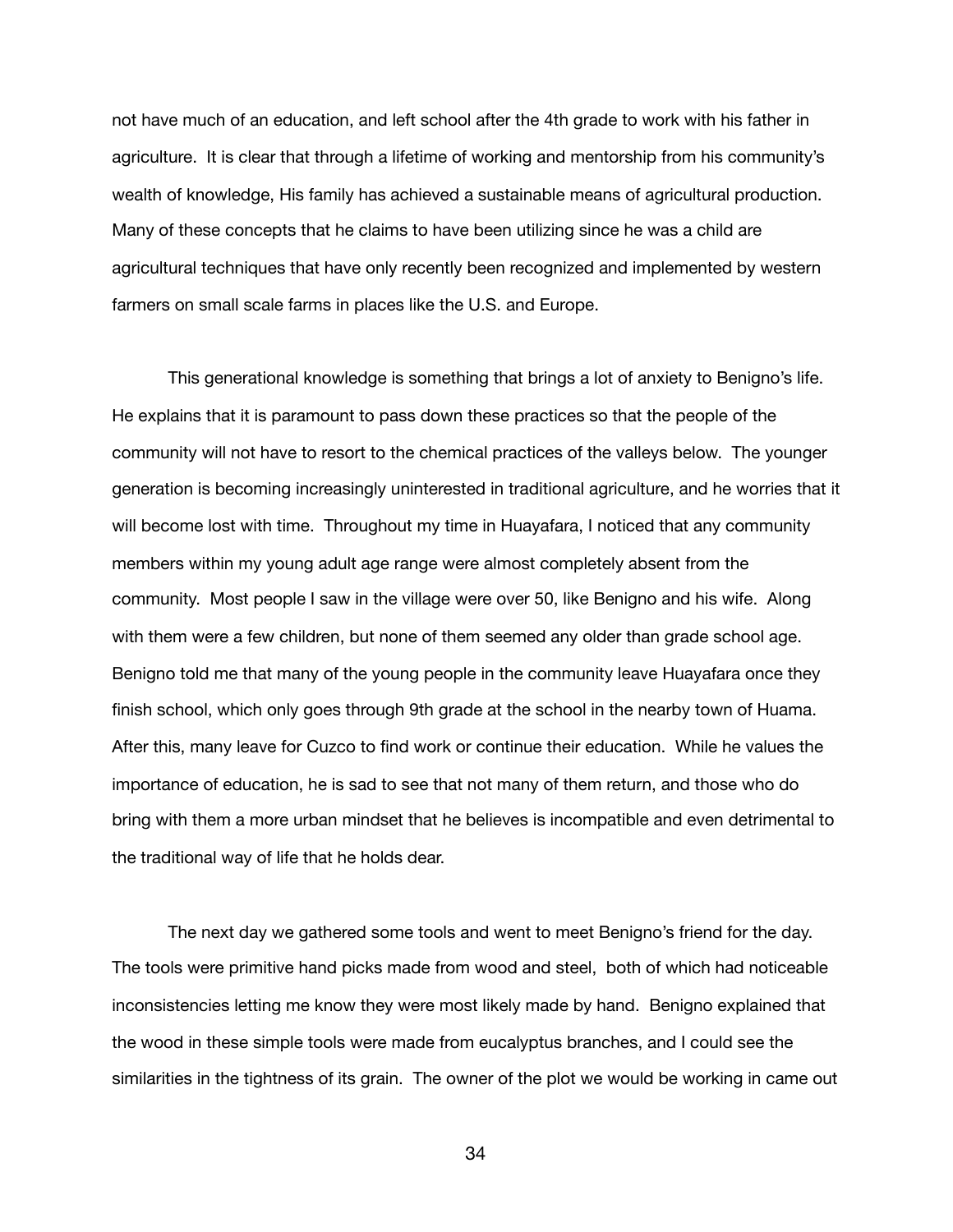not have much of an education, and left school after the 4th grade to work with his father in agriculture. It is clear that through a lifetime of working and mentorship from his community's wealth of knowledge, His family has achieved a sustainable means of agricultural production. Many of these concepts that he claims to have been utilizing since he was a child are agricultural techniques that have only recently been recognized and implemented by western farmers on small scale farms in places like the U.S. and Europe.

This generational knowledge is something that brings a lot of anxiety to Benigno's life. He explains that it is paramount to pass down these practices so that the people of the community will not have to resort to the chemical practices of the valleys below. The younger generation is becoming increasingly uninterested in traditional agriculture, and he worries that it will become lost with time. Throughout my time in Huayafara, I noticed that any community members within my young adult age range were almost completely absent from the community. Most people I saw in the village were over 50, like Benigno and his wife. Along with them were a few children, but none of them seemed any older than grade school age. Benigno told me that many of the young people in the community leave Huayafara once they finish school, which only goes through 9th grade at the school in the nearby town of Huama. After this, many leave for Cuzco to find work or continue their education. While he values the importance of education, he is sad to see that not many of them return, and those who do bring with them a more urban mindset that he believes is incompatible and even detrimental to the traditional way of life that he holds dear.

The next day we gathered some tools and went to meet Benigno's friend for the day. The tools were primitive hand picks made from wood and steel, both of which had noticeable inconsistencies letting me know they were most likely made by hand. Benigno explained that the wood in these simple tools were made from eucalyptus branches, and I could see the similarities in the tightness of its grain. The owner of the plot we would be working in came out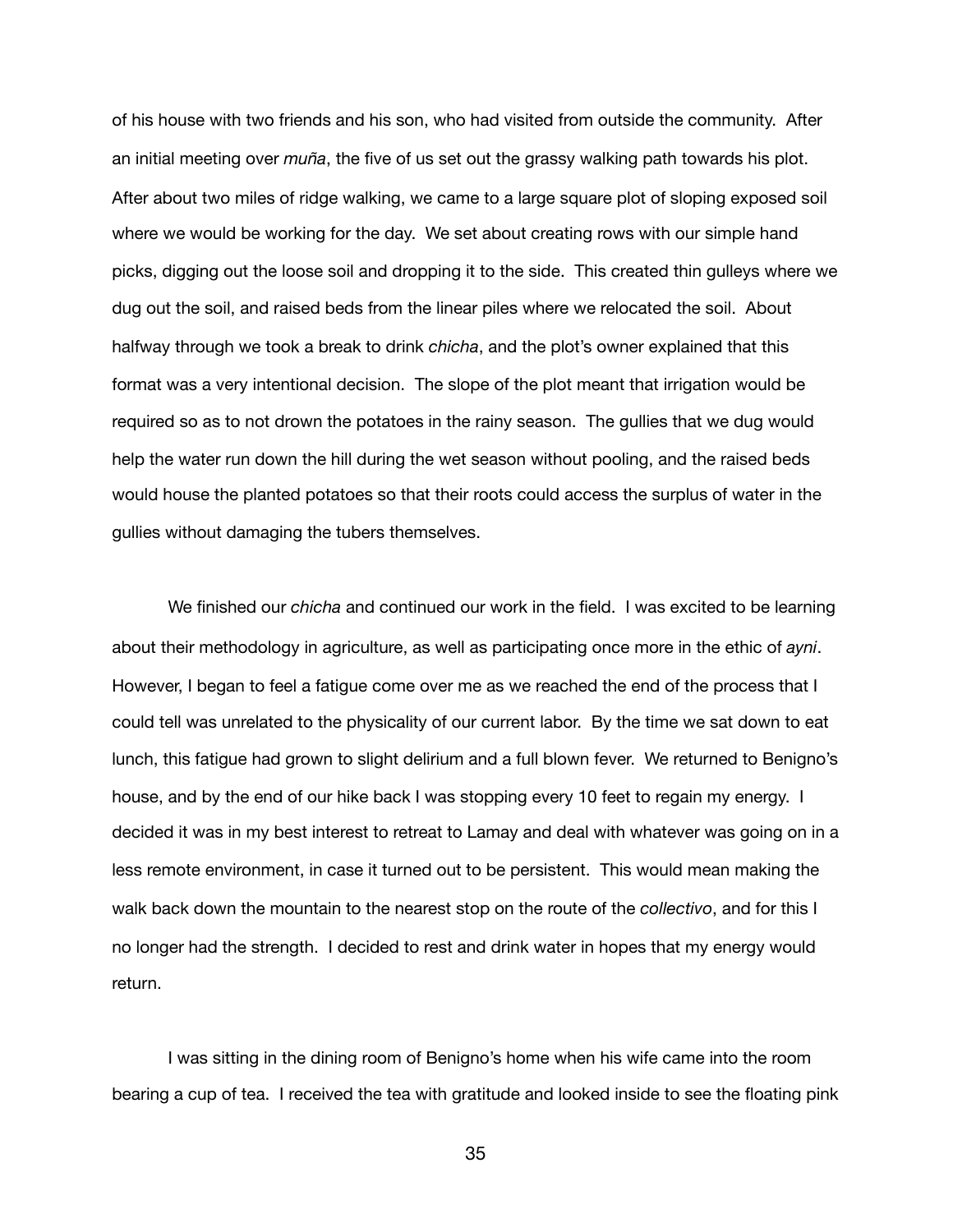of his house with two friends and his son, who had visited from outside the community. After an initial meeting over *muña*, the five of us set out the grassy walking path towards his plot. After about two miles of ridge walking, we came to a large square plot of sloping exposed soil where we would be working for the day. We set about creating rows with our simple hand picks, digging out the loose soil and dropping it to the side. This created thin gulleys where we dug out the soil, and raised beds from the linear piles where we relocated the soil. About halfway through we took a break to drink *chicha*, and the plot's owner explained that this format was a very intentional decision. The slope of the plot meant that irrigation would be required so as to not drown the potatoes in the rainy season. The gullies that we dug would help the water run down the hill during the wet season without pooling, and the raised beds would house the planted potatoes so that their roots could access the surplus of water in the gullies without damaging the tubers themselves.

We finished our *chicha* and continued our work in the field. I was excited to be learning about their methodology in agriculture, as well as participating once more in the ethic of *ayni*. However, I began to feel a fatigue come over me as we reached the end of the process that I could tell was unrelated to the physicality of our current labor. By the time we sat down to eat lunch, this fatigue had grown to slight delirium and a full blown fever. We returned to Benigno's house, and by the end of our hike back I was stopping every 10 feet to regain my energy. I decided it was in my best interest to retreat to Lamay and deal with whatever was going on in a less remote environment, in case it turned out to be persistent. This would mean making the walk back down the mountain to the nearest stop on the route of the *collectivo*, and for this I no longer had the strength. I decided to rest and drink water in hopes that my energy would return.

I was sitting in the dining room of Benigno's home when his wife came into the room bearing a cup of tea. I received the tea with gratitude and looked inside to see the floating pink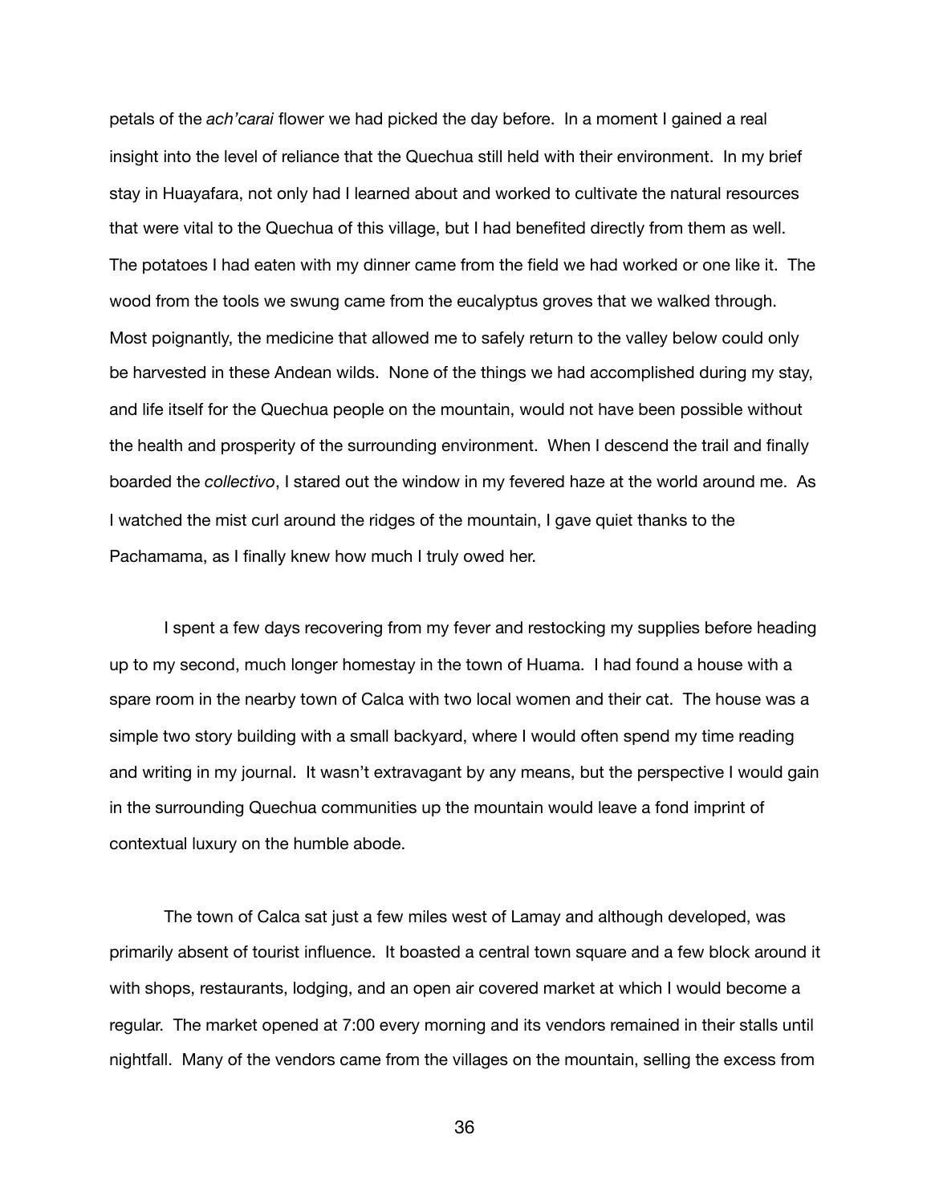petals of the *ach'carai* flower we had picked the day before. In a moment I gained a real insight into the level of reliance that the Quechua still held with their environment. In my brief stay in Huayafara, not only had I learned about and worked to cultivate the natural resources that were vital to the Quechua of this village, but I had benefited directly from them as well. The potatoes I had eaten with my dinner came from the field we had worked or one like it. The wood from the tools we swung came from the eucalyptus groves that we walked through. Most poignantly, the medicine that allowed me to safely return to the valley below could only be harvested in these Andean wilds. None of the things we had accomplished during my stay, and life itself for the Quechua people on the mountain, would not have been possible without the health and prosperity of the surrounding environment. When I descend the trail and finally boarded the *collectivo*, I stared out the window in my fevered haze at the world around me. As I watched the mist curl around the ridges of the mountain, I gave quiet thanks to the Pachamama, as I finally knew how much I truly owed her.

I spent a few days recovering from my fever and restocking my supplies before heading up to my second, much longer homestay in the town of Huama. I had found a house with a spare room in the nearby town of Calca with two local women and their cat. The house was a simple two story building with a small backyard, where I would often spend my time reading and writing in my journal. It wasn't extravagant by any means, but the perspective I would gain in the surrounding Quechua communities up the mountain would leave a fond imprint of contextual luxury on the humble abode.

The town of Calca sat just a few miles west of Lamay and although developed, was primarily absent of tourist influence. It boasted a central town square and a few block around it with shops, restaurants, lodging, and an open air covered market at which I would become a regular. The market opened at 7:00 every morning and its vendors remained in their stalls until nightfall. Many of the vendors came from the villages on the mountain, selling the excess from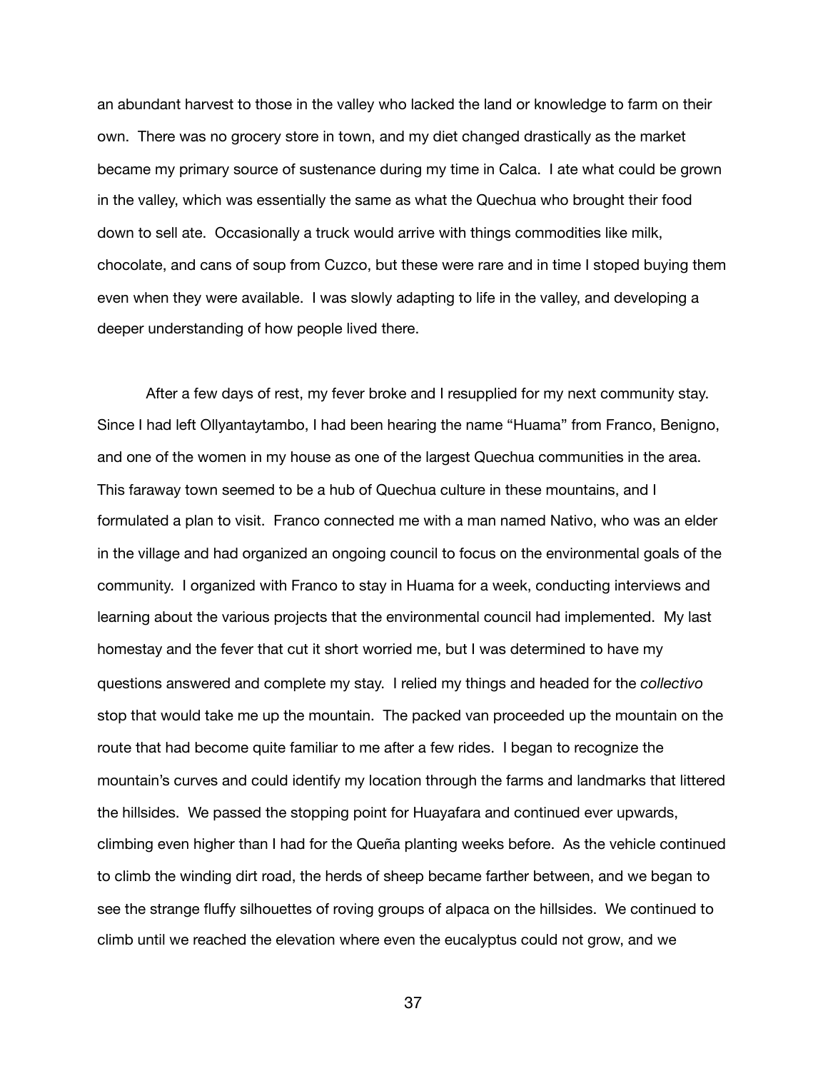an abundant harvest to those in the valley who lacked the land or knowledge to farm on their own. There was no grocery store in town, and my diet changed drastically as the market became my primary source of sustenance during my time in Calca. I ate what could be grown in the valley, which was essentially the same as what the Quechua who brought their food down to sell ate. Occasionally a truck would arrive with things commodities like milk, chocolate, and cans of soup from Cuzco, but these were rare and in time I stoped buying them even when they were available. I was slowly adapting to life in the valley, and developing a deeper understanding of how people lived there.

After a few days of rest, my fever broke and I resupplied for my next community stay. Since I had left Ollyantaytambo, I had been hearing the name "Huama" from Franco, Benigno, and one of the women in my house as one of the largest Quechua communities in the area. This faraway town seemed to be a hub of Quechua culture in these mountains, and I formulated a plan to visit. Franco connected me with a man named Nativo, who was an elder in the village and had organized an ongoing council to focus on the environmental goals of the community. I organized with Franco to stay in Huama for a week, conducting interviews and learning about the various projects that the environmental council had implemented. My last homestay and the fever that cut it short worried me, but I was determined to have my questions answered and complete my stay. I relied my things and headed for the *collectivo* stop that would take me up the mountain. The packed van proceeded up the mountain on the route that had become quite familiar to me after a few rides. I began to recognize the mountain's curves and could identify my location through the farms and landmarks that littered the hillsides. We passed the stopping point for Huayafara and continued ever upwards, climbing even higher than I had for the Queña planting weeks before. As the vehicle continued to climb the winding dirt road, the herds of sheep became farther between, and we began to see the strange fluffy silhouettes of roving groups of alpaca on the hillsides. We continued to climb until we reached the elevation where even the eucalyptus could not grow, and we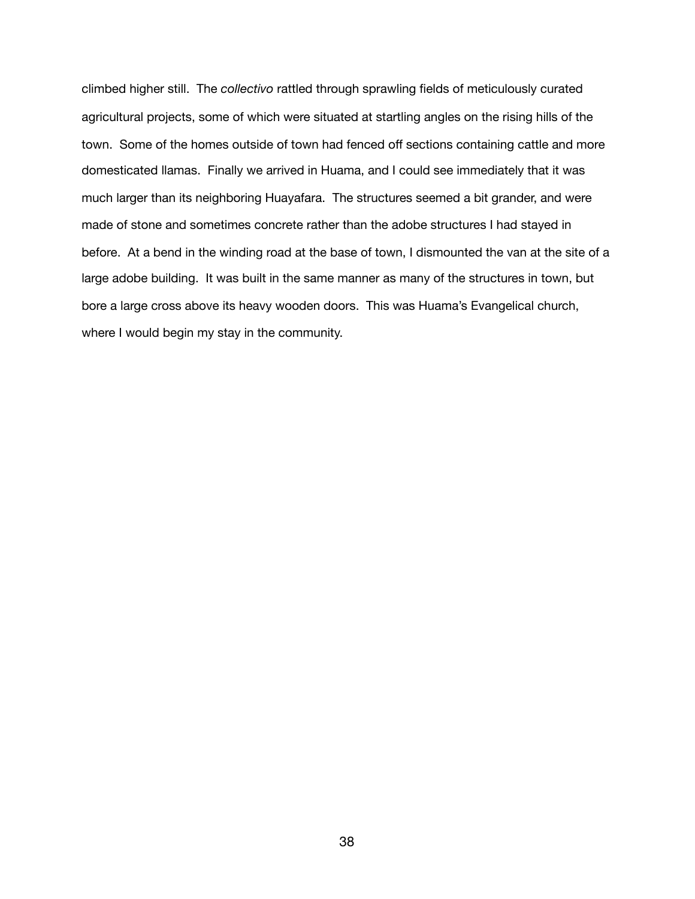climbed higher still. The *collectivo* rattled through sprawling fields of meticulously curated agricultural projects, some of which were situated at startling angles on the rising hills of the town. Some of the homes outside of town had fenced off sections containing cattle and more domesticated llamas. Finally we arrived in Huama, and I could see immediately that it was much larger than its neighboring Huayafara. The structures seemed a bit grander, and were made of stone and sometimes concrete rather than the adobe structures I had stayed in before. At a bend in the winding road at the base of town, I dismounted the van at the site of a large adobe building. It was built in the same manner as many of the structures in town, but bore a large cross above its heavy wooden doors. This was Huama's Evangelical church, where I would begin my stay in the community.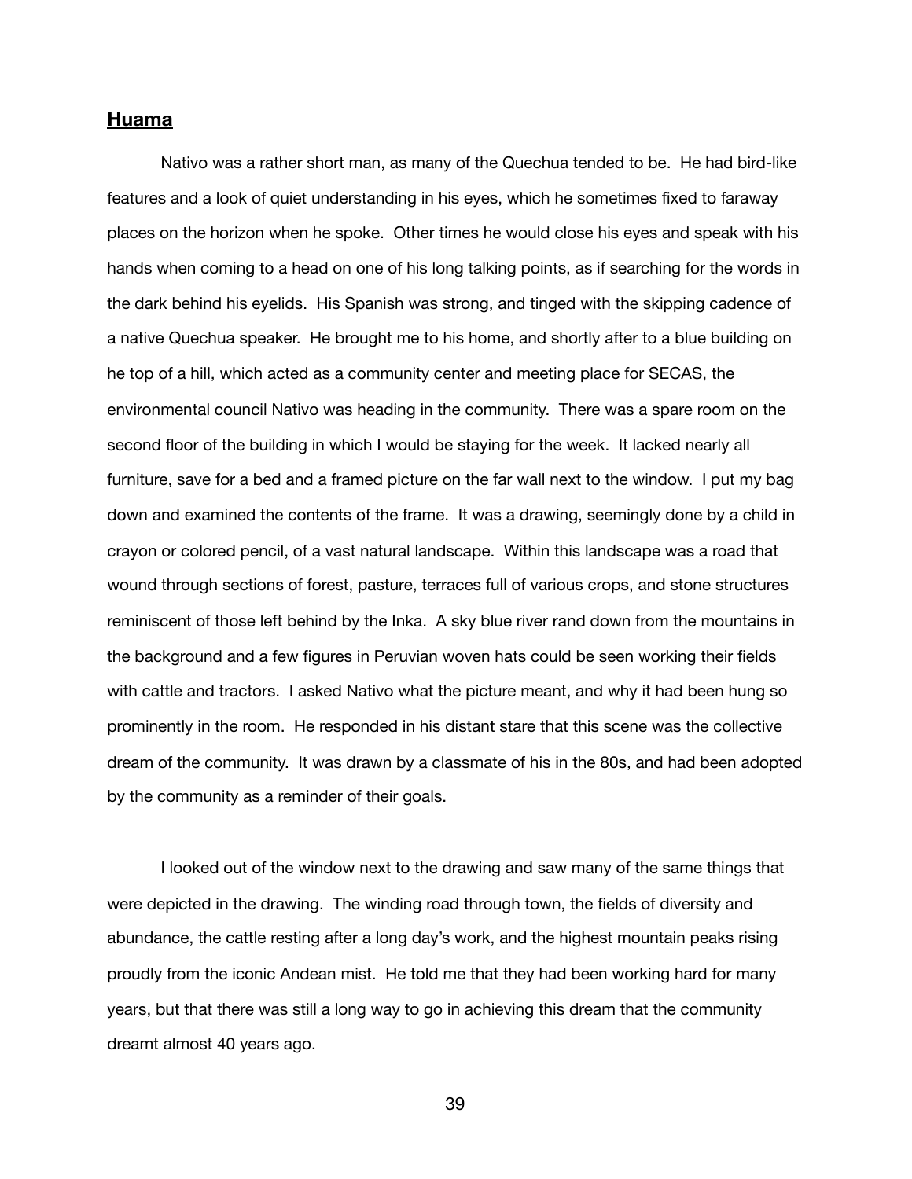## **Huama**

Nativo was a rather short man, as many of the Quechua tended to be. He had bird-like features and a look of quiet understanding in his eyes, which he sometimes fixed to faraway places on the horizon when he spoke. Other times he would close his eyes and speak with his hands when coming to a head on one of his long talking points, as if searching for the words in the dark behind his eyelids. His Spanish was strong, and tinged with the skipping cadence of a native Quechua speaker. He brought me to his home, and shortly after to a blue building on he top of a hill, which acted as a community center and meeting place for SECAS, the environmental council Nativo was heading in the community. There was a spare room on the second floor of the building in which I would be staying for the week. It lacked nearly all furniture, save for a bed and a framed picture on the far wall next to the window. I put my bag down and examined the contents of the frame. It was a drawing, seemingly done by a child in crayon or colored pencil, of a vast natural landscape. Within this landscape was a road that wound through sections of forest, pasture, terraces full of various crops, and stone structures reminiscent of those left behind by the Inka. A sky blue river rand down from the mountains in the background and a few figures in Peruvian woven hats could be seen working their fields with cattle and tractors. I asked Nativo what the picture meant, and why it had been hung so prominently in the room. He responded in his distant stare that this scene was the collective dream of the community. It was drawn by a classmate of his in the 80s, and had been adopted by the community as a reminder of their goals.

I looked out of the window next to the drawing and saw many of the same things that were depicted in the drawing. The winding road through town, the fields of diversity and abundance, the cattle resting after a long day's work, and the highest mountain peaks rising proudly from the iconic Andean mist. He told me that they had been working hard for many years, but that there was still a long way to go in achieving this dream that the community dreamt almost 40 years ago.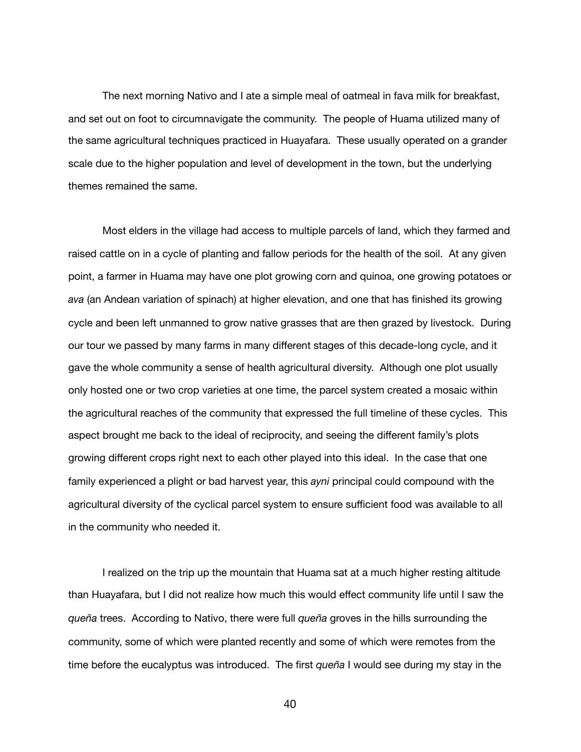The next morning Nativo and I ate a simple meal of oatmeal in fava milk for breakfast, and set out on foot to circumnavigate the community. The people of Huama utilized many of the same agricultural techniques practiced in Huayafara. These usually operated on a grander scale due to the higher population and level of development in the town, but the underlying themes remained the same.

Most elders in the village had access to multiple parcels of land, which they farmed and raised cattle on in a cycle of planting and fallow periods for the health of the soil. At any given point, a farmer in Huama may have one plot growing corn and quinoa, one growing potatoes or *ava* (an Andean variation of spinach) at higher elevation, and one that has finished its growing cycle and been left unmanned to grow native grasses that are then grazed by livestock. During our tour we passed by many farms in many different stages of this decade-long cycle, and it gave the whole community a sense of health agricultural diversity. Although one plot usually only hosted one or two crop varieties at one time, the parcel system created a mosaic within the agricultural reaches of the community that expressed the full timeline of these cycles. This aspect brought me back to the ideal of reciprocity, and seeing the different family's plots growing different crops right next to each other played into this ideal. In the case that one family experienced a plight or bad harvest year, this *ayni* principal could compound with the agricultural diversity of the cyclical parcel system to ensure sufficient food was available to all in the community who needed it.

I realized on the trip up the mountain that Huama sat at a much higher resting altitude than Huayafara, but I did not realize how much this would effect community life until I saw the *queña* trees. According to Nativo, there were full *queña* groves in the hills surrounding the community, some of which were planted recently and some of which were remotes from the time before the eucalyptus was introduced. The first *queña* I would see during my stay in the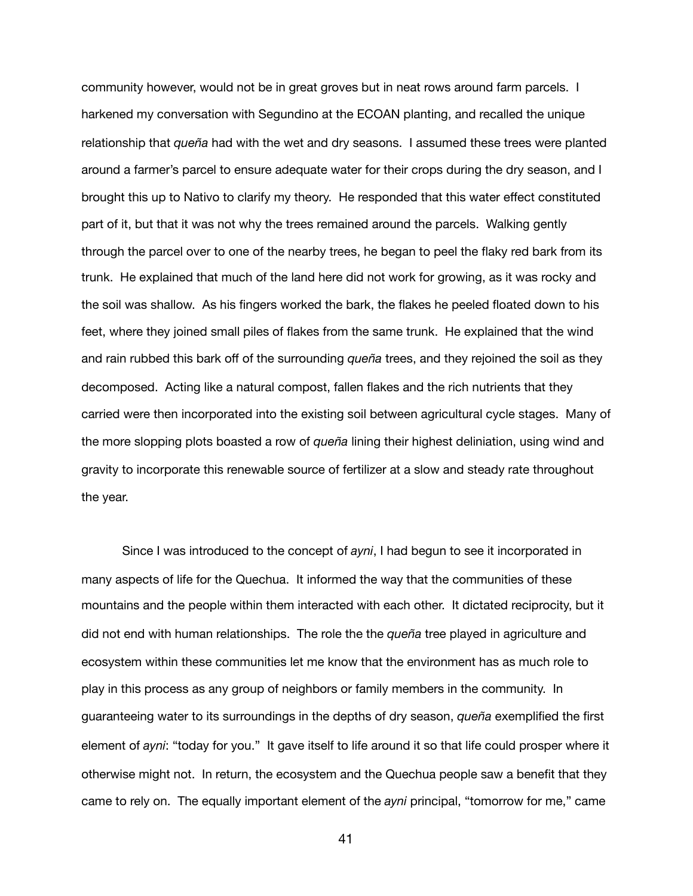community however, would not be in great groves but in neat rows around farm parcels. I harkened my conversation with Segundino at the ECOAN planting, and recalled the unique relationship that *queña* had with the wet and dry seasons. I assumed these trees were planted around a farmer's parcel to ensure adequate water for their crops during the dry season, and I brought this up to Nativo to clarify my theory. He responded that this water effect constituted part of it, but that it was not why the trees remained around the parcels. Walking gently through the parcel over to one of the nearby trees, he began to peel the flaky red bark from its trunk. He explained that much of the land here did not work for growing, as it was rocky and the soil was shallow. As his fingers worked the bark, the flakes he peeled floated down to his feet, where they joined small piles of flakes from the same trunk. He explained that the wind and rain rubbed this bark off of the surrounding *queña* trees, and they rejoined the soil as they decomposed. Acting like a natural compost, fallen flakes and the rich nutrients that they carried were then incorporated into the existing soil between agricultural cycle stages. Many of the more slopping plots boasted a row of *queña* lining their highest deliniation, using wind and gravity to incorporate this renewable source of fertilizer at a slow and steady rate throughout the year.

Since I was introduced to the concept of *ayni*, I had begun to see it incorporated in many aspects of life for the Quechua. It informed the way that the communities of these mountains and the people within them interacted with each other. It dictated reciprocity, but it did not end with human relationships. The role the the *queña* tree played in agriculture and ecosystem within these communities let me know that the environment has as much role to play in this process as any group of neighbors or family members in the community. In guaranteeing water to its surroundings in the depths of dry season, *queña* exemplified the first element of *ayni*: "today for you." It gave itself to life around it so that life could prosper where it otherwise might not. In return, the ecosystem and the Quechua people saw a benefit that they came to rely on. The equally important element of the *ayni* principal, "tomorrow for me," came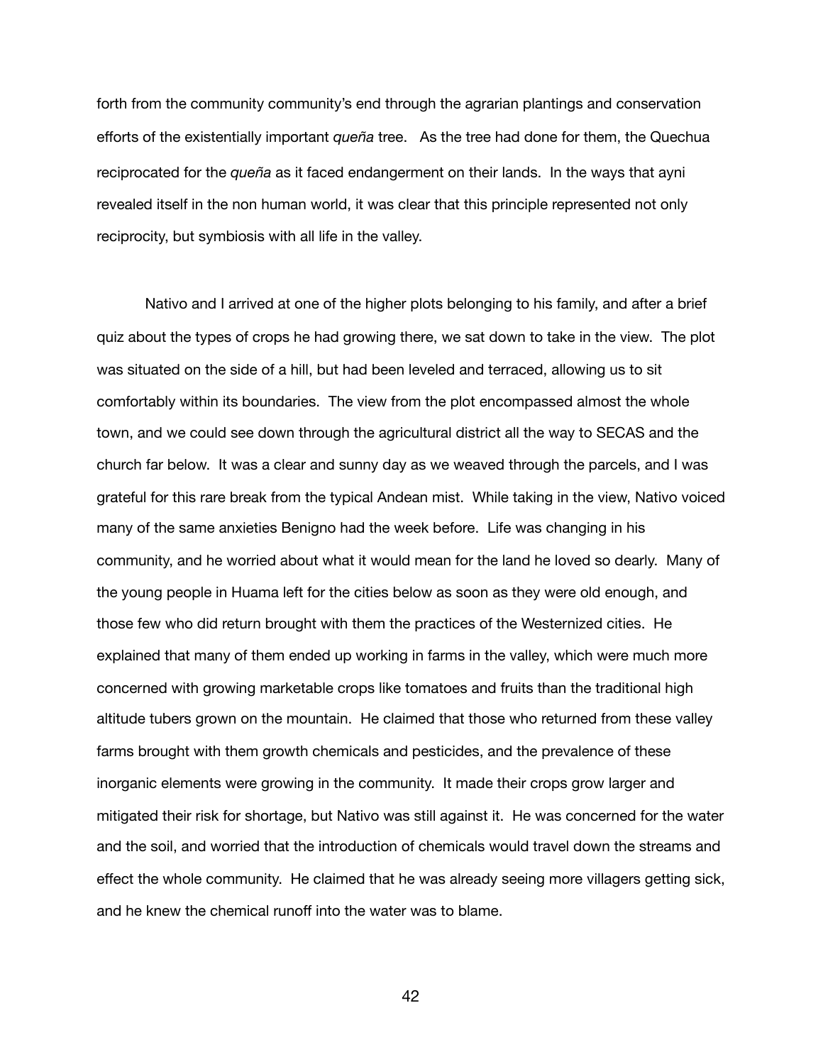forth from the community community's end through the agrarian plantings and conservation efforts of the existentially important *queña* tree. As the tree had done for them, the Quechua reciprocated for the *queña* as it faced endangerment on their lands. In the ways that ayni revealed itself in the non human world, it was clear that this principle represented not only reciprocity, but symbiosis with all life in the valley.

Nativo and I arrived at one of the higher plots belonging to his family, and after a brief quiz about the types of crops he had growing there, we sat down to take in the view. The plot was situated on the side of a hill, but had been leveled and terraced, allowing us to sit comfortably within its boundaries. The view from the plot encompassed almost the whole town, and we could see down through the agricultural district all the way to SECAS and the church far below. It was a clear and sunny day as we weaved through the parcels, and I was grateful for this rare break from the typical Andean mist. While taking in the view, Nativo voiced many of the same anxieties Benigno had the week before. Life was changing in his community, and he worried about what it would mean for the land he loved so dearly. Many of the young people in Huama left for the cities below as soon as they were old enough, and those few who did return brought with them the practices of the Westernized cities. He explained that many of them ended up working in farms in the valley, which were much more concerned with growing marketable crops like tomatoes and fruits than the traditional high altitude tubers grown on the mountain. He claimed that those who returned from these valley farms brought with them growth chemicals and pesticides, and the prevalence of these inorganic elements were growing in the community. It made their crops grow larger and mitigated their risk for shortage, but Nativo was still against it. He was concerned for the water and the soil, and worried that the introduction of chemicals would travel down the streams and effect the whole community. He claimed that he was already seeing more villagers getting sick, and he knew the chemical runoff into the water was to blame.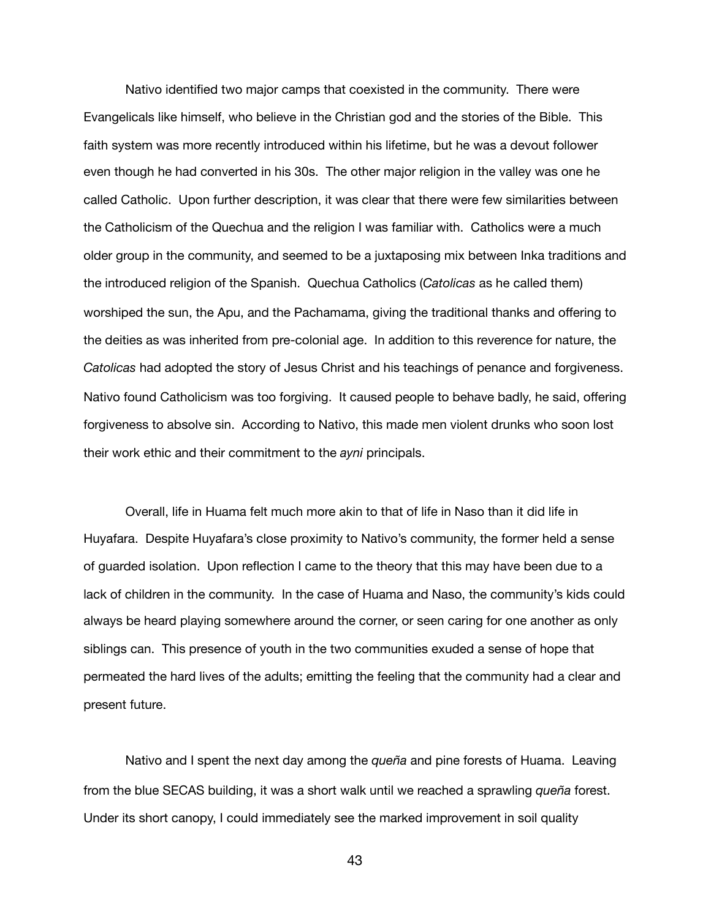Nativo identified two major camps that coexisted in the community. There were Evangelicals like himself, who believe in the Christian god and the stories of the Bible. This faith system was more recently introduced within his lifetime, but he was a devout follower even though he had converted in his 30s. The other major religion in the valley was one he called Catholic. Upon further description, it was clear that there were few similarities between the Catholicism of the Quechua and the religion I was familiar with. Catholics were a much older group in the community, and seemed to be a juxtaposing mix between Inka traditions and the introduced religion of the Spanish. Quechua Catholics (*Catolicas* as he called them) worshiped the sun, the Apu, and the Pachamama, giving the traditional thanks and offering to the deities as was inherited from pre-colonial age. In addition to this reverence for nature, the *Catolicas* had adopted the story of Jesus Christ and his teachings of penance and forgiveness. Nativo found Catholicism was too forgiving. It caused people to behave badly, he said, offering forgiveness to absolve sin. According to Nativo, this made men violent drunks who soon lost their work ethic and their commitment to the *ayni* principals.

Overall, life in Huama felt much more akin to that of life in Naso than it did life in Huyafara. Despite Huyafara's close proximity to Nativo's community, the former held a sense of guarded isolation. Upon reflection I came to the theory that this may have been due to a lack of children in the community. In the case of Huama and Naso, the community's kids could always be heard playing somewhere around the corner, or seen caring for one another as only siblings can. This presence of youth in the two communities exuded a sense of hope that permeated the hard lives of the adults; emitting the feeling that the community had a clear and present future.

Nativo and I spent the next day among the *queña* and pine forests of Huama. Leaving from the blue SECAS building, it was a short walk until we reached a sprawling *queña* forest. Under its short canopy, I could immediately see the marked improvement in soil quality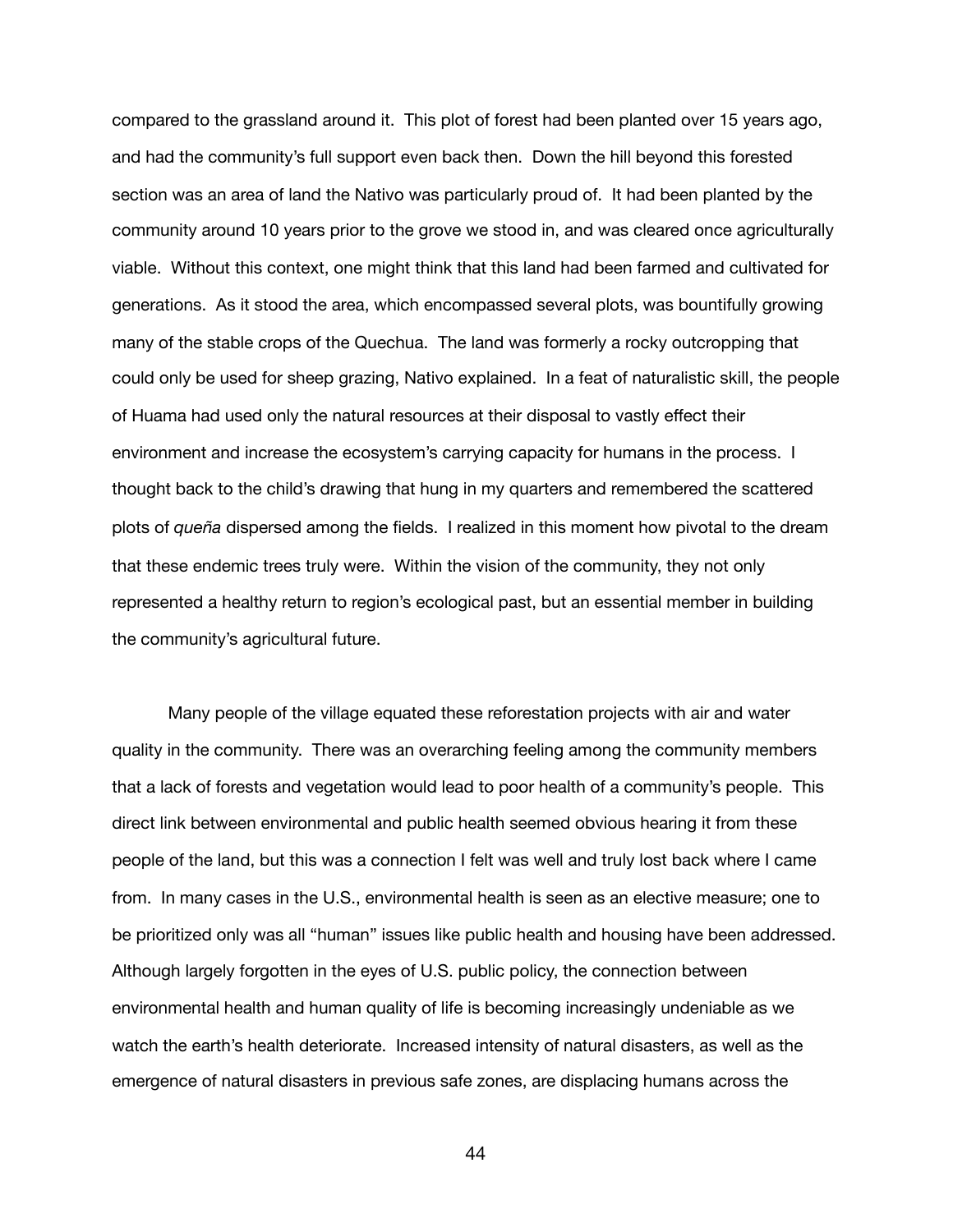compared to the grassland around it. This plot of forest had been planted over 15 years ago, and had the community's full support even back then. Down the hill beyond this forested section was an area of land the Nativo was particularly proud of. It had been planted by the community around 10 years prior to the grove we stood in, and was cleared once agriculturally viable. Without this context, one might think that this land had been farmed and cultivated for generations. As it stood the area, which encompassed several plots, was bountifully growing many of the stable crops of the Quechua. The land was formerly a rocky outcropping that could only be used for sheep grazing, Nativo explained. In a feat of naturalistic skill, the people of Huama had used only the natural resources at their disposal to vastly effect their environment and increase the ecosystem's carrying capacity for humans in the process. I thought back to the child's drawing that hung in my quarters and remembered the scattered plots of *queña* dispersed among the fields. I realized in this moment how pivotal to the dream that these endemic trees truly were. Within the vision of the community, they not only represented a healthy return to region's ecological past, but an essential member in building the community's agricultural future.

Many people of the village equated these reforestation projects with air and water quality in the community. There was an overarching feeling among the community members that a lack of forests and vegetation would lead to poor health of a community's people. This direct link between environmental and public health seemed obvious hearing it from these people of the land, but this was a connection I felt was well and truly lost back where I came from. In many cases in the U.S., environmental health is seen as an elective measure; one to be prioritized only was all "human" issues like public health and housing have been addressed. Although largely forgotten in the eyes of U.S. public policy, the connection between environmental health and human quality of life is becoming increasingly undeniable as we watch the earth's health deteriorate. Increased intensity of natural disasters, as well as the emergence of natural disasters in previous safe zones, are displacing humans across the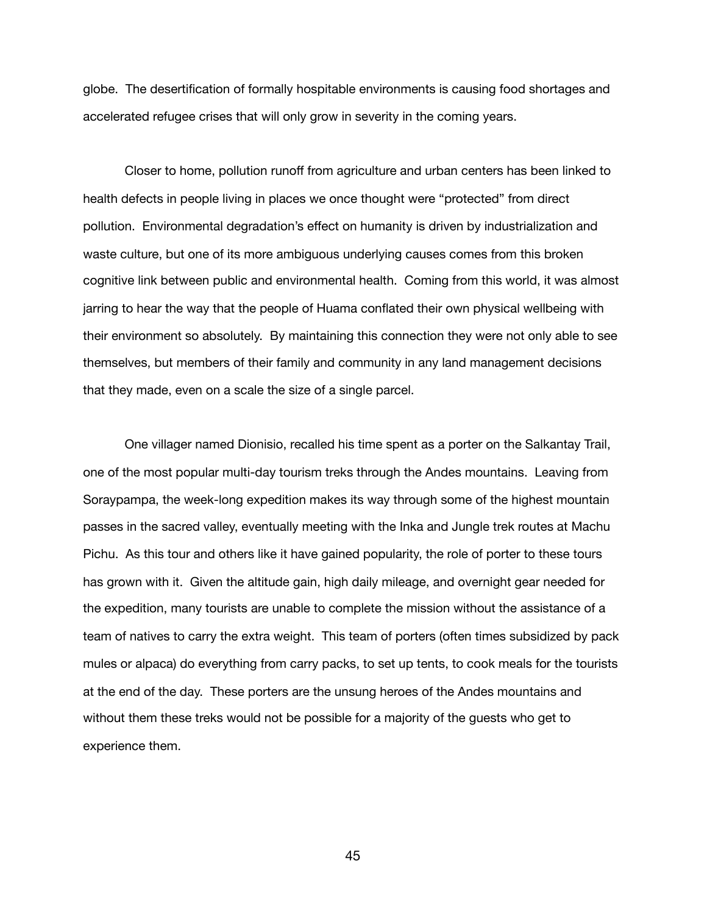globe.  The desertification of formally hospitable environments is causing food shortages and accelerated refugee crises that will only grow in severity in the coming years.

Closer to home, pollution runoff from agriculture and urban centers has been linked to health defects in people living in places we once thought were "protected" from direct pollution.  Environmental degradation's effect on humanity is driven by industrialization and waste culture, but one of its more ambiguous underlying causes comes from this broken cognitive link between public and environmental health.  Coming from this world, it was almost jarring to hear the way that the people of Huama conflated their own physical wellbeing with their environment so absolutely.  By maintaining this connection they were not only able to see themselves, but members of their family and community in any land management decisions that they made, even on a scale the size of a single parcel.

One villager named Dionisio, recalled his time spent as a porter on the Salkantay Trail, one of the most popular multi-day tourism treks through the Andes mountains.  Leaving from Soraypampa, the week-long expedition makes its way through some of the highest mountain passes in the sacred valley, eventually meeting with the Inka and Jungle trek routes at Machu Pichu.  As this tour and others like it have gained popularity, the role of porter to these tours has grown with it.  Given the altitude gain, high daily mileage, and overnight gear needed for the expedition, many tourists are unable to complete the mission without the assistance of a team of natives to carry the extra weight.  This team of porters (often times subsidized by pack mules or alpaca) do everything from carry packs, to set up tents, to cook meals for the tourists at the end of the day.  These porters are the unsung heroes of the Andes mountains and without them these treks would not be possible for a majority of the guests who get to experience them.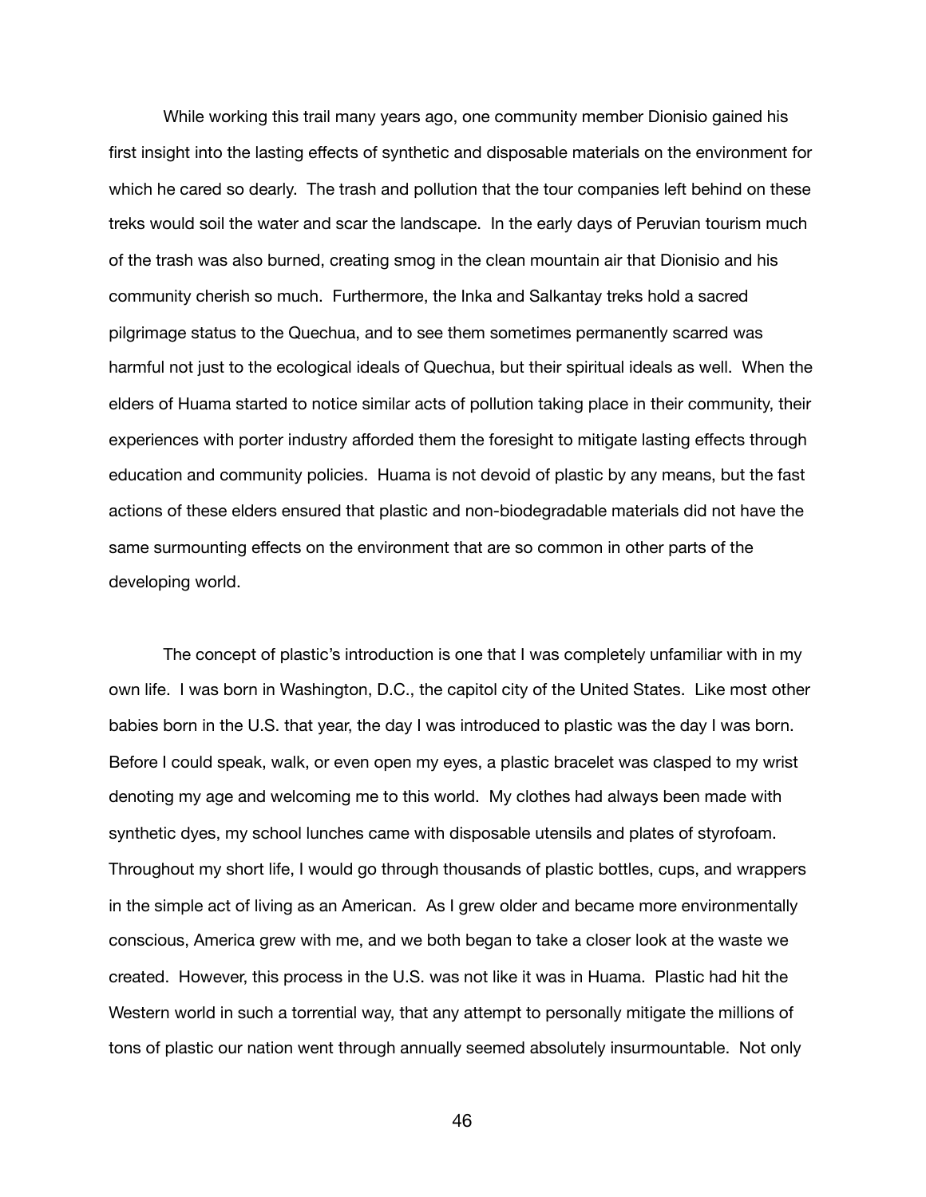While working this trail many years ago, one community member Dionisio gained his first insight into the lasting effects of synthetic and disposable materials on the environment for which he cared so dearly. The trash and pollution that the tour companies left behind on these treks would soil the water and scar the landscape. In the early days of Peruvian tourism much of the trash was also burned, creating smog in the clean mountain air that Dionisio and his community cherish so much. Furthermore, the Inka and Salkantay treks hold a sacred pilgrimage status to the Quechua, and to see them sometimes permanently scarred was harmful not just to the ecological ideals of Quechua, but their spiritual ideals as well. When the elders of Huama started to notice similar acts of pollution taking place in their community, their experiences with porter industry afforded them the foresight to mitigate lasting effects through education and community policies. Huama is not devoid of plastic by any means, but the fast actions of these elders ensured that plastic and non-biodegradable materials did not have the same surmounting effects on the environment that are so common in other parts of the developing world.

The concept of plastic's introduction is one that I was completely unfamiliar with in my own life. I was born in Washington, D.C., the capitol city of the United States. Like most other babies born in the U.S. that year, the day I was introduced to plastic was the day I was born. Before I could speak, walk, or even open my eyes, a plastic bracelet was clasped to my wrist denoting my age and welcoming me to this world. My clothes had always been made with synthetic dyes, my school lunches came with disposable utensils and plates of styrofoam. Throughout my short life, I would go through thousands of plastic bottles, cups, and wrappers in the simple act of living as an American. As I grew older and became more environmentally conscious, America grew with me, and we both began to take a closer look at the waste we created. However, this process in the U.S. was not like it was in Huama. Plastic had hit the Western world in such a torrential way, that any attempt to personally mitigate the millions of tons of plastic our nation went through annually seemed absolutely insurmountable. Not only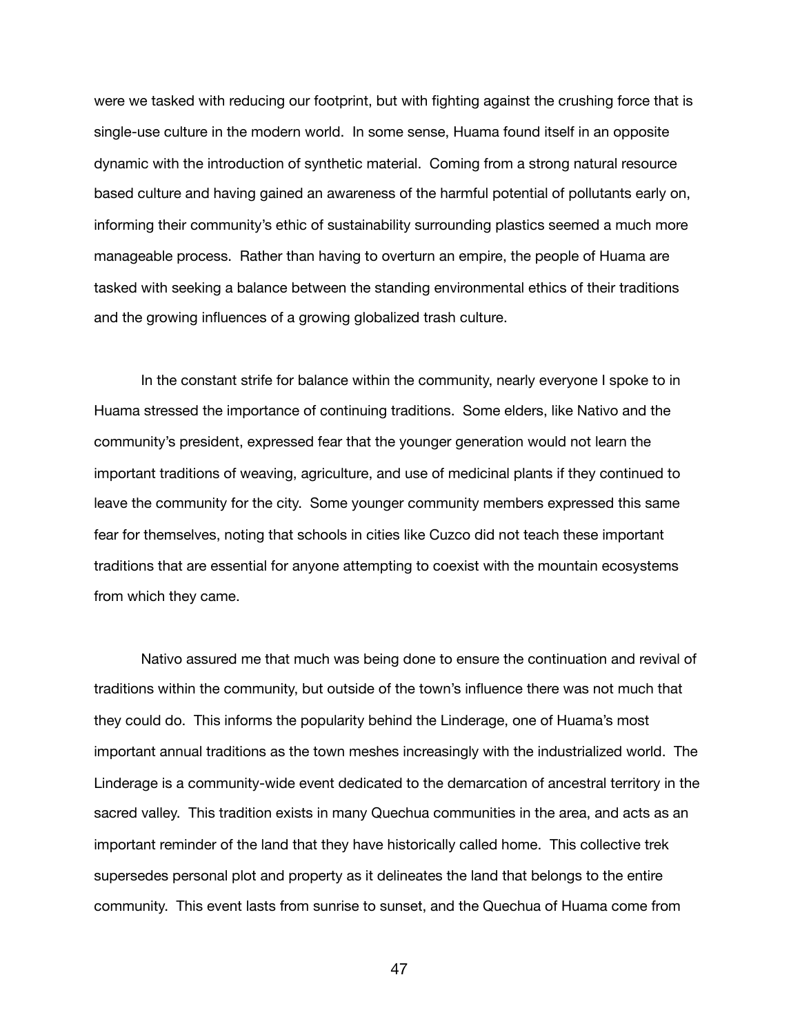were we tasked with reducing our footprint, but with fighting against the crushing force that is single-use culture in the modern world. In some sense, Huama found itself in an opposite dynamic with the introduction of synthetic material. Coming from a strong natural resource based culture and having gained an awareness of the harmful potential of pollutants early on, informing their community's ethic of sustainability surrounding plastics seemed a much more manageable process. Rather than having to overturn an empire, the people of Huama are tasked with seeking a balance between the standing environmental ethics of their traditions and the growing influences of a growing globalized trash culture.

In the constant strife for balance within the community, nearly everyone I spoke to in Huama stressed the importance of continuing traditions. Some elders, like Nativo and the community's president, expressed fear that the younger generation would not learn the important traditions of weaving, agriculture, and use of medicinal plants if they continued to leave the community for the city. Some younger community members expressed this same fear for themselves, noting that schools in cities like Cuzco did not teach these important traditions that are essential for anyone attempting to coexist with the mountain ecosystems from which they came.

Nativo assured me that much was being done to ensure the continuation and revival of traditions within the community, but outside of the town's influence there was not much that they could do. This informs the popularity behind the Linderage, one of Huama's most important annual traditions as the town meshes increasingly with the industrialized world. The Linderage is a community-wide event dedicated to the demarcation of ancestral territory in the sacred valley. This tradition exists in many Quechua communities in the area, and acts as an important reminder of the land that they have historically called home. This collective trek supersedes personal plot and property as it delineates the land that belongs to the entire community. This event lasts from sunrise to sunset, and the Quechua of Huama come from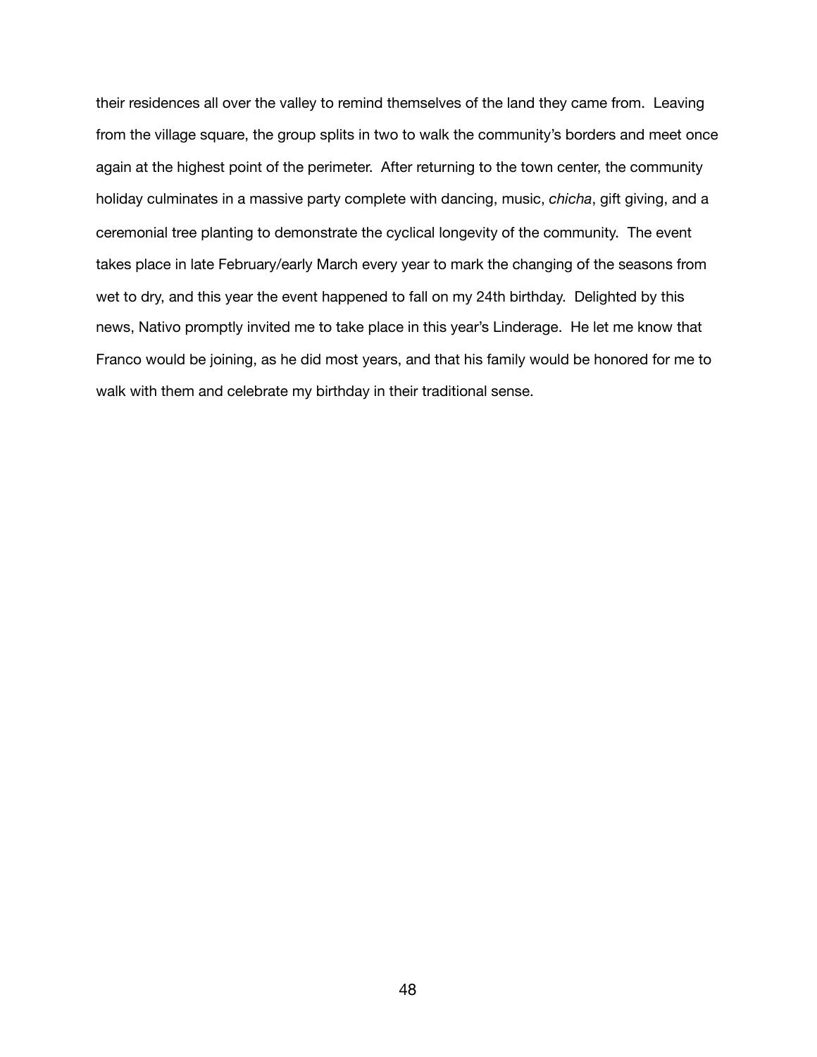their residences all over the valley to remind themselves of the land they came from. Leaving from the village square, the group splits in two to walk the community's borders and meet once again at the highest point of the perimeter. After returning to the town center, the community holiday culminates in a massive party complete with dancing, music, *chicha*, gift giving, and a ceremonial tree planting to demonstrate the cyclical longevity of the community. The event takes place in late February/early March every year to mark the changing of the seasons from wet to dry, and this year the event happened to fall on my 24th birthday. Delighted by this news, Nativo promptly invited me to take place in this year's Linderage. He let me know that Franco would be joining, as he did most years, and that his family would be honored for me to walk with them and celebrate my birthday in their traditional sense.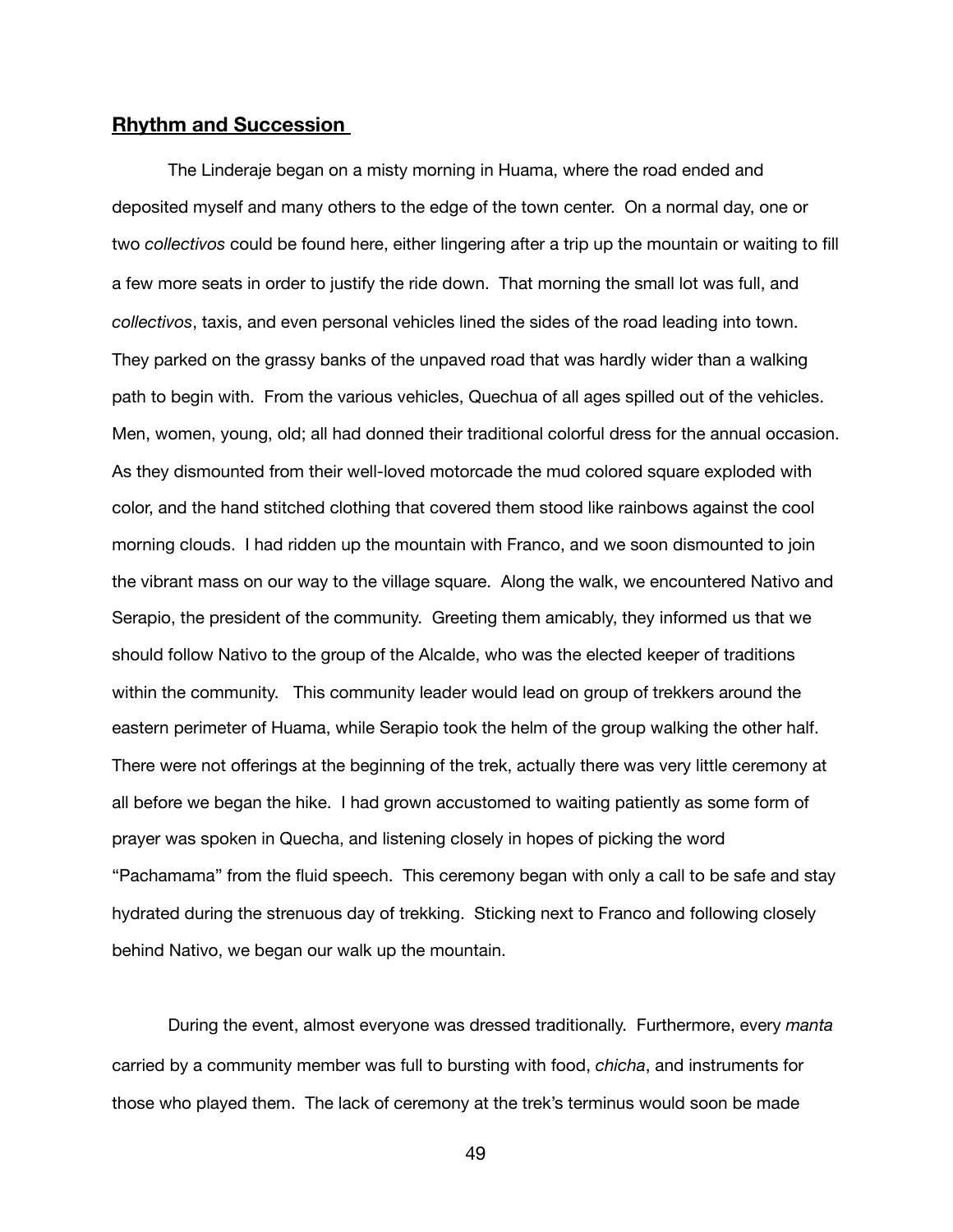## **Rhythm and Succession**

The Linderaje began on a misty morning in Huama, where the road ended and deposited myself and many others to the edge of the town center. On a normal day, one or two *collectivos* could be found here, either lingering after a trip up the mountain or waiting to fill a few more seats in order to justify the ride down. That morning the small lot was full, and *collectivos*, taxis, and even personal vehicles lined the sides of the road leading into town. They parked on the grassy banks of the unpaved road that was hardly wider than a walking path to begin with. From the various vehicles, Quechua of all ages spilled out of the vehicles. Men, women, young, old; all had donned their traditional colorful dress for the annual occasion. As they dismounted from their well-loved motorcade the mud colored square exploded with color, and the hand stitched clothing that covered them stood like rainbows against the cool morning clouds. I had ridden up the mountain with Franco, and we soon dismounted to join the vibrant mass on our way to the village square. Along the walk, we encountered Nativo and Serapio, the president of the community. Greeting them amicably, they informed us that we should follow Nativo to the group of the Alcalde, who was the elected keeper of traditions within the community. This community leader would lead on group of trekkers around the eastern perimeter of Huama, while Serapio took the helm of the group walking the other half. There were not offerings at the beginning of the trek, actually there was very little ceremony at all before we began the hike. I had grown accustomed to waiting patiently as some form of prayer was spoken in Quecha, and listening closely in hopes of picking the word "Pachamama" from the fluid speech. This ceremony began with only a call to be safe and stay hydrated during the strenuous day of trekking. Sticking next to Franco and following closely behind Nativo, we began our walk up the mountain.

During the event, almost everyone was dressed traditionally. Furthermore, every *manta* carried by a community member was full to bursting with food, *chicha*, and instruments for those who played them. The lack of ceremony at the trek's terminus would soon be made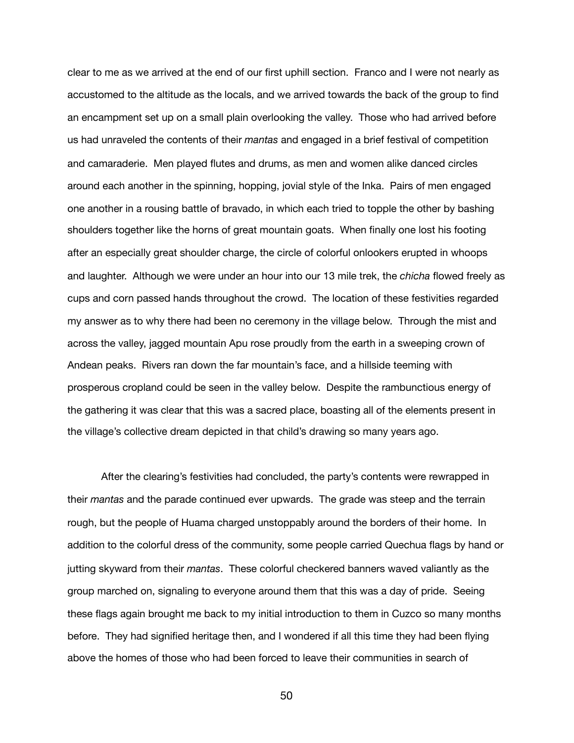clear to me as we arrived at the end of our first uphill section. Franco and I were not nearly as accustomed to the altitude as the locals, and we arrived towards the back of the group to find an encampment set up on a small plain overlooking the valley. Those who had arrived before us had unraveled the contents of their *mantas* and engaged in a brief festival of competition and camaraderie. Men played flutes and drums, as men and women alike danced circles around each another in the spinning, hopping, jovial style of the Inka. Pairs of men engaged one another in a rousing battle of bravado, in which each tried to topple the other by bashing shoulders together like the horns of great mountain goats. When finally one lost his footing after an especially great shoulder charge, the circle of colorful onlookers erupted in whoops and laughter. Although we were under an hour into our 13 mile trek, the *chicha* flowed freely as cups and corn passed hands throughout the crowd. The location of these festivities regarded my answer as to why there had been no ceremony in the village below. Through the mist and across the valley, jagged mountain Apu rose proudly from the earth in a sweeping crown of Andean peaks. Rivers ran down the far mountain's face, and a hillside teeming with prosperous cropland could be seen in the valley below. Despite the rambunctious energy of the gathering it was clear that this was a sacred place, boasting all of the elements present in the village's collective dream depicted in that child's drawing so many years ago.

After the clearing's festivities had concluded, the party's contents were rewrapped in their *mantas* and the parade continued ever upwards. The grade was steep and the terrain rough, but the people of Huama charged unstoppably around the borders of their home. In addition to the colorful dress of the community, some people carried Quechua flags by hand or jutting skyward from their *mantas*. These colorful checkered banners waved valiantly as the group marched on, signaling to everyone around them that this was a day of pride. Seeing these flags again brought me back to my initial introduction to them in Cuzco so many months before. They had signified heritage then, and I wondered if all this time they had been flying above the homes of those who had been forced to leave their communities in search of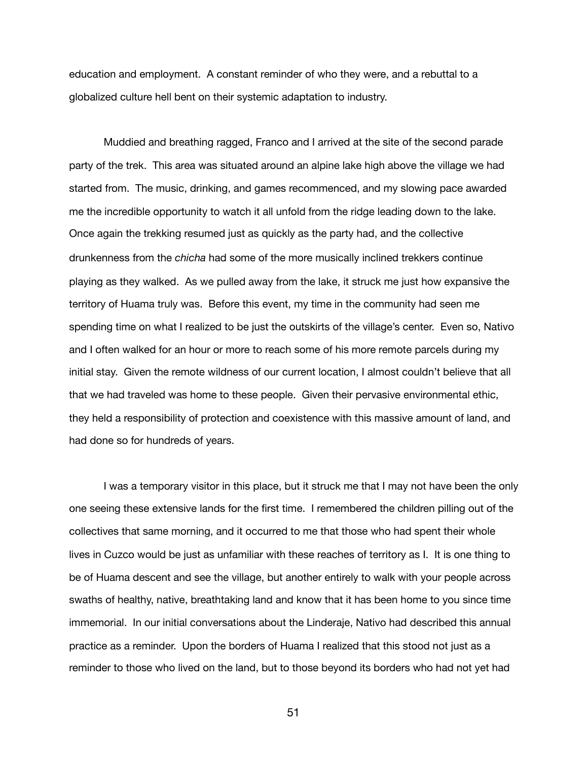education and employment. A constant reminder of who they were, and a rebuttal to a globalized culture hell bent on their systemic adaptation to industry.

Muddied and breathing ragged, Franco and I arrived at the site of the second parade party of the trek. This area was situated around an alpine lake high above the village we had started from. The music, drinking, and games recommenced, and my slowing pace awarded me the incredible opportunity to watch it all unfold from the ridge leading down to the lake. Once again the trekking resumed just as quickly as the party had, and the collective drunkenness from the *chicha* had some of the more musically inclined trekkers continue playing as they walked. As we pulled away from the lake, it struck me just how expansive the territory of Huama truly was. Before this event, my time in the community had seen me spending time on what I realized to be just the outskirts of the village's center. Even so, Nativo and I often walked for an hour or more to reach some of his more remote parcels during my initial stay. Given the remote wildness of our current location, I almost couldn't believe that all that we had traveled was home to these people. Given their pervasive environmental ethic, they held a responsibility of protection and coexistence with this massive amount of land, and had done so for hundreds of years.

I was a temporary visitor in this place, but it struck me that I may not have been the only one seeing these extensive lands for the first time. I remembered the children pilling out of the collectives that same morning, and it occurred to me that those who had spent their whole lives in Cuzco would be just as unfamiliar with these reaches of territory as I. It is one thing to be of Huama descent and see the village, but another entirely to walk with your people across swaths of healthy, native, breathtaking land and know that it has been home to you since time immemorial. In our initial conversations about the Linderaje, Nativo had described this annual practice as a reminder. Upon the borders of Huama I realized that this stood not just as a reminder to those who lived on the land, but to those beyond its borders who had not yet had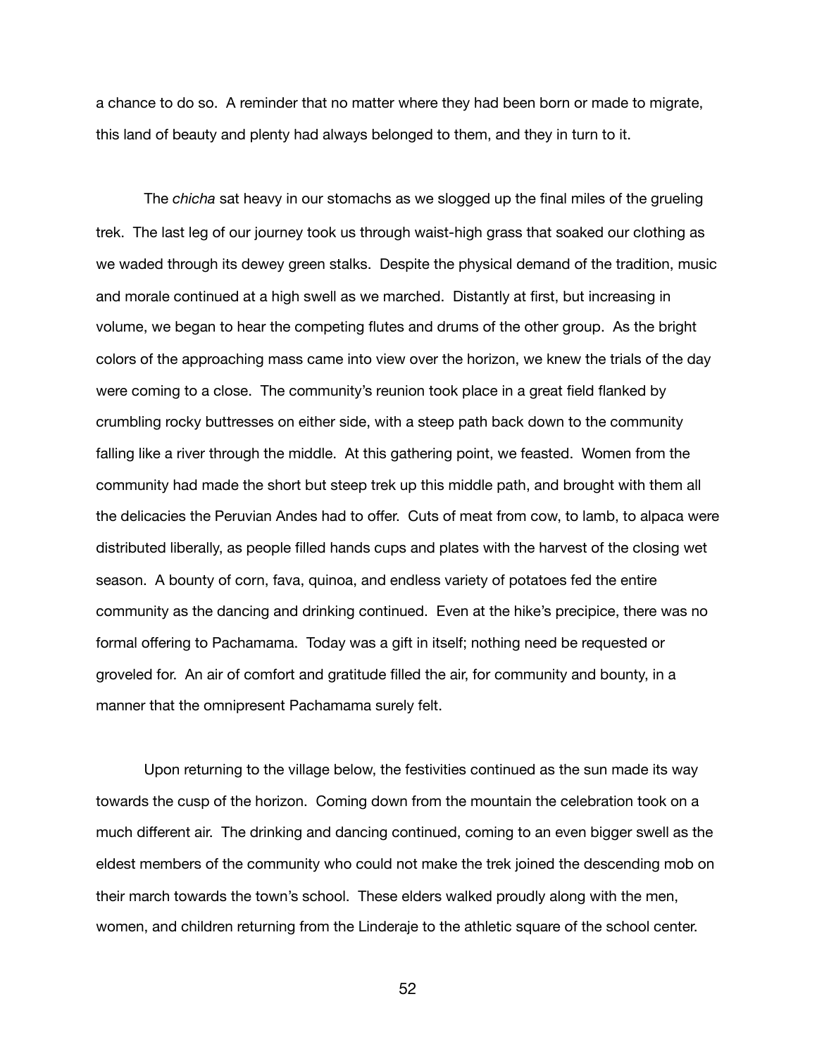a chance to do so. A reminder that no matter where they had been born or made to migrate, this land of beauty and plenty had always belonged to them, and they in turn to it.

The *chicha* sat heavy in our stomachs as we slogged up the final miles of the grueling trek. The last leg of our journey took us through waist-high grass that soaked our clothing as we waded through its dewey green stalks. Despite the physical demand of the tradition, music and morale continued at a high swell as we marched. Distantly at first, but increasing in volume, we began to hear the competing flutes and drums of the other group. As the bright colors of the approaching mass came into view over the horizon, we knew the trials of the day were coming to a close. The community's reunion took place in a great field flanked by crumbling rocky buttresses on either side, with a steep path back down to the community falling like a river through the middle. At this gathering point, we feasted. Women from the community had made the short but steep trek up this middle path, and brought with them all the delicacies the Peruvian Andes had to offer. Cuts of meat from cow, to lamb, to alpaca were distributed liberally, as people filled hands cups and plates with the harvest of the closing wet season. A bounty of corn, fava, quinoa, and endless variety of potatoes fed the entire community as the dancing and drinking continued. Even at the hike's precipice, there was no formal offering to Pachamama. Today was a gift in itself; nothing need be requested or groveled for. An air of comfort and gratitude filled the air, for community and bounty, in a manner that the omnipresent Pachamama surely felt.

Upon returning to the village below, the festivities continued as the sun made its way towards the cusp of the horizon. Coming down from the mountain the celebration took on a much different air. The drinking and dancing continued, coming to an even bigger swell as the eldest members of the community who could not make the trek joined the descending mob on their march towards the town's school. These elders walked proudly along with the men, women, and children returning from the Linderaje to the athletic square of the school center.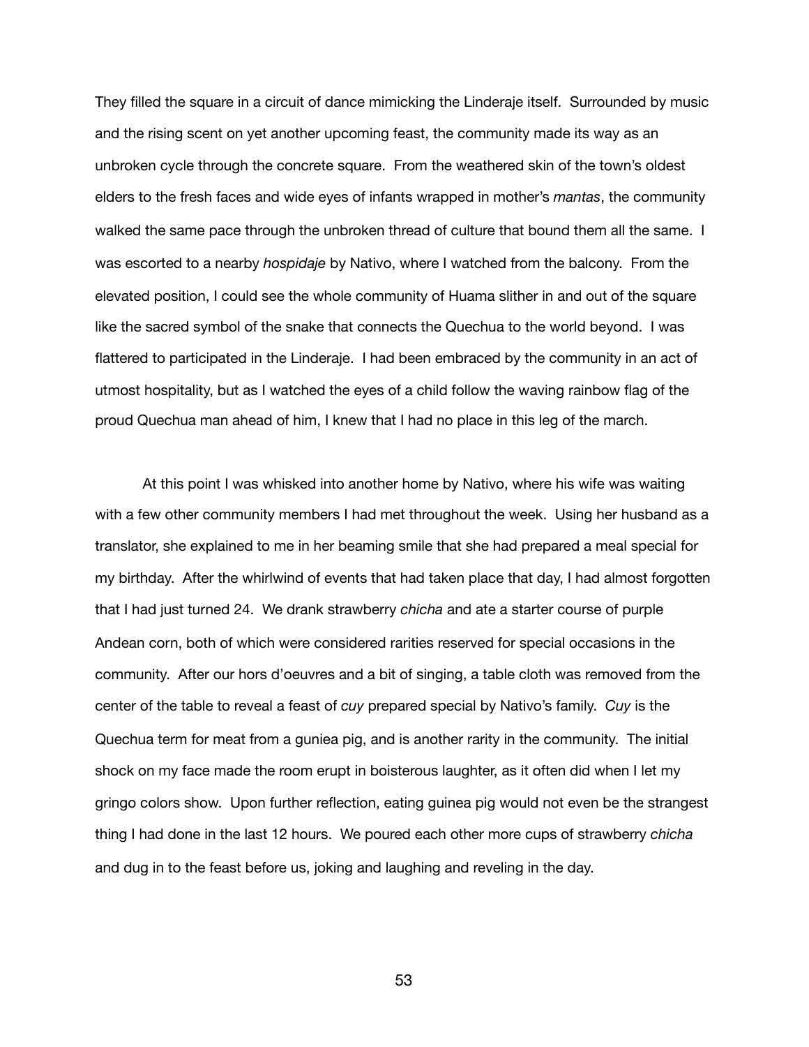They filled the square in a circuit of dance mimicking the Linderaje itself. Surrounded by music and the rising scent on yet another upcoming feast, the community made its way as an unbroken cycle through the concrete square. From the weathered skin of the town's oldest elders to the fresh faces and wide eyes of infants wrapped in mother's *mantas*, the community walked the same pace through the unbroken thread of culture that bound them all the same. I was escorted to a nearby *hospidaje* by Nativo, where I watched from the balcony. From the elevated position, I could see the whole community of Huama slither in and out of the square like the sacred symbol of the snake that connects the Quechua to the world beyond. I was flattered to participated in the Linderaje. I had been embraced by the community in an act of utmost hospitality, but as I watched the eyes of a child follow the waving rainbow flag of the proud Quechua man ahead of him, I knew that I had no place in this leg of the march.

At this point I was whisked into another home by Nativo, where his wife was waiting with a few other community members I had met throughout the week. Using her husband as a translator, she explained to me in her beaming smile that she had prepared a meal special for my birthday. After the whirlwind of events that had taken place that day, I had almost forgotten that I had just turned 24. We drank strawberry *chicha* and ate a starter course of purple Andean corn, both of which were considered rarities reserved for special occasions in the community. After our hors d'oeuvres and a bit of singing, a table cloth was removed from the center of the table to reveal a feast of *cuy* prepared special by Nativo's family. *Cuy* is the Quechua term for meat from a guniea pig, and is another rarity in the community. The initial shock on my face made the room erupt in boisterous laughter, as it often did when I let my gringo colors show. Upon further reflection, eating guinea pig would not even be the strangest thing I had done in the last 12 hours. We poured each other more cups of strawberry *chicha* and dug in to the feast before us, joking and laughing and reveling in the day.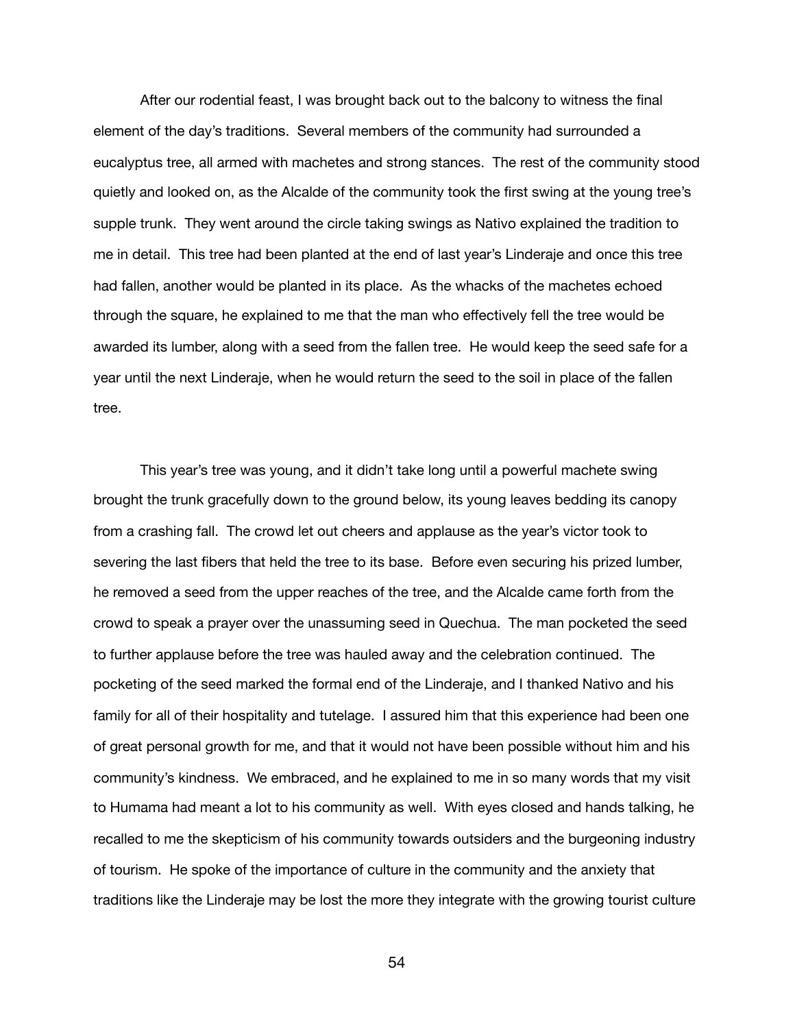After our rodential feast, I was brought back out to the balcony to witness the final element of the day's traditions. Several members of the community had surrounded a eucalyptus tree, all armed with machetes and strong stances. The rest of the community stood quietly and looked on, as the Alcalde of the community took the first swing at the young tree's supple trunk. They went around the circle taking swings as Nativo explained the tradition to me in detail. This tree had been planted at the end of last year's Linderaje and once this tree had fallen, another would be planted in its place. As the whacks of the machetes echoed through the square, he explained to me that the man who effectively fell the tree would be awarded its lumber, along with a seed from the fallen tree. He would keep the seed safe for a year until the next Linderaje, when he would return the seed to the soil in place of the fallen tree.

This year's tree was young, and it didn't take long until a powerful machete swing brought the trunk gracefully down to the ground below, its young leaves bedding its canopy from a crashing fall. The crowd let out cheers and applause as the year's victor took to severing the last fibers that held the tree to its base. Before even securing his prized lumber, he removed a seed from the upper reaches of the tree, and the Alcalde came forth from the crowd to speak a prayer over the unassuming seed in Quechua. The man pocketed the seed to further applause before the tree was hauled away and the celebration continued. The pocketing of the seed marked the formal end of the Linderaje, and I thanked Nativo and his family for all of their hospitality and tutelage. I assured him that this experience had been one of great personal growth for me, and that it would not have been possible without him and his community's kindness. We embraced, and he explained to me in so many words that my visit to Humama had meant a lot to his community as well. With eyes closed and hands talking, he recalled to me the skepticism of his community towards outsiders and the burgeoning industry of tourism. He spoke of the importance of culture in the community and the anxiety that traditions like the Linderaje may be lost the more they integrate with the growing tourist culture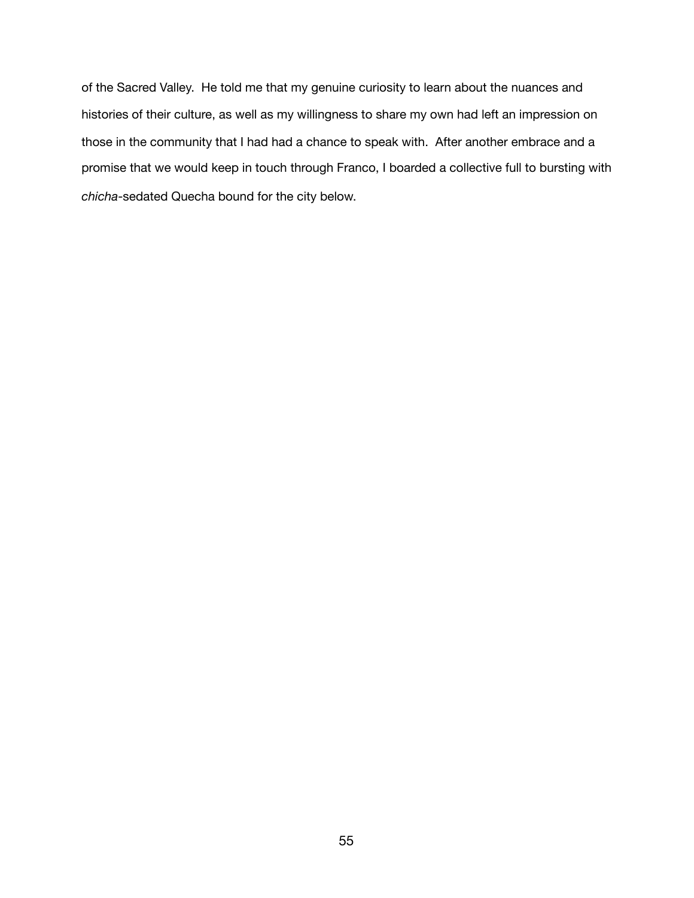of the Sacred Valley. He told me that my genuine curiosity to learn about the nuances and histories of their culture, as well as my willingness to share my own had left an impression on those in the community that I had had a chance to speak with. After another embrace and a promise that we would keep in touch through Franco, I boarded a collective full to bursting with *chicha*-sedated Quecha bound for the city below.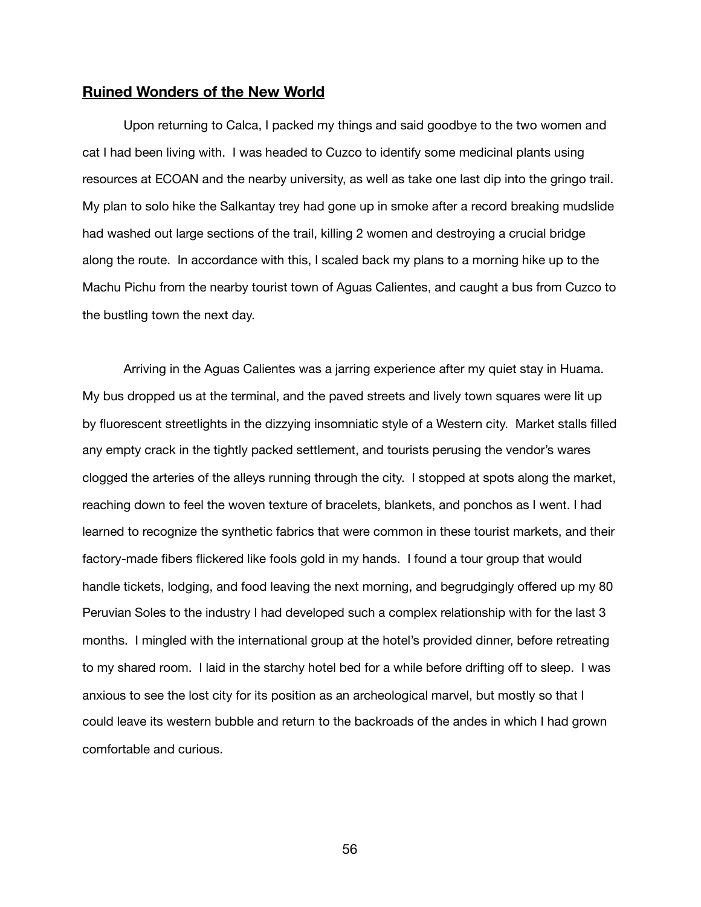## **Ruined Wonders of the New World**

Upon returning to Calca, I packed my things and said goodbye to the two women and cat I had been living with. I was headed to Cuzco to identify some medicinal plants using resources at ECOAN and the nearby university, as well as take one last dip into the gringo trail. My plan to solo hike the Salkantay trey had gone up in smoke after a record breaking mudslide had washed out large sections of the trail, killing 2 women and destroying a crucial bridge along the route. In accordance with this, I scaled back my plans to a morning hike up to the Machu Pichu from the nearby tourist town of Aguas Calientes, and caught a bus from Cuzco to the bustling town the next day.

Arriving in the Aguas Calientes was a jarring experience after my quiet stay in Huama. My bus dropped us at the terminal, and the paved streets and lively town squares were lit up by fluorescent streetlights in the dizzying insomniatic style of a Western city. Market stalls filled any empty crack in the tightly packed settlement, and tourists perusing the vendor's wares clogged the arteries of the alleys running through the city. I stopped at spots along the market, reaching down to feel the woven texture of bracelets, blankets, and ponchos as I went. I had learned to recognize the synthetic fabrics that were common in these tourist markets, and their factory-made fibers flickered like fools gold in my hands. I found a tour group that would handle tickets, lodging, and food leaving the next morning, and begrudgingly offered up my 80 Peruvian Soles to the industry I had developed such a complex relationship with for the last 3 months. I mingled with the international group at the hotel's provided dinner, before retreating to my shared room. I laid in the starchy hotel bed for a while before drifting off to sleep. I was anxious to see the lost city for its position as an archeological marvel, but mostly so that I could leave its western bubble and return to the backroads of the andes in which I had grown comfortable and curious.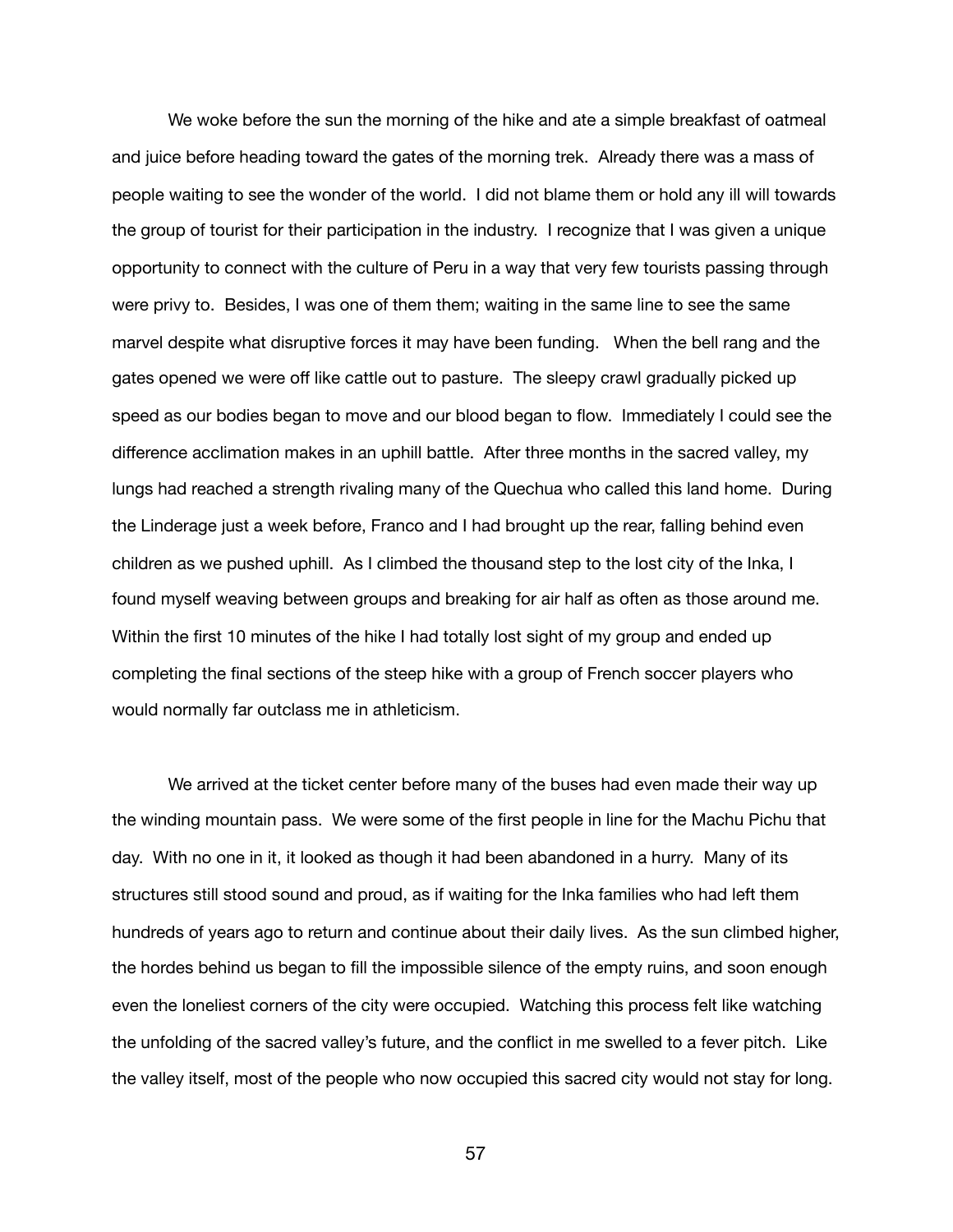We woke before the sun the morning of the hike and ate a simple breakfast of oatmeal and juice before heading toward the gates of the morning trek. Already there was a mass of people waiting to see the wonder of the world. I did not blame them or hold any ill will towards the group of tourist for their participation in the industry. I recognize that I was given a unique opportunity to connect with the culture of Peru in a way that very few tourists passing through were privy to. Besides, I was one of them them; waiting in the same line to see the same marvel despite what disruptive forces it may have been funding. When the bell rang and the gates opened we were off like cattle out to pasture. The sleepy crawl gradually picked up speed as our bodies began to move and our blood began to flow. Immediately I could see the difference acclimation makes in an uphill battle. After three months in the sacred valley, my lungs had reached a strength rivaling many of the Quechua who called this land home. During the Linderage just a week before, Franco and I had brought up the rear, falling behind even children as we pushed uphill. As I climbed the thousand step to the lost city of the Inka, I found myself weaving between groups and breaking for air half as often as those around me. Within the first 10 minutes of the hike I had totally lost sight of my group and ended up completing the final sections of the steep hike with a group of French soccer players who would normally far outclass me in athleticism.

We arrived at the ticket center before many of the buses had even made their way up the winding mountain pass. We were some of the first people in line for the Machu Pichu that day. With no one in it, it looked as though it had been abandoned in a hurry. Many of its structures still stood sound and proud, as if waiting for the Inka families who had left them hundreds of years ago to return and continue about their daily lives. As the sun climbed higher, the hordes behind us began to fill the impossible silence of the empty ruins, and soon enough even the loneliest corners of the city were occupied. Watching this process felt like watching the unfolding of the sacred valley's future, and the conflict in me swelled to a fever pitch. Like the valley itself, most of the people who now occupied this sacred city would not stay for long.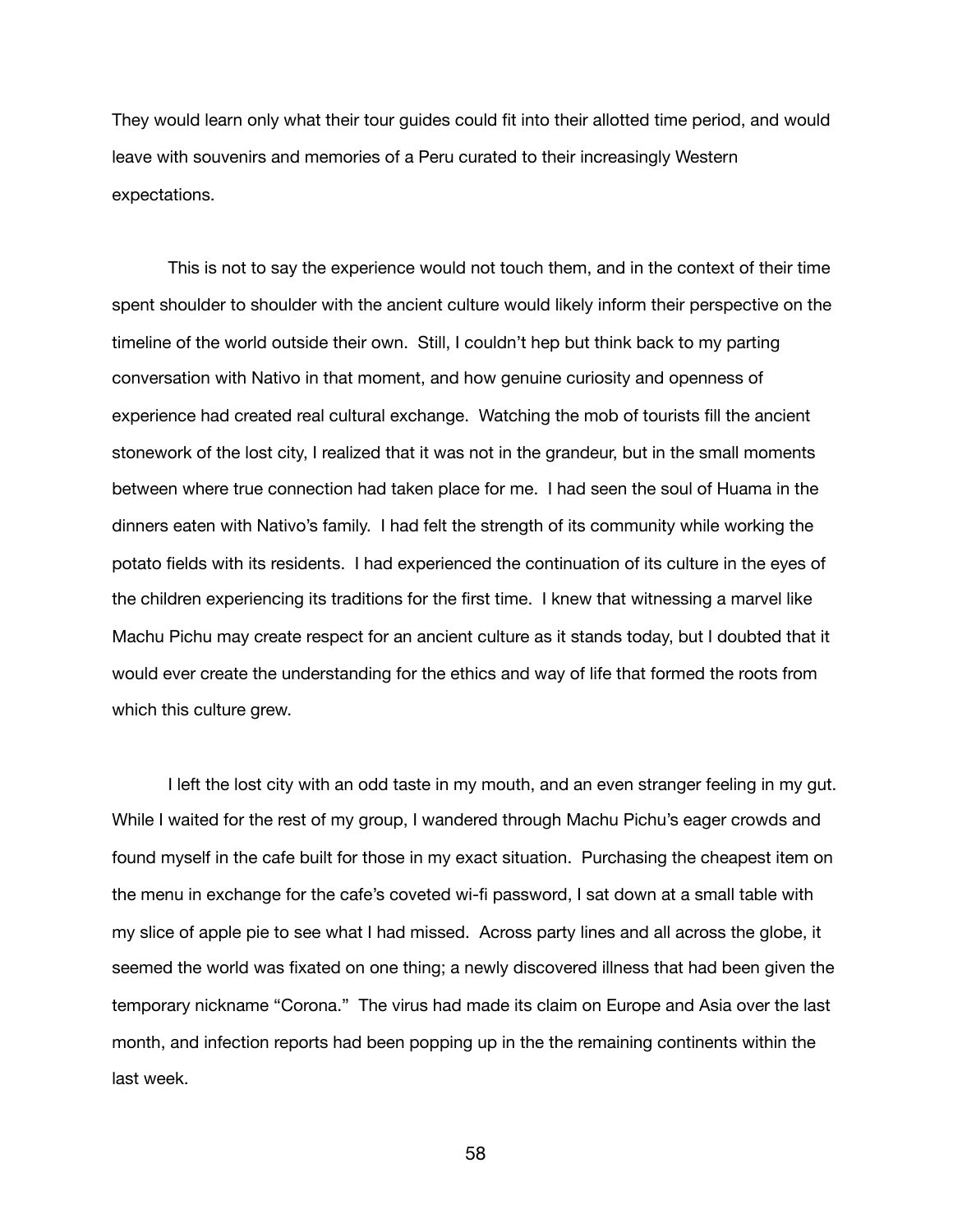They would learn only what their tour guides could fit into their allotted time period, and would leave with souvenirs and memories of a Peru curated to their increasingly Western expectations.

This is not to say the experience would not touch them, and in the context of their time spent shoulder to shoulder with the ancient culture would likely inform their perspective on the timeline of the world outside their own. Still, I couldn't hep but think back to my parting conversation with Nativo in that moment, and how genuine curiosity and openness of experience had created real cultural exchange. Watching the mob of tourists fill the ancient stonework of the lost city, I realized that it was not in the grandeur, but in the small moments between where true connection had taken place for me. I had seen the soul of Huama in the dinners eaten with Nativo's family. I had felt the strength of its community while working the potato fields with its residents. I had experienced the continuation of its culture in the eyes of the children experiencing its traditions for the first time. I knew that witnessing a marvel like Machu Pichu may create respect for an ancient culture as it stands today, but I doubted that it would ever create the understanding for the ethics and way of life that formed the roots from which this culture grew.

I left the lost city with an odd taste in my mouth, and an even stranger feeling in my gut. While I waited for the rest of my group, I wandered through Machu Pichu's eager crowds and found myself in the cafe built for those in my exact situation. Purchasing the cheapest item on the menu in exchange for the cafe's coveted wi-fi password, I sat down at a small table with my slice of apple pie to see what I had missed. Across party lines and all across the globe, it seemed the world was fixated on one thing; a newly discovered illness that had been given the temporary nickname "Corona." The virus had made its claim on Europe and Asia over the last month, and infection reports had been popping up in the the remaining continents within the last week.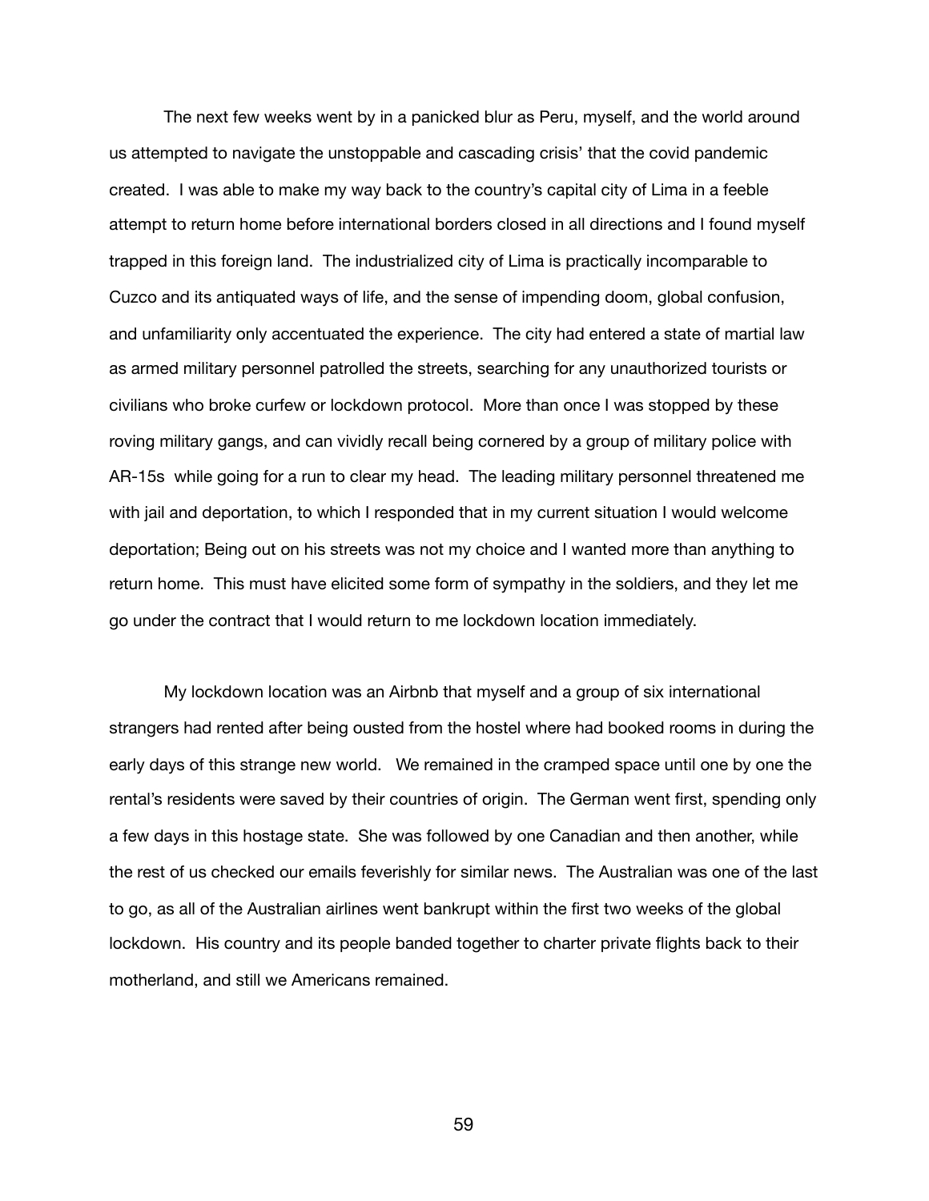The next few weeks went by in a panicked blur as Peru, myself, and the world around us attempted to navigate the unstoppable and cascading crisis' that the covid pandemic created. I was able to make my way back to the country's capital city of Lima in a feeble attempt to return home before international borders closed in all directions and I found myself trapped in this foreign land. The industrialized city of Lima is practically incomparable to Cuzco and its antiquated ways of life, and the sense of impending doom, global confusion, and unfamiliarity only accentuated the experience. The city had entered a state of martial law as armed military personnel patrolled the streets, searching for any unauthorized tourists or civilians who broke curfew or lockdown protocol. More than once I was stopped by these roving military gangs, and can vividly recall being cornered by a group of military police with AR-15s while going for a run to clear my head. The leading military personnel threatened me with jail and deportation, to which I responded that in my current situation I would welcome deportation; Being out on his streets was not my choice and I wanted more than anything to return home. This must have elicited some form of sympathy in the soldiers, and they let me go under the contract that I would return to me lockdown location immediately.

My lockdown location was an Airbnb that myself and a group of six international strangers had rented after being ousted from the hostel where had booked rooms in during the early days of this strange new world. We remained in the cramped space until one by one the rental's residents were saved by their countries of origin. The German went first, spending only a few days in this hostage state. She was followed by one Canadian and then another, while the rest of us checked our emails feverishly for similar news. The Australian was one of the last to go, as all of the Australian airlines went bankrupt within the first two weeks of the global lockdown. His country and its people banded together to charter private flights back to their motherland, and still we Americans remained.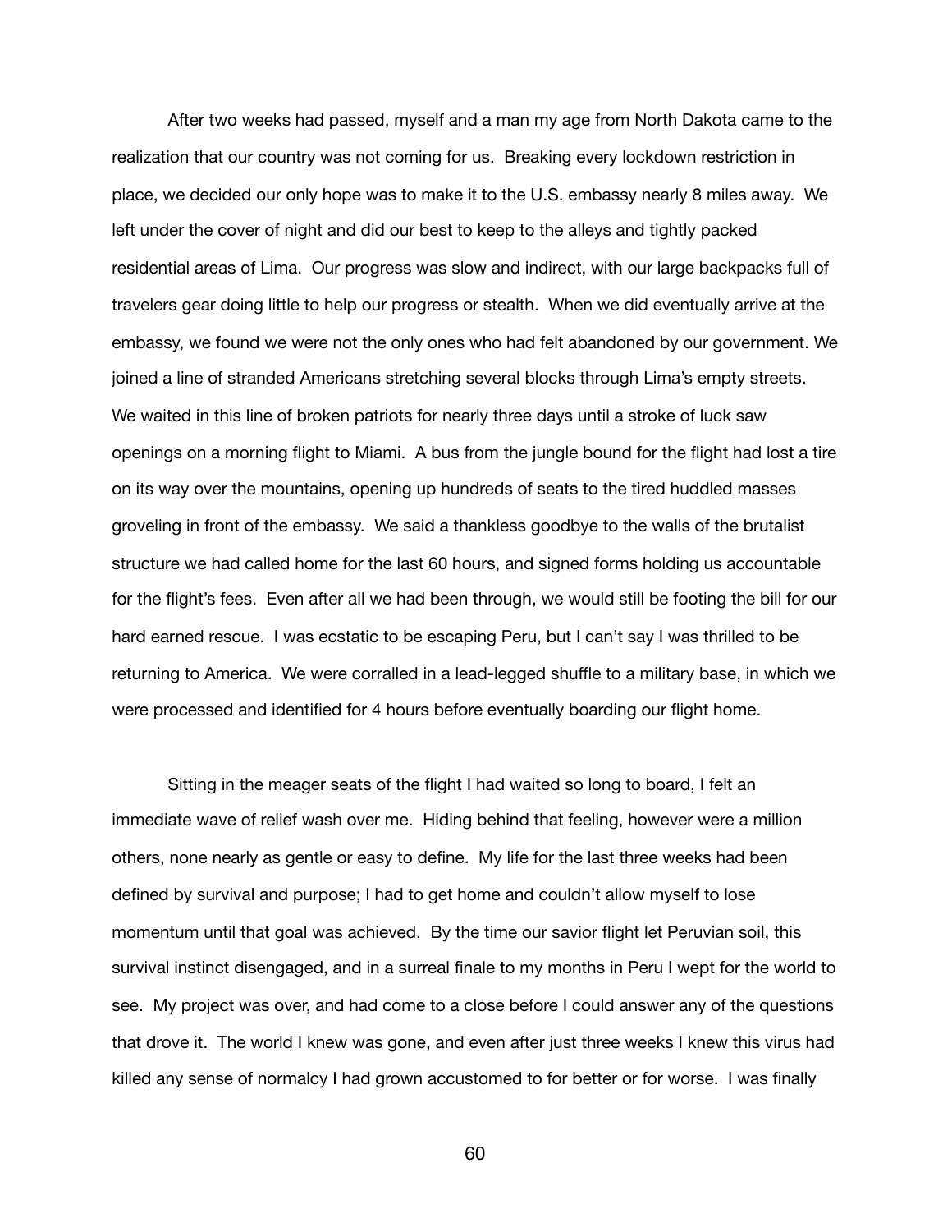After two weeks had passed, myself and a man my age from North Dakota came to the realization that our country was not coming for us. Breaking every lockdown restriction in place, we decided our only hope was to make it to the U.S. embassy nearly 8 miles away. We left under the cover of night and did our best to keep to the alleys and tightly packed residential areas of Lima. Our progress was slow and indirect, with our large backpacks full of travelers gear doing little to help our progress or stealth. When we did eventually arrive at the embassy, we found we were not the only ones who had felt abandoned by our government. We joined a line of stranded Americans stretching several blocks through Lima's empty streets. We waited in this line of broken patriots for nearly three days until a stroke of luck saw openings on a morning flight to Miami. A bus from the jungle bound for the flight had lost a tire on its way over the mountains, opening up hundreds of seats to the tired huddled masses groveling in front of the embassy. We said a thankless goodbye to the walls of the brutalist structure we had called home for the last 60 hours, and signed forms holding us accountable for the flight's fees. Even after all we had been through, we would still be footing the bill for our hard earned rescue. I was ecstatic to be escaping Peru, but I can't say I was thrilled to be returning to America. We were corralled in a lead-legged shuffle to a military base, in which we were processed and identified for 4 hours before eventually boarding our flight home.

Sitting in the meager seats of the flight I had waited so long to board, I felt an immediate wave of relief wash over me. Hiding behind that feeling, however were a million others, none nearly as gentle or easy to define. My life for the last three weeks had been defined by survival and purpose; I had to get home and couldn't allow myself to lose momentum until that goal was achieved. By the time our savior flight let Peruvian soil, this survival instinct disengaged, and in a surreal finale to my months in Peru I wept for the world to see. My project was over, and had come to a close before I could answer any of the questions that drove it. The world I knew was gone, and even after just three weeks I knew this virus had killed any sense of normalcy I had grown accustomed to for better or for worse. I was finally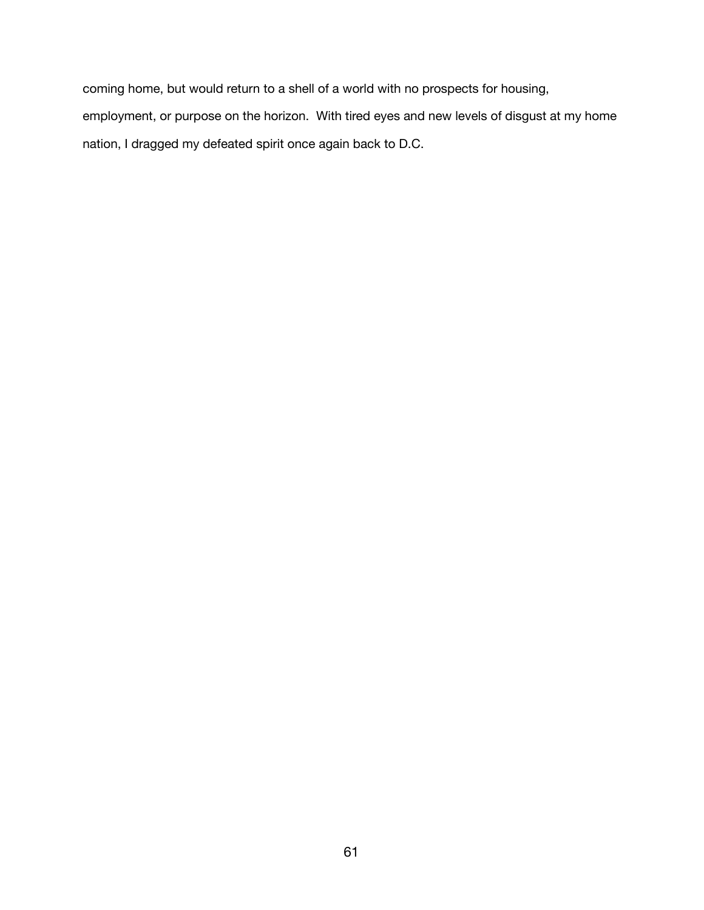coming home, but would return to a shell of a world with no prospects for housing, employment, or purpose on the horizon.  With tired eyes and new levels of disgust at my home nation, I dragged my defeated spirit once again back to D.C.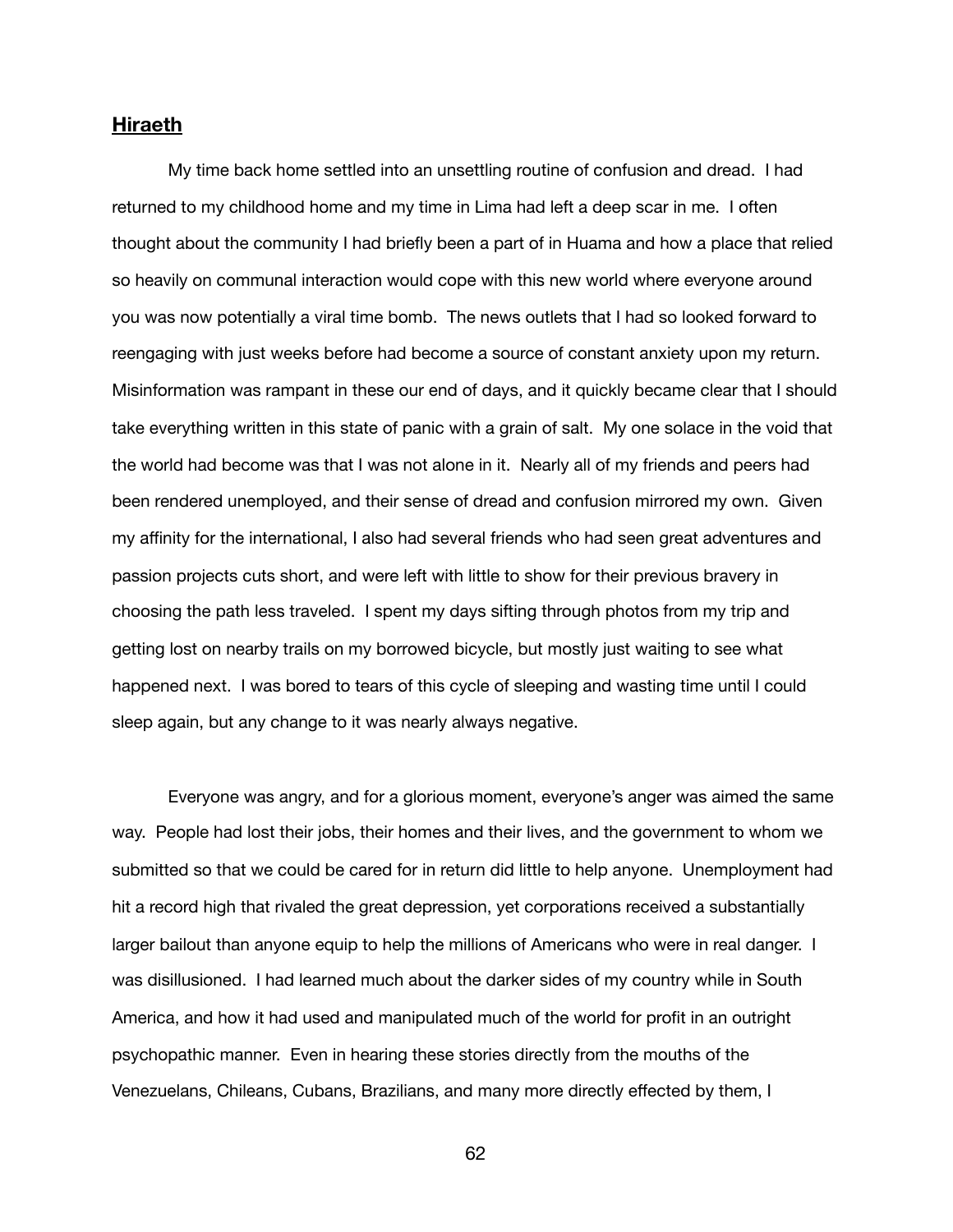## **Hiraeth**

My time back home settled into an unsettling routine of confusion and dread. I had returned to my childhood home and my time in Lima had left a deep scar in me. I often thought about the community I had briefly been a part of in Huama and how a place that relied so heavily on communal interaction would cope with this new world where everyone around you was now potentially a viral time bomb. The news outlets that I had so looked forward to reengaging with just weeks before had become a source of constant anxiety upon my return. Misinformation was rampant in these our end of days, and it quickly became clear that I should take everything written in this state of panic with a grain of salt. My one solace in the void that the world had become was that I was not alone in it. Nearly all of my friends and peers had been rendered unemployed, and their sense of dread and confusion mirrored my own. Given my affinity for the international, I also had several friends who had seen great adventures and passion projects cuts short, and were left with little to show for their previous bravery in choosing the path less traveled. I spent my days sifting through photos from my trip and getting lost on nearby trails on my borrowed bicycle, but mostly just waiting to see what happened next. I was bored to tears of this cycle of sleeping and wasting time until I could sleep again, but any change to it was nearly always negative.

Everyone was angry, and for a glorious moment, everyone's anger was aimed the same way. People had lost their jobs, their homes and their lives, and the government to whom we submitted so that we could be cared for in return did little to help anyone. Unemployment had hit a record high that rivaled the great depression, yet corporations received a substantially larger bailout than anyone equip to help the millions of Americans who were in real danger. I was disillusioned. I had learned much about the darker sides of my country while in South America, and how it had used and manipulated much of the world for profit in an outright psychopathic manner. Even in hearing these stories directly from the mouths of the Venezuelans, Chileans, Cubans, Brazilians, and many more directly effected by them, I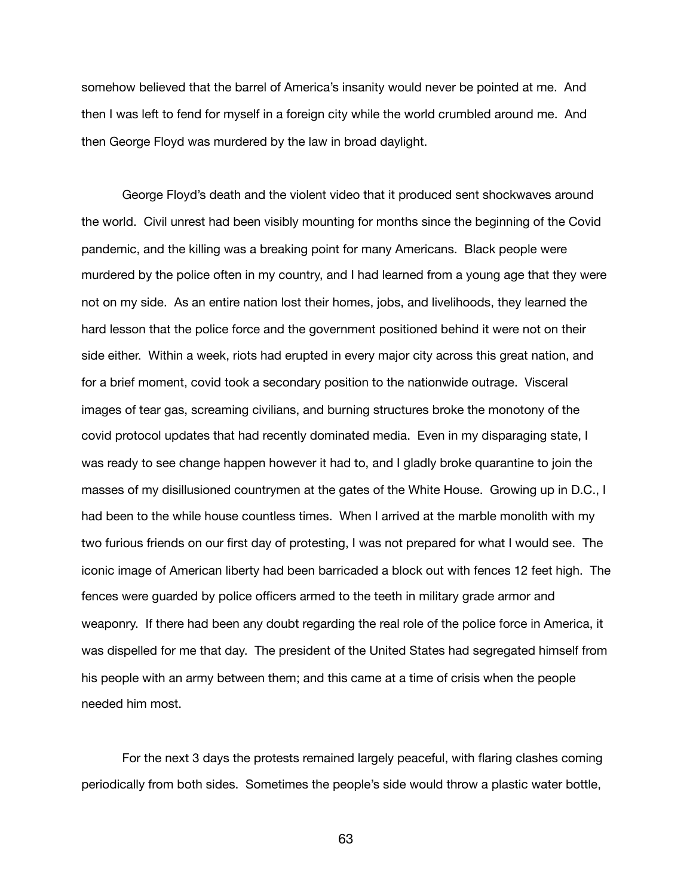somehow believed that the barrel of America's insanity would never be pointed at me. And then I was left to fend for myself in a foreign city while the world crumbled around me. And then George Floyd was murdered by the law in broad daylight.

George Floyd's death and the violent video that it produced sent shockwaves around the world. Civil unrest had been visibly mounting for months since the beginning of the Covid pandemic, and the killing was a breaking point for many Americans. Black people were murdered by the police often in my country, and I had learned from a young age that they were not on my side. As an entire nation lost their homes, jobs, and livelihoods, they learned the hard lesson that the police force and the government positioned behind it were not on their side either. Within a week, riots had erupted in every major city across this great nation, and for a brief moment, covid took a secondary position to the nationwide outrage. Visceral images of tear gas, screaming civilians, and burning structures broke the monotony of the covid protocol updates that had recently dominated media. Even in my disparaging state, I was ready to see change happen however it had to, and I gladly broke quarantine to join the masses of my disillusioned countrymen at the gates of the White House. Growing up in D.C., I had been to the while house countless times. When I arrived at the marble monolith with my two furious friends on our first day of protesting, I was not prepared for what I would see. The iconic image of American liberty had been barricaded a block out with fences 12 feet high. The fences were guarded by police officers armed to the teeth in military grade armor and weaponry. If there had been any doubt regarding the real role of the police force in America, it was dispelled for me that day. The president of the United States had segregated himself from his people with an army between them; and this came at a time of crisis when the people needed him most.

For the next 3 days the protests remained largely peaceful, with flaring clashes coming periodically from both sides. Sometimes the people's side would throw a plastic water bottle,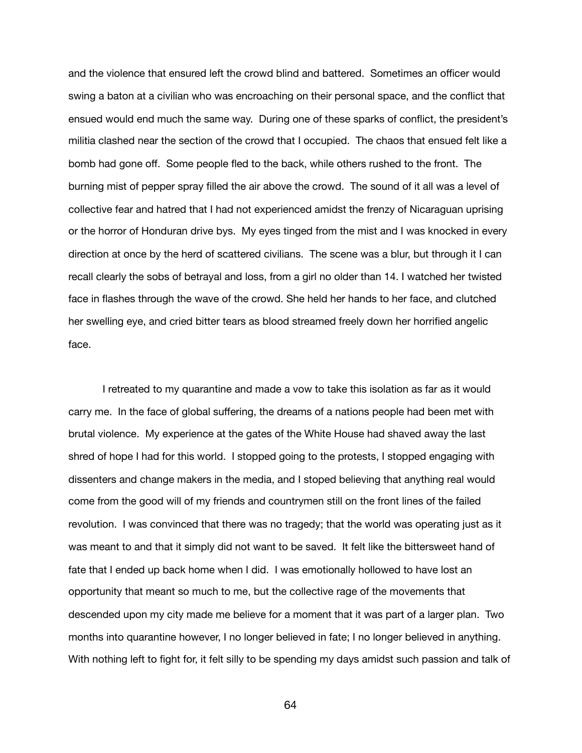and the violence that ensured left the crowd blind and battered. Sometimes an officer would swing a baton at a civilian who was encroaching on their personal space, and the conflict that ensued would end much the same way. During one of these sparks of conflict, the president's militia clashed near the section of the crowd that I occupied. The chaos that ensued felt like a bomb had gone off. Some people fled to the back, while others rushed to the front. The burning mist of pepper spray filled the air above the crowd. The sound of it all was a level of collective fear and hatred that I had not experienced amidst the frenzy of Nicaraguan uprising or the horror of Honduran drive bys. My eyes tinged from the mist and I was knocked in every direction at once by the herd of scattered civilians. The scene was a blur, but through it I can recall clearly the sobs of betrayal and loss, from a girl no older than 14. I watched her twisted face in flashes through the wave of the crowd. She held her hands to her face, and clutched her swelling eye, and cried bitter tears as blood streamed freely down her horrified angelic face.

I retreated to my quarantine and made a vow to take this isolation as far as it would carry me. In the face of global suffering, the dreams of a nations people had been met with brutal violence. My experience at the gates of the White House had shaved away the last shred of hope I had for this world. I stopped going to the protests, I stopped engaging with dissenters and change makers in the media, and I stoped believing that anything real would come from the good will of my friends and countrymen still on the front lines of the failed revolution. I was convinced that there was no tragedy; that the world was operating just as it was meant to and that it simply did not want to be saved. It felt like the bittersweet hand of fate that I ended up back home when I did. I was emotionally hollowed to have lost an opportunity that meant so much to me, but the collective rage of the movements that descended upon my city made me believe for a moment that it was part of a larger plan. Two months into quarantine however, I no longer believed in fate; I no longer believed in anything. With nothing left to fight for, it felt silly to be spending my days amidst such passion and talk of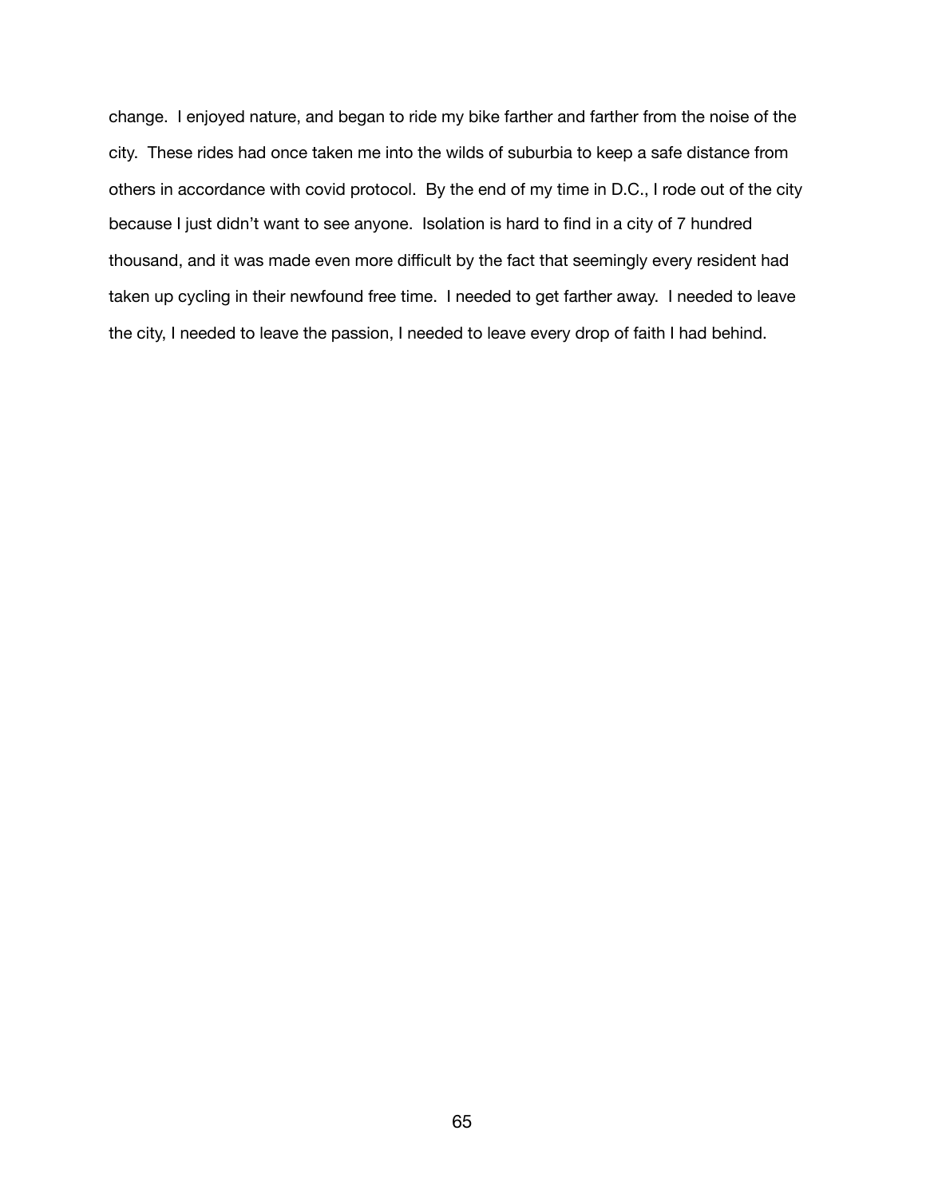change. I enjoyed nature, and began to ride my bike farther and farther from the noise of the city. These rides had once taken me into the wilds of suburbia to keep a safe distance from others in accordance with covid protocol. By the end of my time in D.C., I rode out of the city because I just didn't want to see anyone. Isolation is hard to find in a city of 7 hundred thousand, and it was made even more difficult by the fact that seemingly every resident had taken up cycling in their newfound free time. I needed to get farther away. I needed to leave the city, I needed to leave the passion, I needed to leave every drop of faith I had behind.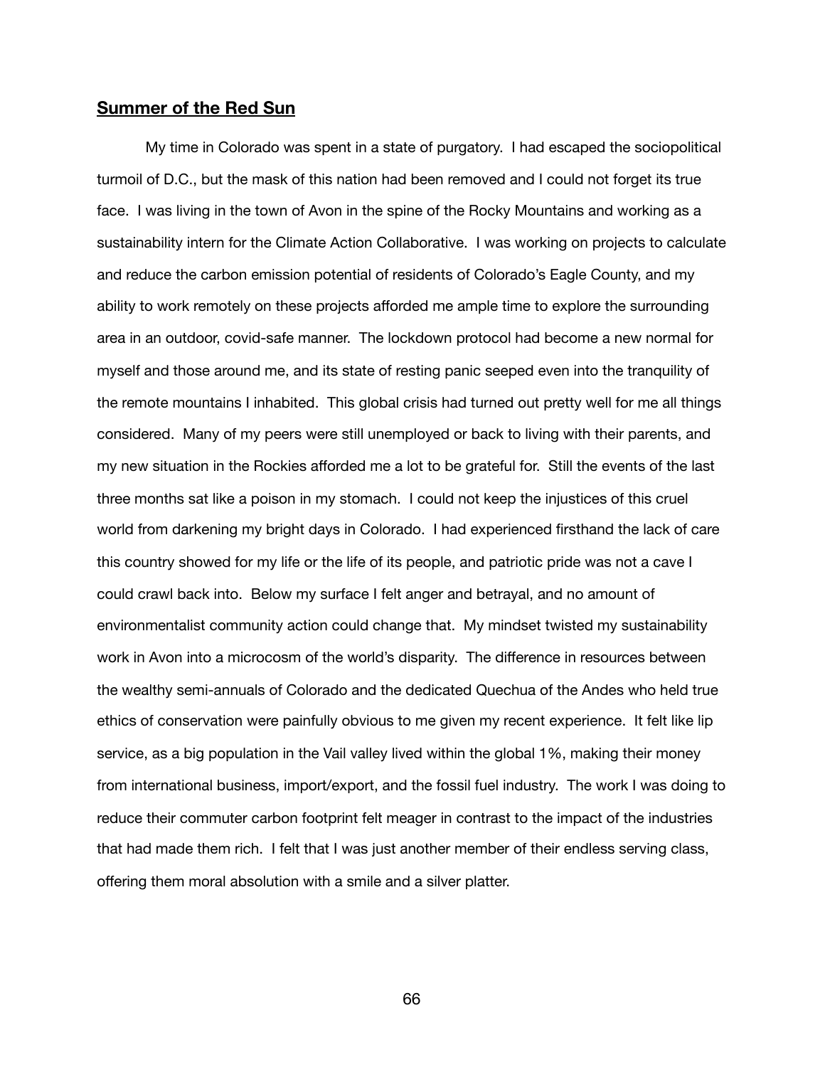## **Summer of the Red Sun**

My time in Colorado was spent in a state of purgatory. I had escaped the sociopolitical turmoil of D.C., but the mask of this nation had been removed and I could not forget its true face. I was living in the town of Avon in the spine of the Rocky Mountains and working as a sustainability intern for the Climate Action Collaborative. I was working on projects to calculate and reduce the carbon emission potential of residents of Colorado's Eagle County, and my ability to work remotely on these projects afforded me ample time to explore the surrounding area in an outdoor, covid-safe manner. The lockdown protocol had become a new normal for myself and those around me, and its state of resting panic seeped even into the tranquility of the remote mountains I inhabited. This global crisis had turned out pretty well for me all things considered. Many of my peers were still unemployed or back to living with their parents, and my new situation in the Rockies afforded me a lot to be grateful for. Still the events of the last three months sat like a poison in my stomach. I could not keep the injustices of this cruel world from darkening my bright days in Colorado. I had experienced firsthand the lack of care this country showed for my life or the life of its people, and patriotic pride was not a cave I could crawl back into. Below my surface I felt anger and betrayal, and no amount of environmentalist community action could change that. My mindset twisted my sustainability work in Avon into a microcosm of the world's disparity. The difference in resources between the wealthy semi-annuals of Colorado and the dedicated Quechua of the Andes who held true ethics of conservation were painfully obvious to me given my recent experience. It felt like lip service, as a big population in the Vail valley lived within the global 1%, making their money from international business, import/export, and the fossil fuel industry. The work I was doing to reduce their commuter carbon footprint felt meager in contrast to the impact of the industries that had made them rich. I felt that I was just another member of their endless serving class, offering them moral absolution with a smile and a silver platter.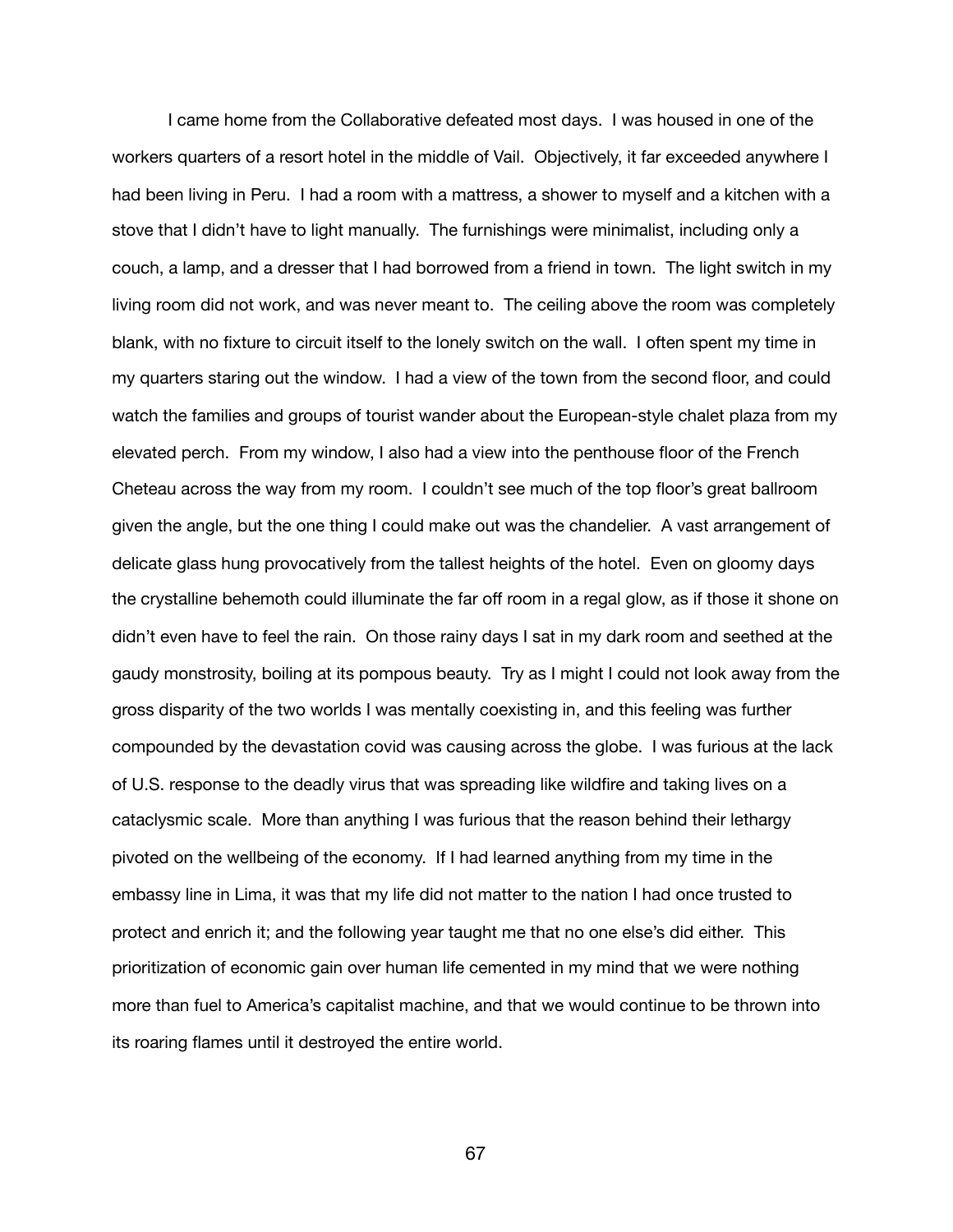I came home from the Collaborative defeated most days. I was housed in one of the workers quarters of a resort hotel in the middle of Vail. Objectively, it far exceeded anywhere I had been living in Peru. I had a room with a mattress, a shower to myself and a kitchen with a stove that I didn't have to light manually. The furnishings were minimalist, including only a couch, a lamp, and a dresser that I had borrowed from a friend in town. The light switch in my living room did not work, and was never meant to. The ceiling above the room was completely blank, with no fixture to circuit itself to the lonely switch on the wall. I often spent my time in my quarters staring out the window. I had a view of the town from the second floor, and could watch the families and groups of tourist wander about the European-style chalet plaza from my elevated perch. From my window, I also had a view into the penthouse floor of the French Cheteau across the way from my room. I couldn't see much of the top floor's great ballroom given the angle, but the one thing I could make out was the chandelier. A vast arrangement of delicate glass hung provocatively from the tallest heights of the hotel. Even on gloomy days the crystalline behemoth could illuminate the far off room in a regal glow, as if those it shone on didn't even have to feel the rain. On those rainy days I sat in my dark room and seethed at the gaudy monstrosity, boiling at its pompous beauty. Try as I might I could not look away from the gross disparity of the two worlds I was mentally coexisting in, and this feeling was further compounded by the devastation covid was causing across the globe. I was furious at the lack of U.S. response to the deadly virus that was spreading like wildfire and taking lives on a cataclysmic scale. More than anything I was furious that the reason behind their lethargy pivoted on the wellbeing of the economy. If I had learned anything from my time in the embassy line in Lima, it was that my life did not matter to the nation I had once trusted to protect and enrich it; and the following year taught me that no one else's did either. This prioritization of economic gain over human life cemented in my mind that we were nothing more than fuel to America's capitalist machine, and that we would continue to be thrown into its roaring flames until it destroyed the entire world.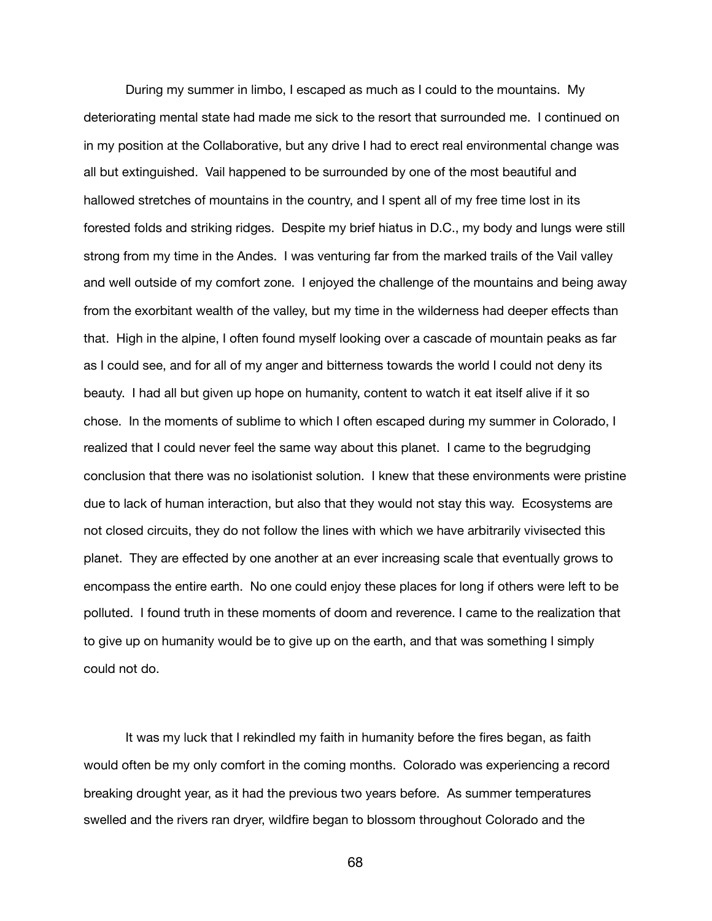During my summer in limbo, I escaped as much as I could to the mountains. My deteriorating mental state had made me sick to the resort that surrounded me. I continued on in my position at the Collaborative, but any drive I had to erect real environmental change was all but extinguished. Vail happened to be surrounded by one of the most beautiful and hallowed stretches of mountains in the country, and I spent all of my free time lost in its forested folds and striking ridges. Despite my brief hiatus in D.C., my body and lungs were still strong from my time in the Andes. I was venturing far from the marked trails of the Vail valley and well outside of my comfort zone. I enjoyed the challenge of the mountains and being away from the exorbitant wealth of the valley, but my time in the wilderness had deeper effects than that. High in the alpine, I often found myself looking over a cascade of mountain peaks as far as I could see, and for all of my anger and bitterness towards the world I could not deny its beauty. I had all but given up hope on humanity, content to watch it eat itself alive if it so chose. In the moments of sublime to which I often escaped during my summer in Colorado, I realized that I could never feel the same way about this planet. I came to the begrudging conclusion that there was no isolationist solution. I knew that these environments were pristine due to lack of human interaction, but also that they would not stay this way. Ecosystems are not closed circuits, they do not follow the lines with which we have arbitrarily vivisected this planet. They are effected by one another at an ever increasing scale that eventually grows to encompass the entire earth. No one could enjoy these places for long if others were left to be polluted. I found truth in these moments of doom and reverence. I came to the realization that to give up on humanity would be to give up on the earth, and that was something I simply could not do.

It was my luck that I rekindled my faith in humanity before the fires began, as faith would often be my only comfort in the coming months. Colorado was experiencing a record breaking drought year, as it had the previous two years before. As summer temperatures swelled and the rivers ran dryer, wildfire began to blossom throughout Colorado and the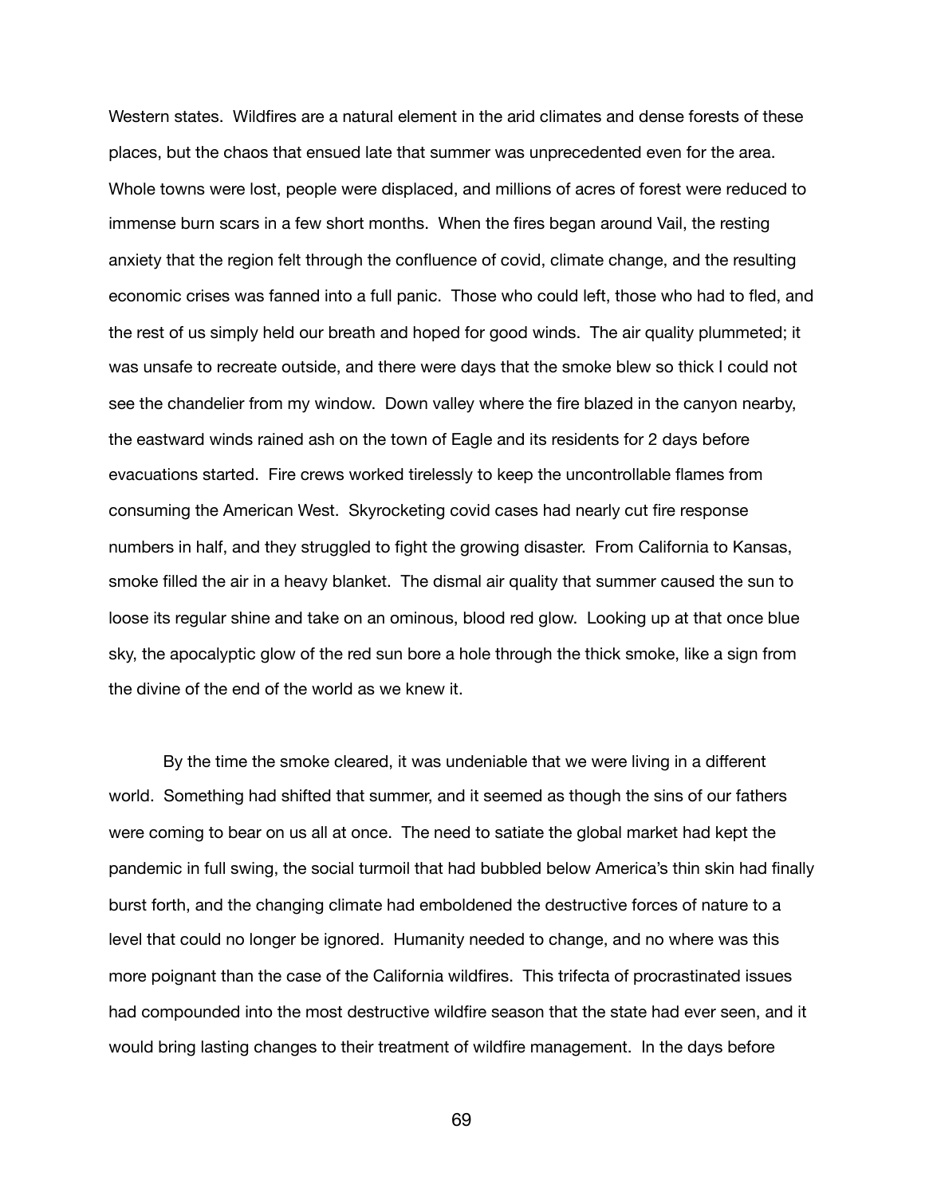Western states. Wildfires are a natural element in the arid climates and dense forests of these places, but the chaos that ensued late that summer was unprecedented even for the area. Whole towns were lost, people were displaced, and millions of acres of forest were reduced to immense burn scars in a few short months. When the fires began around Vail, the resting anxiety that the region felt through the confluence of covid, climate change, and the resulting economic crises was fanned into a full panic. Those who could left, those who had to fled, and the rest of us simply held our breath and hoped for good winds. The air quality plummeted; it was unsafe to recreate outside, and there were days that the smoke blew so thick I could not see the chandelier from my window. Down valley where the fire blazed in the canyon nearby, the eastward winds rained ash on the town of Eagle and its residents for 2 days before evacuations started. Fire crews worked tirelessly to keep the uncontrollable flames from consuming the American West. Skyrocketing covid cases had nearly cut fire response numbers in half, and they struggled to fight the growing disaster. From California to Kansas, smoke filled the air in a heavy blanket. The dismal air quality that summer caused the sun to loose its regular shine and take on an ominous, blood red glow. Looking up at that once blue sky, the apocalyptic glow of the red sun bore a hole through the thick smoke, like a sign from the divine of the end of the world as we knew it.

By the time the smoke cleared, it was undeniable that we were living in a different world. Something had shifted that summer, and it seemed as though the sins of our fathers were coming to bear on us all at once. The need to satiate the global market had kept the pandemic in full swing, the social turmoil that had bubbled below America's thin skin had finally burst forth, and the changing climate had emboldened the destructive forces of nature to a level that could no longer be ignored. Humanity needed to change, and no where was this more poignant than the case of the California wildfires. This trifecta of procrastinated issues had compounded into the most destructive wildfire season that the state had ever seen, and it would bring lasting changes to their treatment of wildfire management. In the days before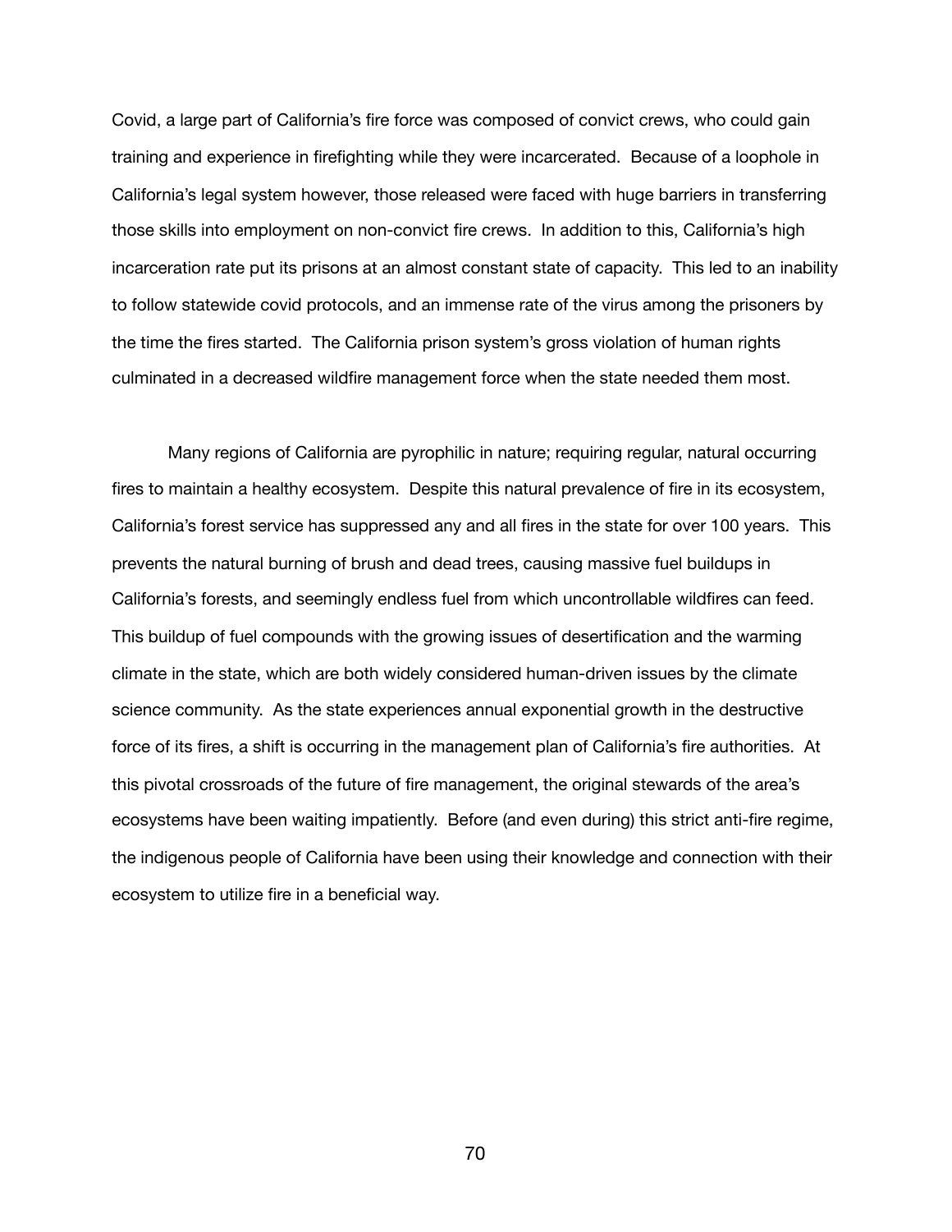Covid, a large part of California's fire force was composed of convict crews, who could gain training and experience in firefighting while they were incarcerated. Because of a loophole in California's legal system however, those released were faced with huge barriers in transferring those skills into employment on non-convict fire crews. In addition to this, California's high incarceration rate put its prisons at an almost constant state of capacity. This led to an inability to follow statewide covid protocols, and an immense rate of the virus among the prisoners by the time the fires started. The California prison system's gross violation of human rights culminated in a decreased wildfire management force when the state needed them most.

Many regions of California are pyrophilic in nature; requiring regular, natural occurring fires to maintain a healthy ecosystem. Despite this natural prevalence of fire in its ecosystem, California's forest service has suppressed any and all fires in the state for over 100 years. This prevents the natural burning of brush and dead trees, causing massive fuel buildups in California's forests, and seemingly endless fuel from which uncontrollable wildfires can feed. This buildup of fuel compounds with the growing issues of desertification and the warming climate in the state, which are both widely considered human-driven issues by the climate science community. As the state experiences annual exponential growth in the destructive force of its fires, a shift is occurring in the management plan of California's fire authorities. At this pivotal crossroads of the future of fire management, the original stewards of the area's ecosystems have been waiting impatiently. Before (and even during) this strict anti-fire regime, the indigenous people of California have been using their knowledge and connection with their ecosystem to utilize fire in a beneficial way.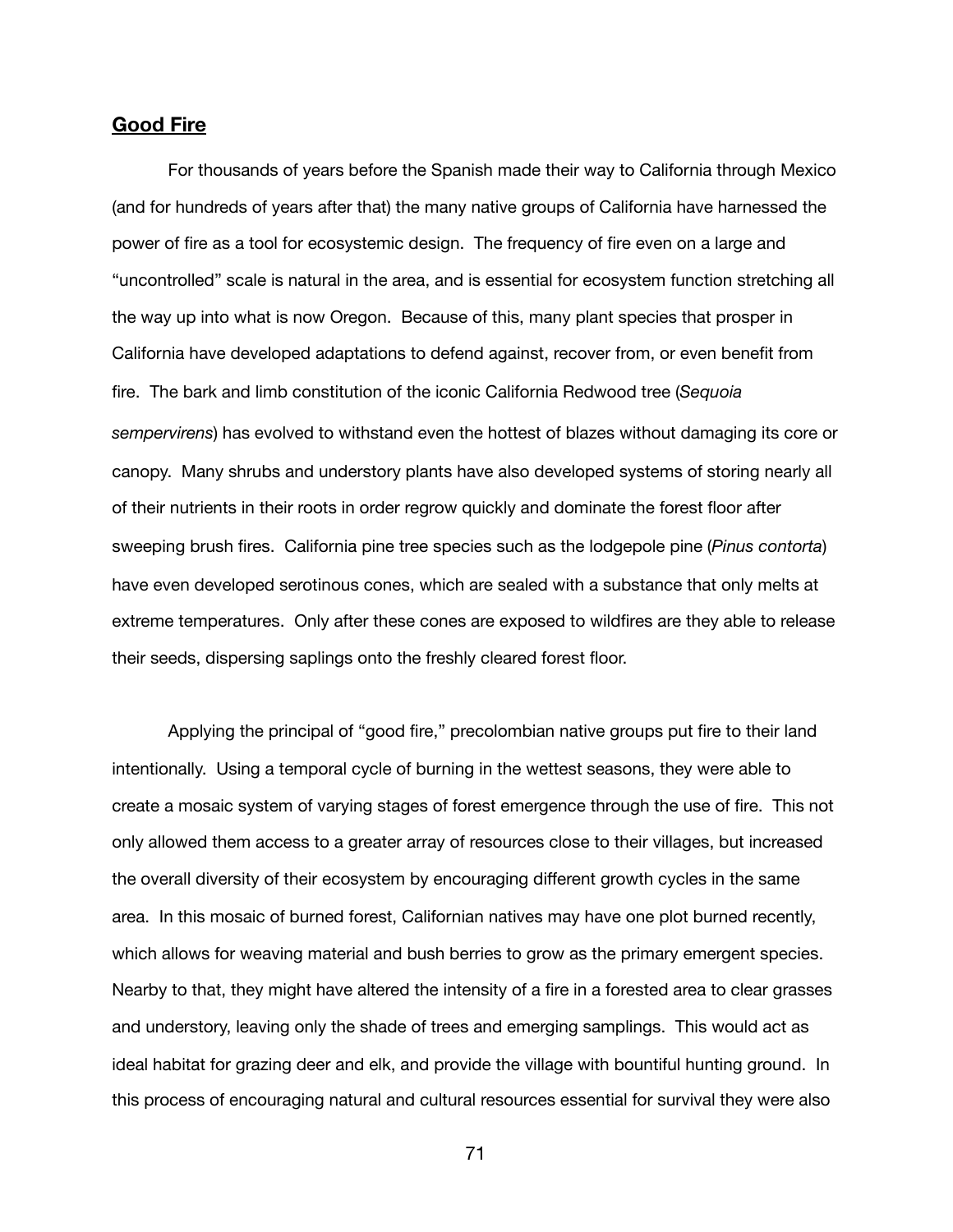## **Good Fire**

For thousands of years before the Spanish made their way to California through Mexico (and for hundreds of years after that) the many native groups of California have harnessed the power of fire as a tool for ecosystemic design. The frequency of fire even on a large and "uncontrolled" scale is natural in the area, and is essential for ecosystem function stretching all the way up into what is now Oregon. Because of this, many plant species that prosper in California have developed adaptations to defend against, recover from, or even benefit from fire. The bark and limb constitution of the iconic California Redwood tree (*Sequoia sempervirens*) has evolved to withstand even the hottest of blazes without damaging its core or canopy. Many shrubs and understory plants have also developed systems of storing nearly all of their nutrients in their roots in order regrow quickly and dominate the forest floor after sweeping brush fires. California pine tree species such as the lodgepole pine (*Pinus contorta*) have even developed serotinous cones, which are sealed with a substance that only melts at extreme temperatures. Only after these cones are exposed to wildfires are they able to release their seeds, dispersing saplings onto the freshly cleared forest floor.

Applying the principal of "good fire," precolombian native groups put fire to their land intentionally. Using a temporal cycle of burning in the wettest seasons, they were able to create a mosaic system of varying stages of forest emergence through the use of fire. This not only allowed them access to a greater array of resources close to their villages, but increased the overall diversity of their ecosystem by encouraging different growth cycles in the same area. In this mosaic of burned forest, Californian natives may have one plot burned recently, which allows for weaving material and bush berries to grow as the primary emergent species. Nearby to that, they might have altered the intensity of a fire in a forested area to clear grasses and understory, leaving only the shade of trees and emerging samplings. This would act as ideal habitat for grazing deer and elk, and provide the village with bountiful hunting ground. In this process of encouraging natural and cultural resources essential for survival they were also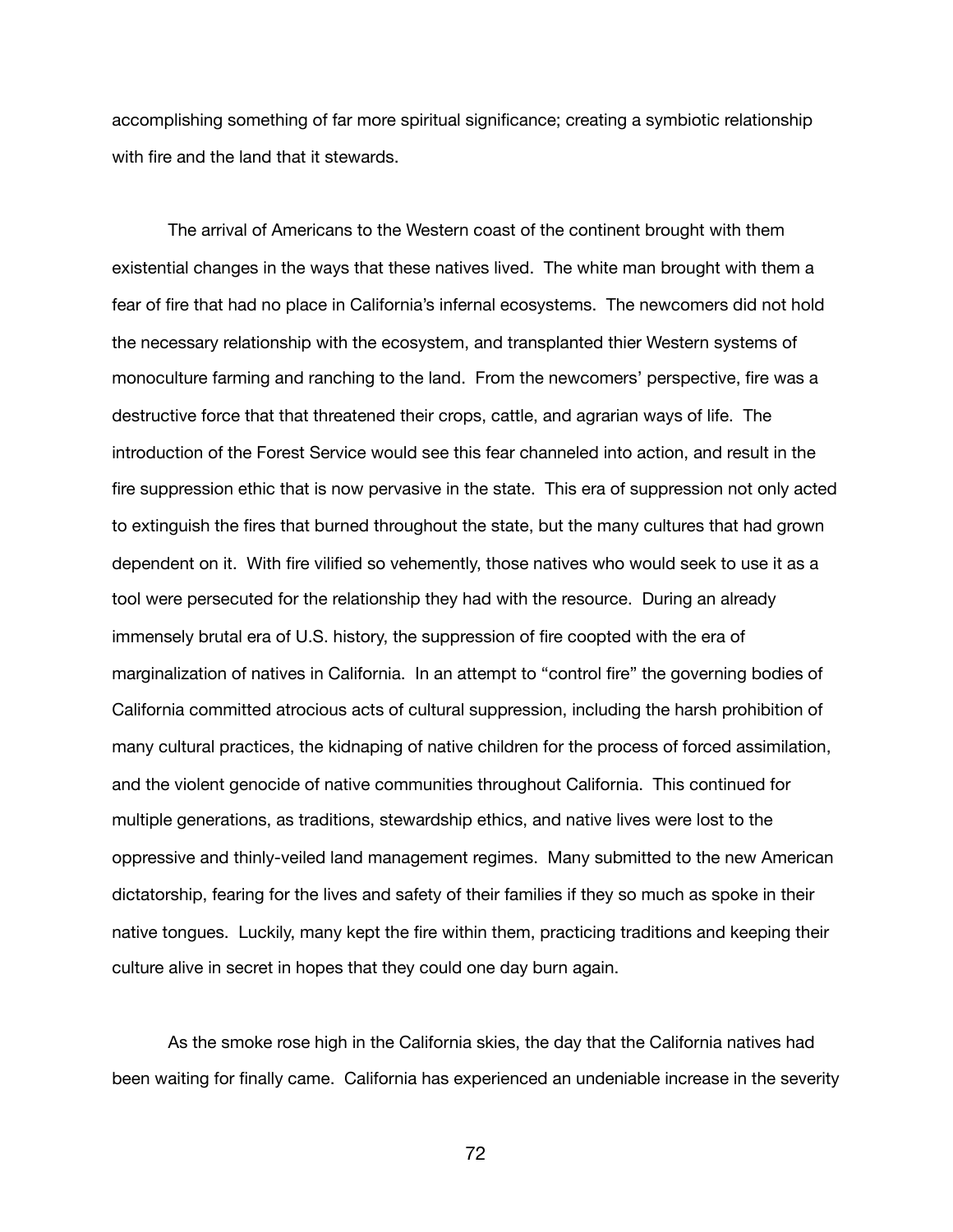accomplishing something of far more spiritual significance; creating a symbiotic relationship with fire and the land that it stewards.

The arrival of Americans to the Western coast of the continent brought with them existential changes in the ways that these natives lived. The white man brought with them a fear of fire that had no place in California's infernal ecosystems. The newcomers did not hold the necessary relationship with the ecosystem, and transplanted thier Western systems of monoculture farming and ranching to the land. From the newcomers' perspective, fire was a destructive force that that threatened their crops, cattle, and agrarian ways of life. The introduction of the Forest Service would see this fear channeled into action, and result in the fire suppression ethic that is now pervasive in the state. This era of suppression not only acted to extinguish the fires that burned throughout the state, but the many cultures that had grown dependent on it. With fire vilified so vehemently, those natives who would seek to use it as a tool were persecuted for the relationship they had with the resource. During an already immensely brutal era of U.S. history, the suppression of fire coopted with the era of marginalization of natives in California. In an attempt to "control fire" the governing bodies of California committed atrocious acts of cultural suppression, including the harsh prohibition of many cultural practices, the kidnaping of native children for the process of forced assimilation, and the violent genocide of native communities throughout California. This continued for multiple generations, as traditions, stewardship ethics, and native lives were lost to the oppressive and thinly-veiled land management regimes. Many submitted to the new American dictatorship, fearing for the lives and safety of their families if they so much as spoke in their native tongues. Luckily, many kept the fire within them, practicing traditions and keeping their culture alive in secret in hopes that they could one day burn again.

As the smoke rose high in the California skies, the day that the California natives had been waiting for finally came. California has experienced an undeniable increase in the severity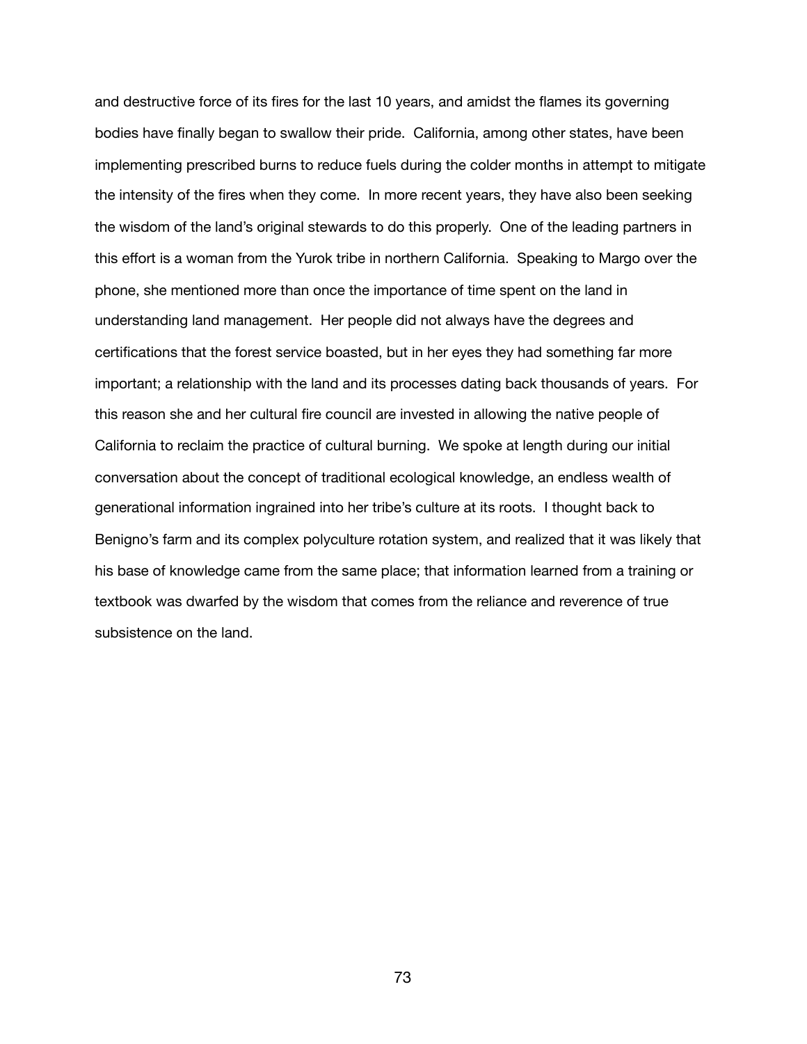and destructive force of its fires for the last 10 years, and amidst the flames its governing bodies have finally began to swallow their pride. California, among other states, have been implementing prescribed burns to reduce fuels during the colder months in attempt to mitigate the intensity of the fires when they come. In more recent years, they have also been seeking the wisdom of the land's original stewards to do this properly. One of the leading partners in this effort is a woman from the Yurok tribe in northern California. Speaking to Margo over the phone, she mentioned more than once the importance of time spent on the land in understanding land management. Her people did not always have the degrees and certifications that the forest service boasted, but in her eyes they had something far more important; a relationship with the land and its processes dating back thousands of years. For this reason she and her cultural fire council are invested in allowing the native people of California to reclaim the practice of cultural burning. We spoke at length during our initial conversation about the concept of traditional ecological knowledge, an endless wealth of generational information ingrained into her tribe's culture at its roots. I thought back to Benigno's farm and its complex polyculture rotation system, and realized that it was likely that his base of knowledge came from the same place; that information learned from a training or textbook was dwarfed by the wisdom that comes from the reliance and reverence of true subsistence on the land.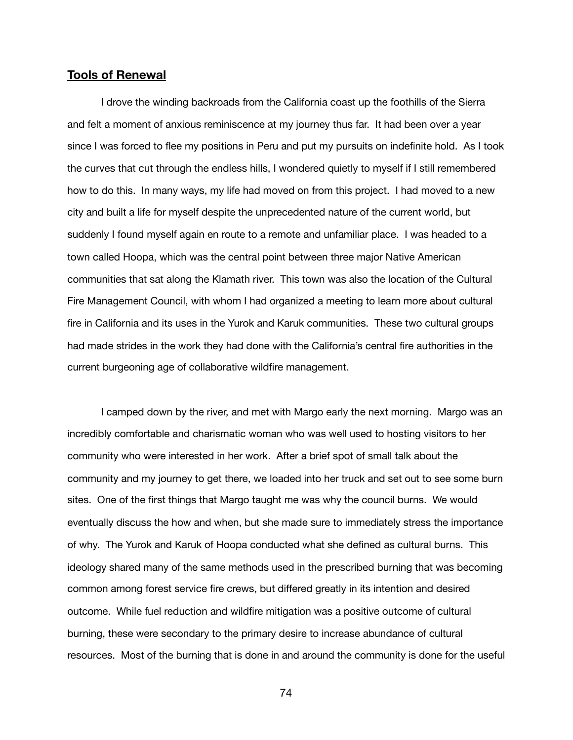## **Tools of Renewal**

I drove the winding backroads from the California coast up the foothills of the Sierra and felt a moment of anxious reminiscence at my journey thus far. It had been over a year since I was forced to flee my positions in Peru and put my pursuits on indefinite hold. As I took the curves that cut through the endless hills, I wondered quietly to myself if I still remembered how to do this. In many ways, my life had moved on from this project. I had moved to a new city and built a life for myself despite the unprecedented nature of the current world, but suddenly I found myself again en route to a remote and unfamiliar place. I was headed to a town called Hoopa, which was the central point between three major Native American communities that sat along the Klamath river. This town was also the location of the Cultural Fire Management Council, with whom I had organized a meeting to learn more about cultural fire in California and its uses in the Yurok and Karuk communities. These two cultural groups had made strides in the work they had done with the California's central fire authorities in the current burgeoning age of collaborative wildfire management.

I camped down by the river, and met with Margo early the next morning. Margo was an incredibly comfortable and charismatic woman who was well used to hosting visitors to her community who were interested in her work. After a brief spot of small talk about the community and my journey to get there, we loaded into her truck and set out to see some burn sites. One of the first things that Margo taught me was why the council burns. We would eventually discuss the how and when, but she made sure to immediately stress the importance of why. The Yurok and Karuk of Hoopa conducted what she defined as cultural burns. This ideology shared many of the same methods used in the prescribed burning that was becoming common among forest service fire crews, but differed greatly in its intention and desired outcome. While fuel reduction and wildfire mitigation was a positive outcome of cultural burning, these were secondary to the primary desire to increase abundance of cultural resources. Most of the burning that is done in and around the community is done for the useful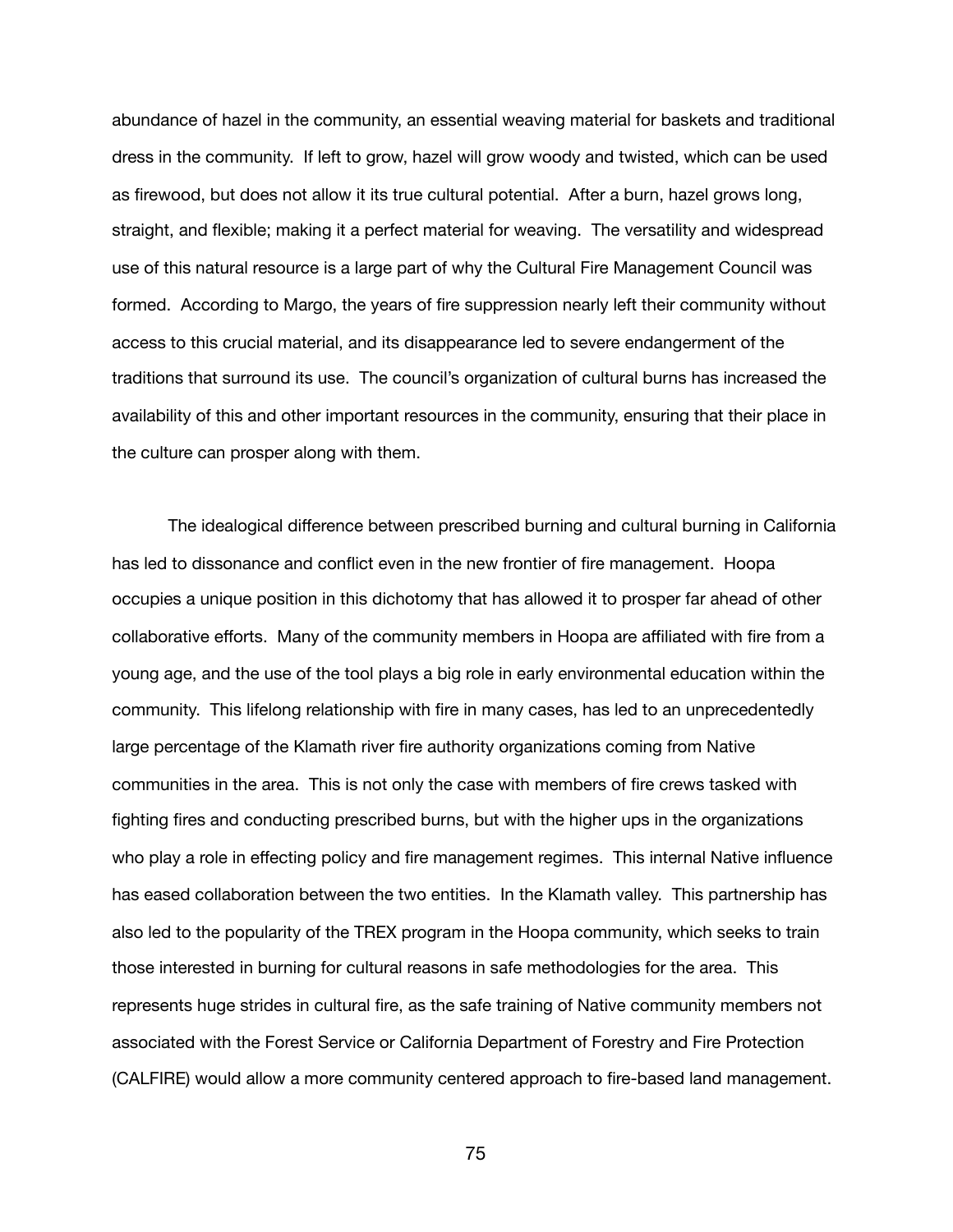abundance of hazel in the community, an essential weaving material for baskets and traditional dress in the community. If left to grow, hazel will grow woody and twisted, which can be used as firewood, but does not allow it its true cultural potential. After a burn, hazel grows long, straight, and flexible; making it a perfect material for weaving. The versatility and widespread use of this natural resource is a large part of why the Cultural Fire Management Council was formed. According to Margo, the years of fire suppression nearly left their community without access to this crucial material, and its disappearance led to severe endangerment of the traditions that surround its use. The council's organization of cultural burns has increased the availability of this and other important resources in the community, ensuring that their place in the culture can prosper along with them.

The idealogical difference between prescribed burning and cultural burning in California has led to dissonance and conflict even in the new frontier of fire management. Hoopa occupies a unique position in this dichotomy that has allowed it to prosper far ahead of other collaborative efforts. Many of the community members in Hoopa are affiliated with fire from a young age, and the use of the tool plays a big role in early environmental education within the community. This lifelong relationship with fire in many cases, has led to an unprecedentedly large percentage of the Klamath river fire authority organizations coming from Native communities in the area. This is not only the case with members of fire crews tasked with fighting fires and conducting prescribed burns, but with the higher ups in the organizations who play a role in effecting policy and fire management regimes. This internal Native influence has eased collaboration between the two entities. In the Klamath valley. This partnership has also led to the popularity of the TREX program in the Hoopa community, which seeks to train those interested in burning for cultural reasons in safe methodologies for the area. This represents huge strides in cultural fire, as the safe training of Native community members not associated with the Forest Service or California Department of Forestry and Fire Protection (CALFIRE) would allow a more community centered approach to fire-based land management.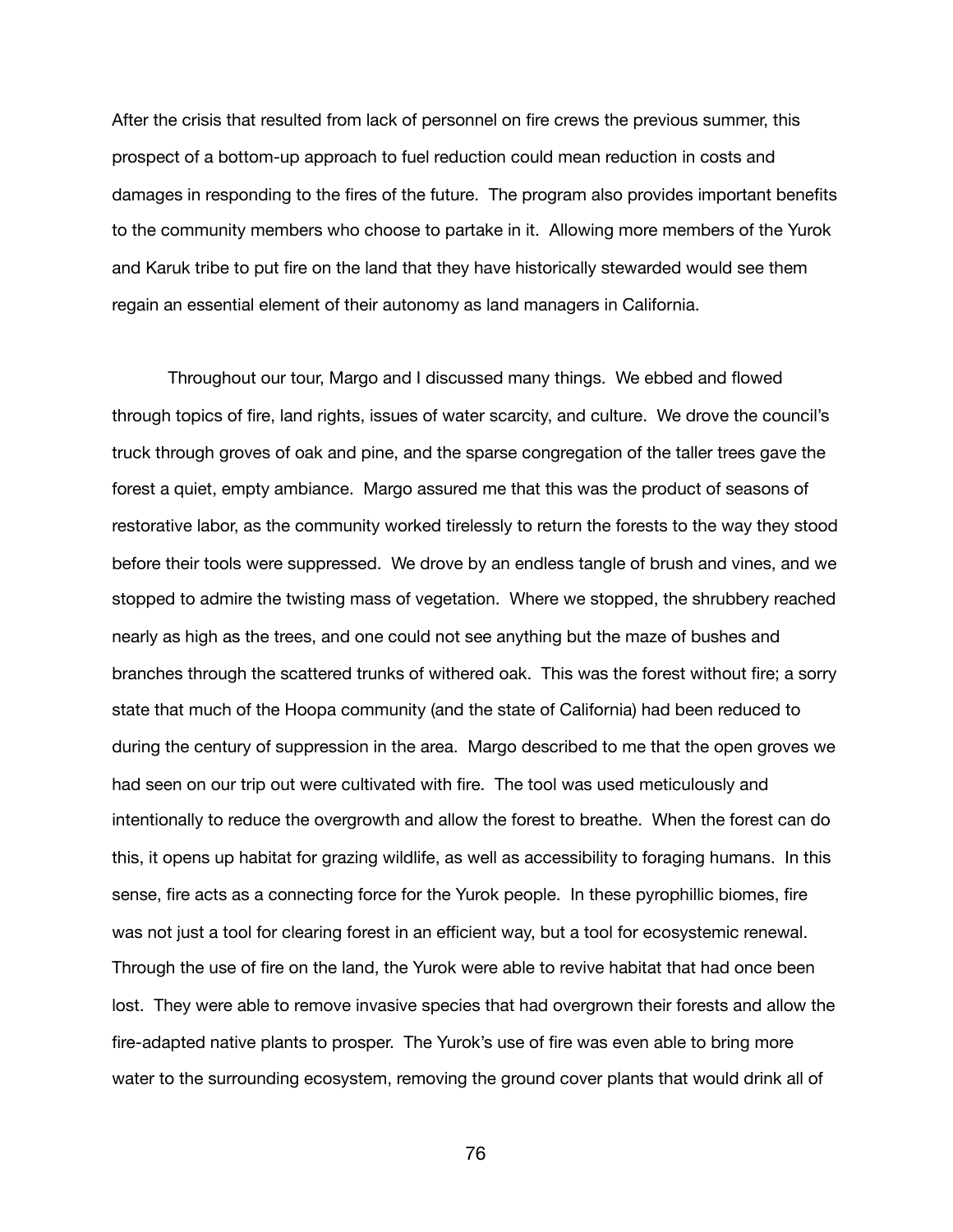After the crisis that resulted from lack of personnel on fire crews the previous summer, this prospect of a bottom-up approach to fuel reduction could mean reduction in costs and damages in responding to the fires of the future. The program also provides important benefits to the community members who choose to partake in it. Allowing more members of the Yurok and Karuk tribe to put fire on the land that they have historically stewarded would see them regain an essential element of their autonomy as land managers in California.

Throughout our tour, Margo and I discussed many things. We ebbed and flowed through topics of fire, land rights, issues of water scarcity, and culture. We drove the council's truck through groves of oak and pine, and the sparse congregation of the taller trees gave the forest a quiet, empty ambiance. Margo assured me that this was the product of seasons of restorative labor, as the community worked tirelessly to return the forests to the way they stood before their tools were suppressed. We drove by an endless tangle of brush and vines, and we stopped to admire the twisting mass of vegetation. Where we stopped, the shrubbery reached nearly as high as the trees, and one could not see anything but the maze of bushes and branches through the scattered trunks of withered oak. This was the forest without fire; a sorry state that much of the Hoopa community (and the state of California) had been reduced to during the century of suppression in the area. Margo described to me that the open groves we had seen on our trip out were cultivated with fire. The tool was used meticulously and intentionally to reduce the overgrowth and allow the forest to breathe. When the forest can do this, it opens up habitat for grazing wildlife, as well as accessibility to foraging humans. In this sense, fire acts as a connecting force for the Yurok people. In these pyrophillic biomes, fire was not just a tool for clearing forest in an efficient way, but a tool for ecosystemic renewal. Through the use of fire on the land, the Yurok were able to revive habitat that had once been lost. They were able to remove invasive species that had overgrown their forests and allow the fire-adapted native plants to prosper. The Yurok's use of fire was even able to bring more water to the surrounding ecosystem, removing the ground cover plants that would drink all of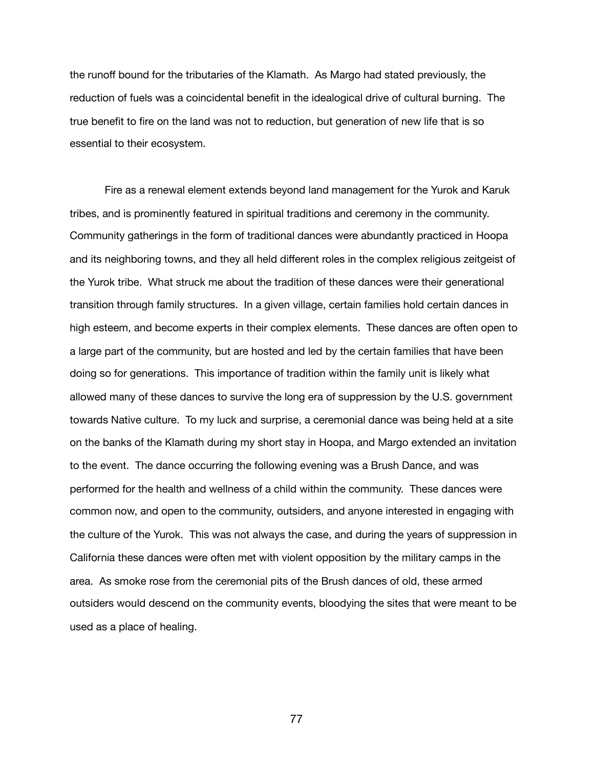the runoff bound for the tributaries of the Klamath. As Margo had stated previously, the reduction of fuels was a coincidental benefit in the idealogical drive of cultural burning. The true benefit to fire on the land was not to reduction, but generation of new life that is so essential to their ecosystem.

Fire as a renewal element extends beyond land management for the Yurok and Karuk tribes, and is prominently featured in spiritual traditions and ceremony in the community. Community gatherings in the form of traditional dances were abundantly practiced in Hoopa and its neighboring towns, and they all held different roles in the complex religious zeitgeist of the Yurok tribe. What struck me about the tradition of these dances were their generational transition through family structures. In a given village, certain families hold certain dances in high esteem, and become experts in their complex elements. These dances are often open to a large part of the community, but are hosted and led by the certain families that have been doing so for generations. This importance of tradition within the family unit is likely what allowed many of these dances to survive the long era of suppression by the U.S. government towards Native culture. To my luck and surprise, a ceremonial dance was being held at a site on the banks of the Klamath during my short stay in Hoopa, and Margo extended an invitation to the event. The dance occurring the following evening was a Brush Dance, and was performed for the health and wellness of a child within the community. These dances were common now, and open to the community, outsiders, and anyone interested in engaging with the culture of the Yurok. This was not always the case, and during the years of suppression in California these dances were often met with violent opposition by the military camps in the area. As smoke rose from the ceremonial pits of the Brush dances of old, these armed outsiders would descend on the community events, bloodying the sites that were meant to be used as a place of healing.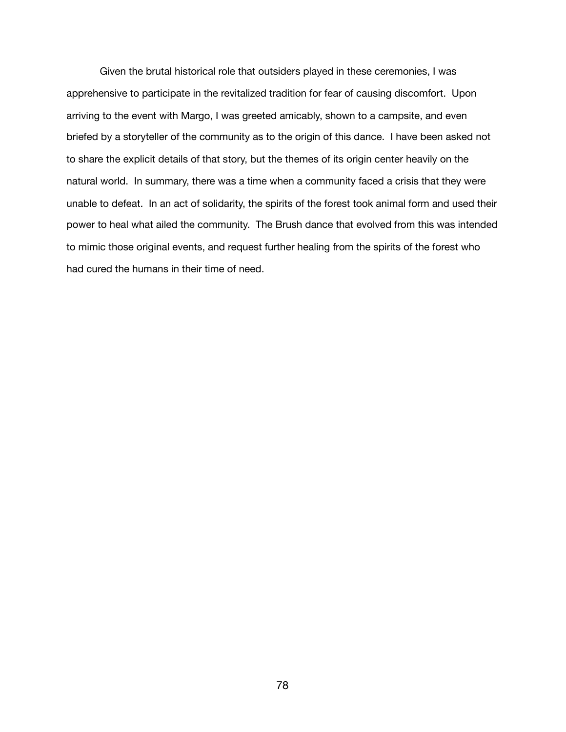Given the brutal historical role that outsiders played in these ceremonies, I was apprehensive to participate in the revitalized tradition for fear of causing discomfort. Upon arriving to the event with Margo, I was greeted amicably, shown to a campsite, and even briefed by a storyteller of the community as to the origin of this dance. I have been asked not to share the explicit details of that story, but the themes of its origin center heavily on the natural world. In summary, there was a time when a community faced a crisis that they were unable to defeat. In an act of solidarity, the spirits of the forest took animal form and used their power to heal what ailed the community. The Brush dance that evolved from this was intended to mimic those original events, and request further healing from the spirits of the forest who had cured the humans in their time of need.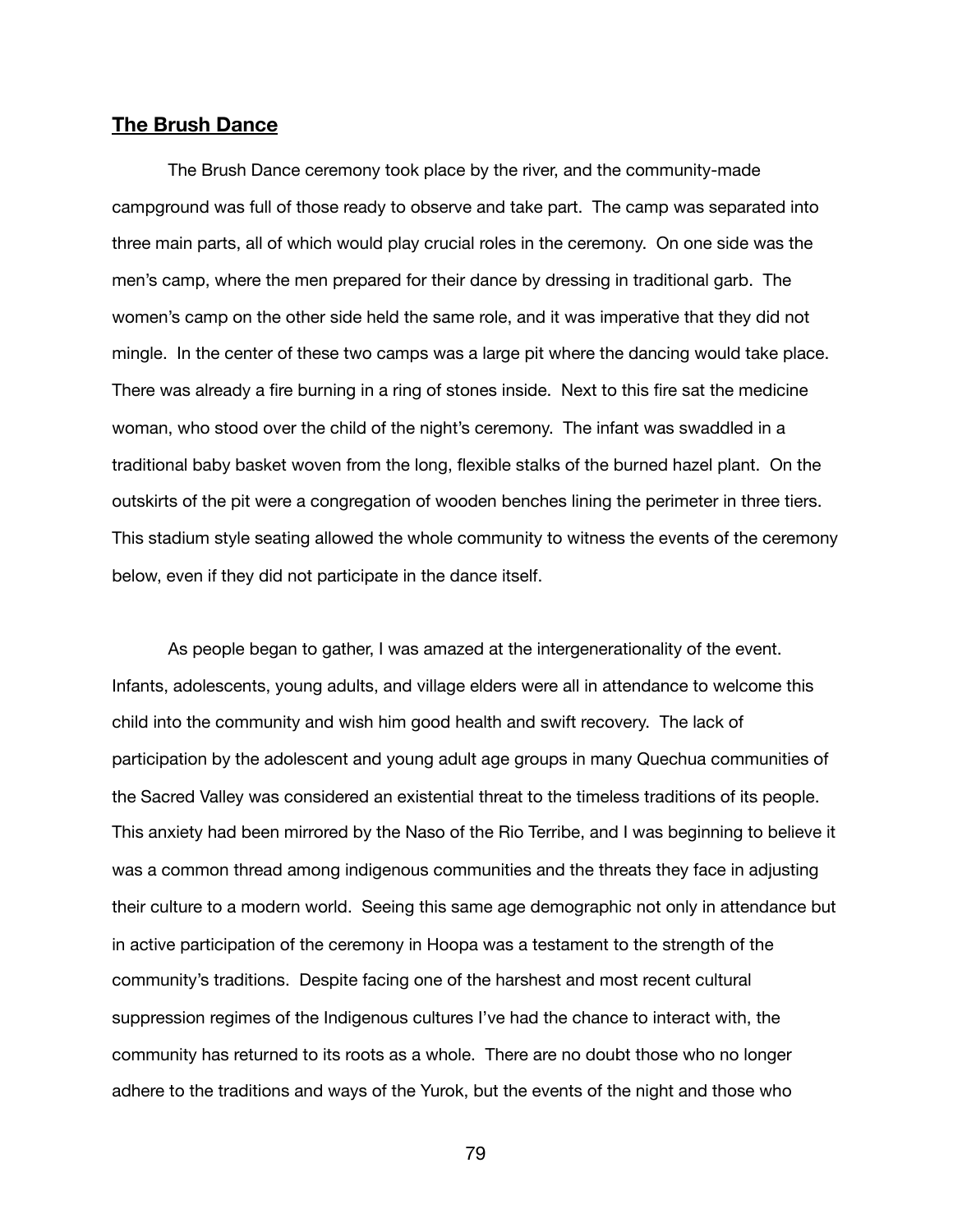## **The Brush Dance**

The Brush Dance ceremony took place by the river, and the community-made campground was full of those ready to observe and take part. The camp was separated into three main parts, all of which would play crucial roles in the ceremony. On one side was the men's camp, where the men prepared for their dance by dressing in traditional garb. The women's camp on the other side held the same role, and it was imperative that they did not mingle. In the center of these two camps was a large pit where the dancing would take place. There was already a fire burning in a ring of stones inside. Next to this fire sat the medicine woman, who stood over the child of the night's ceremony. The infant was swaddled in a traditional baby basket woven from the long, flexible stalks of the burned hazel plant. On the outskirts of the pit were a congregation of wooden benches lining the perimeter in three tiers. This stadium style seating allowed the whole community to witness the events of the ceremony below, even if they did not participate in the dance itself.

As people began to gather, I was amazed at the intergenerationality of the event. Infants, adolescents, young adults, and village elders were all in attendance to welcome this child into the community and wish him good health and swift recovery. The lack of participation by the adolescent and young adult age groups in many Quechua communities of the Sacred Valley was considered an existential threat to the timeless traditions of its people. This anxiety had been mirrored by the Naso of the Rio Terribe, and I was beginning to believe it was a common thread among indigenous communities and the threats they face in adjusting their culture to a modern world. Seeing this same age demographic not only in attendance but in active participation of the ceremony in Hoopa was a testament to the strength of the community's traditions. Despite facing one of the harshest and most recent cultural suppression regimes of the Indigenous cultures I've had the chance to interact with, the community has returned to its roots as a whole. There are no doubt those who no longer adhere to the traditions and ways of the Yurok, but the events of the night and those who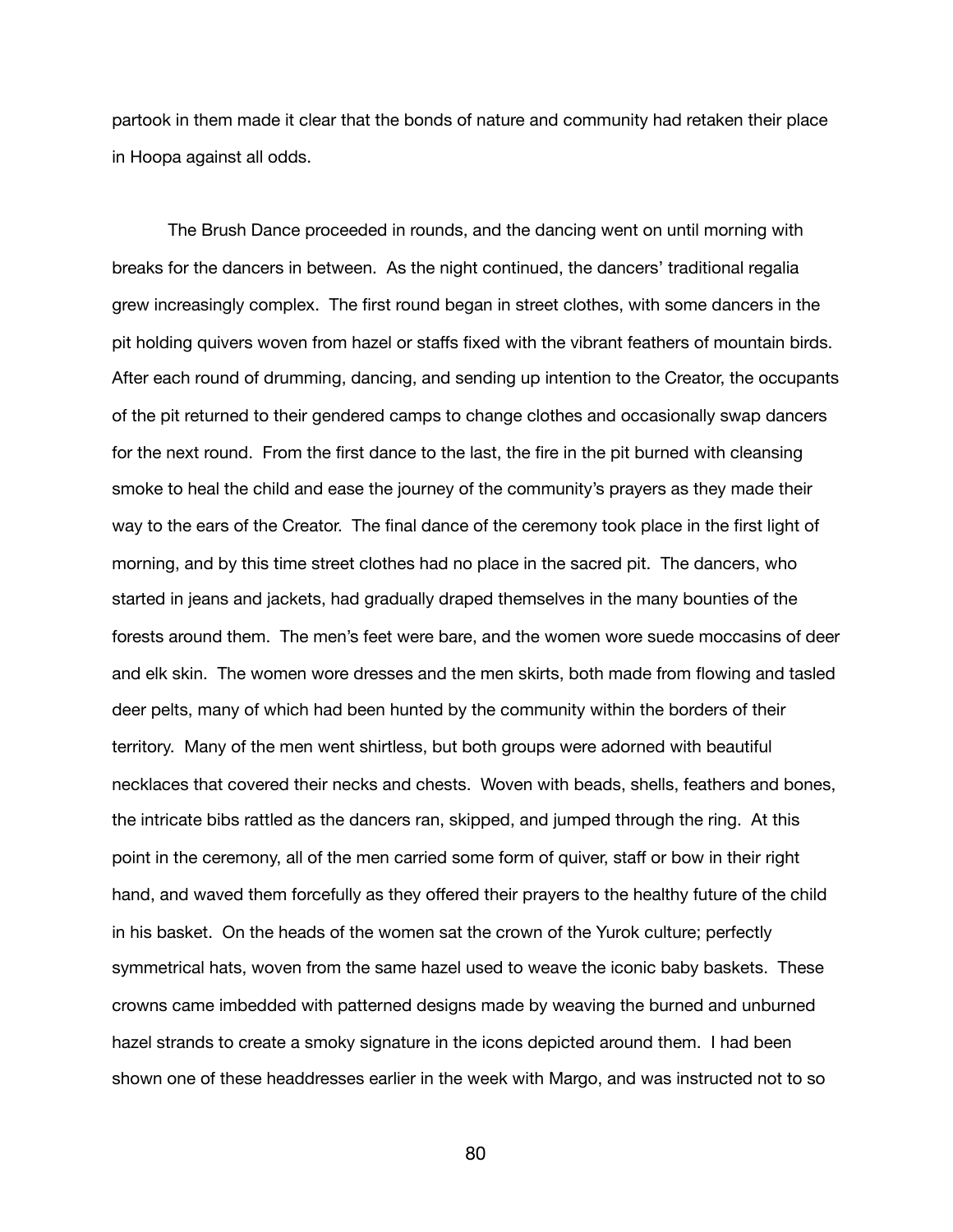partook in them made it clear that the bonds of nature and community had retaken their place in Hoopa against all odds.

The Brush Dance proceeded in rounds, and the dancing went on until morning with breaks for the dancers in between. As the night continued, the dancers' traditional regalia grew increasingly complex. The first round began in street clothes, with some dancers in the pit holding quivers woven from hazel or staffs fixed with the vibrant feathers of mountain birds. After each round of drumming, dancing, and sending up intention to the Creator, the occupants of the pit returned to their gendered camps to change clothes and occasionally swap dancers for the next round. From the first dance to the last, the fire in the pit burned with cleansing smoke to heal the child and ease the journey of the community's prayers as they made their way to the ears of the Creator. The final dance of the ceremony took place in the first light of morning, and by this time street clothes had no place in the sacred pit. The dancers, who started in jeans and jackets, had gradually draped themselves in the many bounties of the forests around them. The men's feet were bare, and the women wore suede moccasins of deer and elk skin. The women wore dresses and the men skirts, both made from flowing and tasled deer pelts, many of which had been hunted by the community within the borders of their territory. Many of the men went shirtless, but both groups were adorned with beautiful necklaces that covered their necks and chests. Woven with beads, shells, feathers and bones, the intricate bibs rattled as the dancers ran, skipped, and jumped through the ring. At this point in the ceremony, all of the men carried some form of quiver, staff or bow in their right hand, and waved them forcefully as they offered their prayers to the healthy future of the child in his basket. On the heads of the women sat the crown of the Yurok culture; perfectly symmetrical hats, woven from the same hazel used to weave the iconic baby baskets. These crowns came imbedded with patterned designs made by weaving the burned and unburned hazel strands to create a smoky signature in the icons depicted around them. I had been shown one of these headdresses earlier in the week with Margo, and was instructed not to so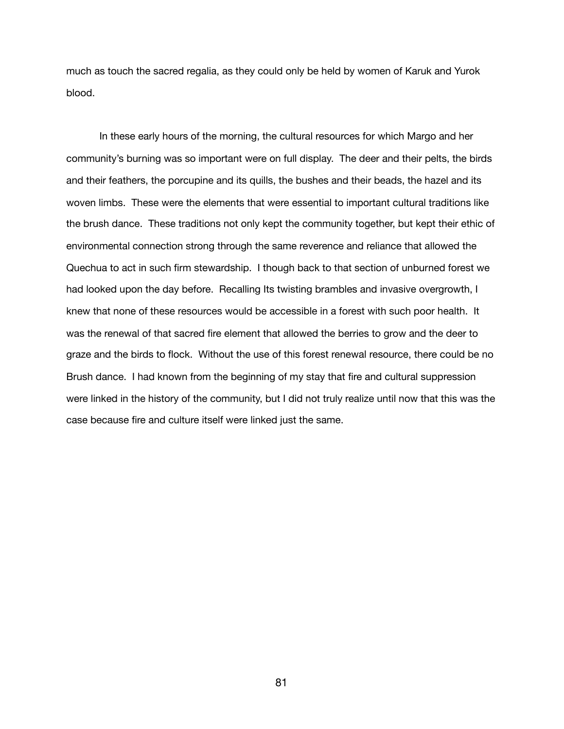much as touch the sacred regalia, as they could only be held by women of Karuk and Yurok blood.

In these early hours of the morning, the cultural resources for which Margo and her community's burning was so important were on full display. The deer and their pelts, the birds and their feathers, the porcupine and its quills, the bushes and their beads, the hazel and its woven limbs. These were the elements that were essential to important cultural traditions like the brush dance. These traditions not only kept the community together, but kept their ethic of environmental connection strong through the same reverence and reliance that allowed the Quechua to act in such firm stewardship. I though back to that section of unburned forest we had looked upon the day before. Recalling Its twisting brambles and invasive overgrowth, I knew that none of these resources would be accessible in a forest with such poor health. It was the renewal of that sacred fire element that allowed the berries to grow and the deer to graze and the birds to flock. Without the use of this forest renewal resource, there could be no Brush dance. I had known from the beginning of my stay that fire and cultural suppression were linked in the history of the community, but I did not truly realize until now that this was the case because fire and culture itself were linked just the same.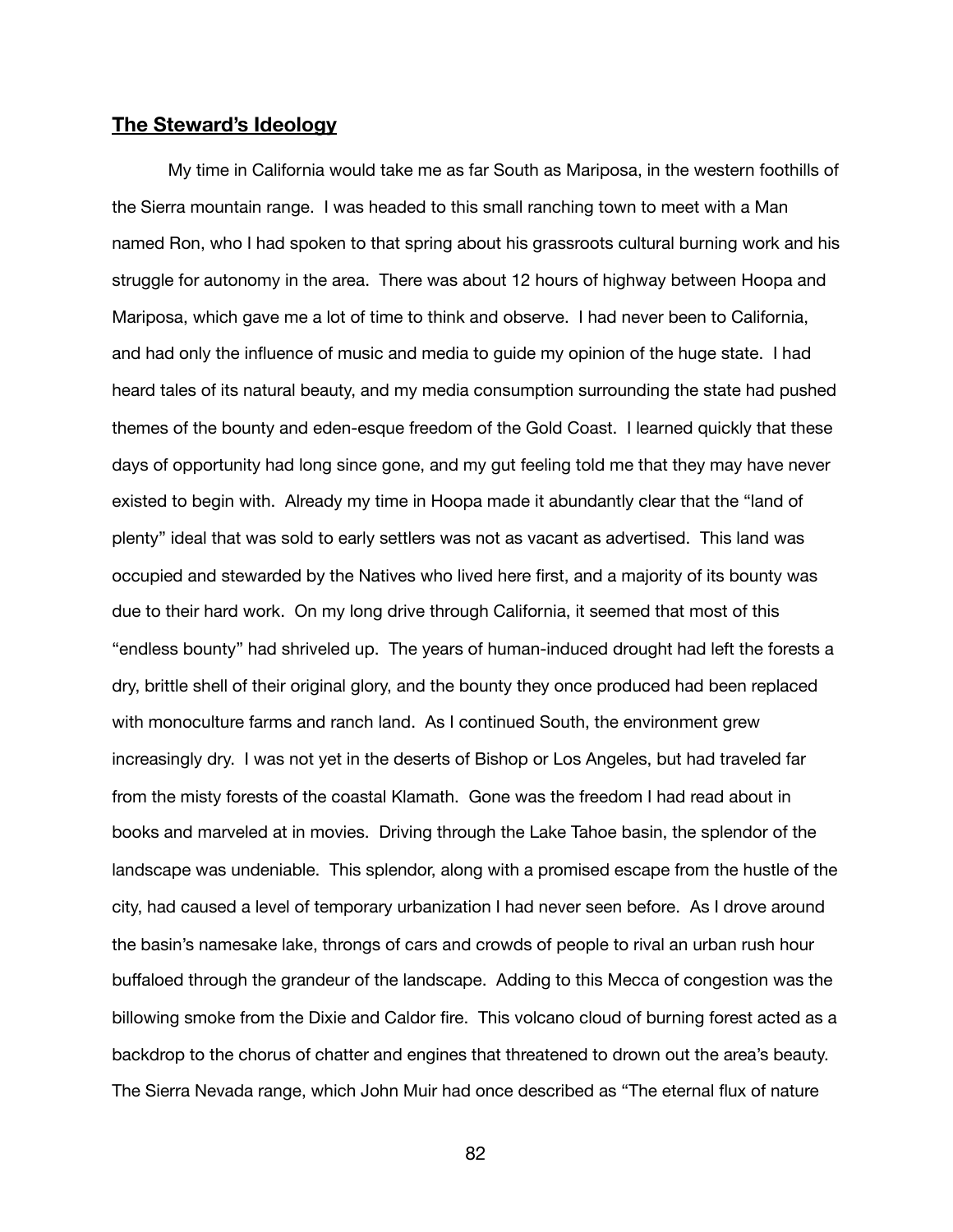## **The Steward's Ideology**

My time in California would take me as far South as Mariposa, in the western foothills of the Sierra mountain range. I was headed to this small ranching town to meet with a Man named Ron, who I had spoken to that spring about his grassroots cultural burning work and his struggle for autonomy in the area. There was about 12 hours of highway between Hoopa and Mariposa, which gave me a lot of time to think and observe. I had never been to California, and had only the influence of music and media to guide my opinion of the huge state. I had heard tales of its natural beauty, and my media consumption surrounding the state had pushed themes of the bounty and eden-esque freedom of the Gold Coast. I learned quickly that these days of opportunity had long since gone, and my gut feeling told me that they may have never existed to begin with. Already my time in Hoopa made it abundantly clear that the "land of plenty" ideal that was sold to early settlers was not as vacant as advertised. This land was occupied and stewarded by the Natives who lived here first, and a majority of its bounty was due to their hard work. On my long drive through California, it seemed that most of this "endless bounty" had shriveled up. The years of human-induced drought had left the forests a dry, brittle shell of their original glory, and the bounty they once produced had been replaced with monoculture farms and ranch land. As I continued South, the environment grew increasingly dry. I was not yet in the deserts of Bishop or Los Angeles, but had traveled far from the misty forests of the coastal Klamath. Gone was the freedom I had read about in books and marveled at in movies. Driving through the Lake Tahoe basin, the splendor of the landscape was undeniable. This splendor, along with a promised escape from the hustle of the city, had caused a level of temporary urbanization I had never seen before. As I drove around the basin's namesake lake, throngs of cars and crowds of people to rival an urban rush hour buffaloed through the grandeur of the landscape. Adding to this Mecca of congestion was the billowing smoke from the Dixie and Caldor fire. This volcano cloud of burning forest acted as a backdrop to the chorus of chatter and engines that threatened to drown out the area's beauty. The Sierra Nevada range, which John Muir had once described as "The eternal flux of nature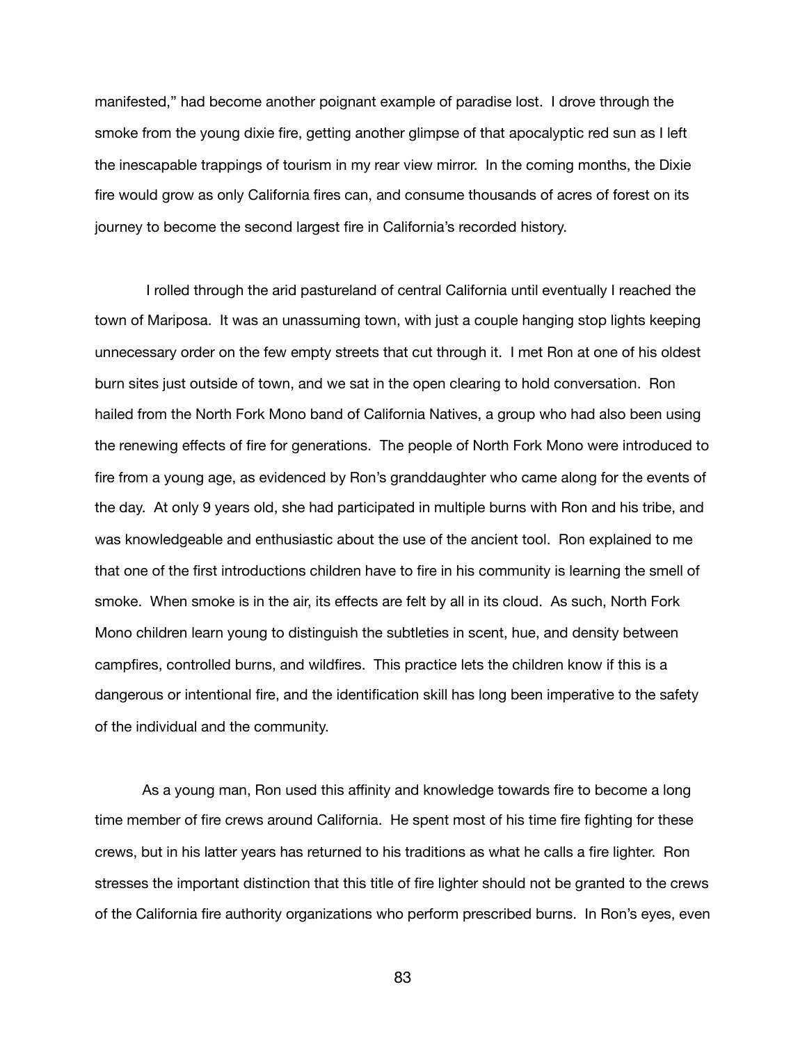manifested," had become another poignant example of paradise lost. I drove through the smoke from the young dixie fire, getting another glimpse of that apocalyptic red sun as I left the inescapable trappings of tourism in my rear view mirror. In the coming months, the Dixie fire would grow as only California fires can, and consume thousands of acres of forest on its journey to become the second largest fire in California's recorded history.

I rolled through the arid pastureland of central California until eventually I reached the town of Mariposa. It was an unassuming town, with just a couple hanging stop lights keeping unnecessary order on the few empty streets that cut through it. I met Ron at one of his oldest burn sites just outside of town, and we sat in the open clearing to hold conversation. Ron hailed from the North Fork Mono band of California Natives, a group who had also been using the renewing effects of fire for generations. The people of North Fork Mono were introduced to fire from a young age, as evidenced by Ron's granddaughter who came along for the events of the day. At only 9 years old, she had participated in multiple burns with Ron and his tribe, and was knowledgeable and enthusiastic about the use of the ancient tool. Ron explained to me that one of the first introductions children have to fire in his community is learning the smell of smoke. When smoke is in the air, its effects are felt by all in its cloud. As such, North Fork Mono children learn young to distinguish the subtleties in scent, hue, and density between campfires, controlled burns, and wildfires. This practice lets the children know if this is a dangerous or intentional fire, and the identification skill has long been imperative to the safety of the individual and the community.

As a young man, Ron used this affinity and knowledge towards fire to become a long time member of fire crews around California. He spent most of his time fire fighting for these crews, but in his latter years has returned to his traditions as what he calls a fire lighter. Ron stresses the important distinction that this title of fire lighter should not be granted to the crews of the California fire authority organizations who perform prescribed burns. In Ron's eyes, even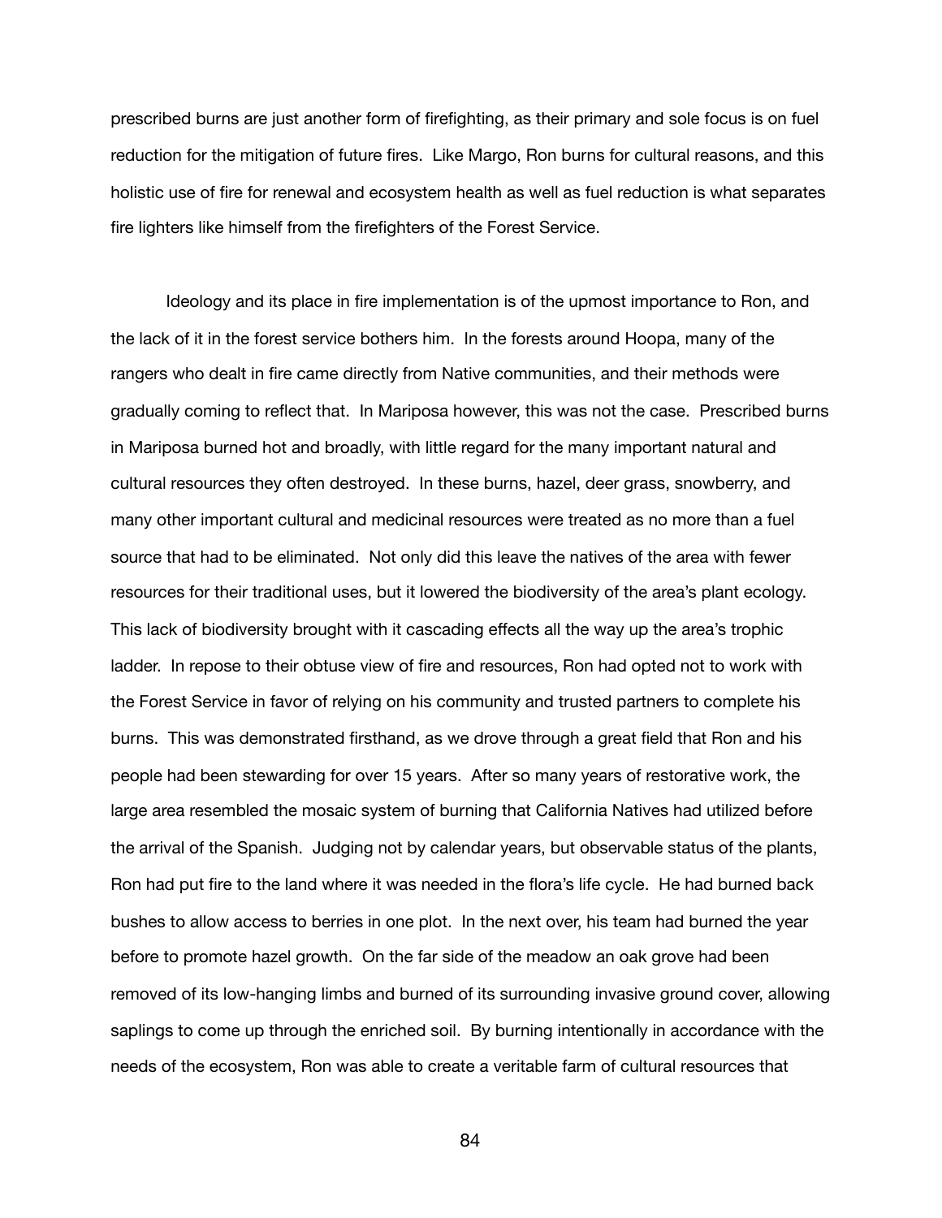prescribed burns are just another form of firefighting, as their primary and sole focus is on fuel reduction for the mitigation of future fires. Like Margo, Ron burns for cultural reasons, and this holistic use of fire for renewal and ecosystem health as well as fuel reduction is what separates fire lighters like himself from the firefighters of the Forest Service.

Ideology and its place in fire implementation is of the upmost importance to Ron, and the lack of it in the forest service bothers him. In the forests around Hoopa, many of the rangers who dealt in fire came directly from Native communities, and their methods were gradually coming to reflect that. In Mariposa however, this was not the case. Prescribed burns in Mariposa burned hot and broadly, with little regard for the many important natural and cultural resources they often destroyed. In these burns, hazel, deer grass, snowberry, and many other important cultural and medicinal resources were treated as no more than a fuel source that had to be eliminated. Not only did this leave the natives of the area with fewer resources for their traditional uses, but it lowered the biodiversity of the area's plant ecology. This lack of biodiversity brought with it cascading effects all the way up the area's trophic ladder. In repose to their obtuse view of fire and resources, Ron had opted not to work with the Forest Service in favor of relying on his community and trusted partners to complete his burns. This was demonstrated firsthand, as we drove through a great field that Ron and his people had been stewarding for over 15 years. After so many years of restorative work, the large area resembled the mosaic system of burning that California Natives had utilized before the arrival of the Spanish. Judging not by calendar years, but observable status of the plants, Ron had put fire to the land where it was needed in the flora's life cycle. He had burned back bushes to allow access to berries in one plot. In the next over, his team had burned the year before to promote hazel growth. On the far side of the meadow an oak grove had been removed of its low-hanging limbs and burned of its surrounding invasive ground cover, allowing saplings to come up through the enriched soil. By burning intentionally in accordance with the needs of the ecosystem, Ron was able to create a veritable farm of cultural resources that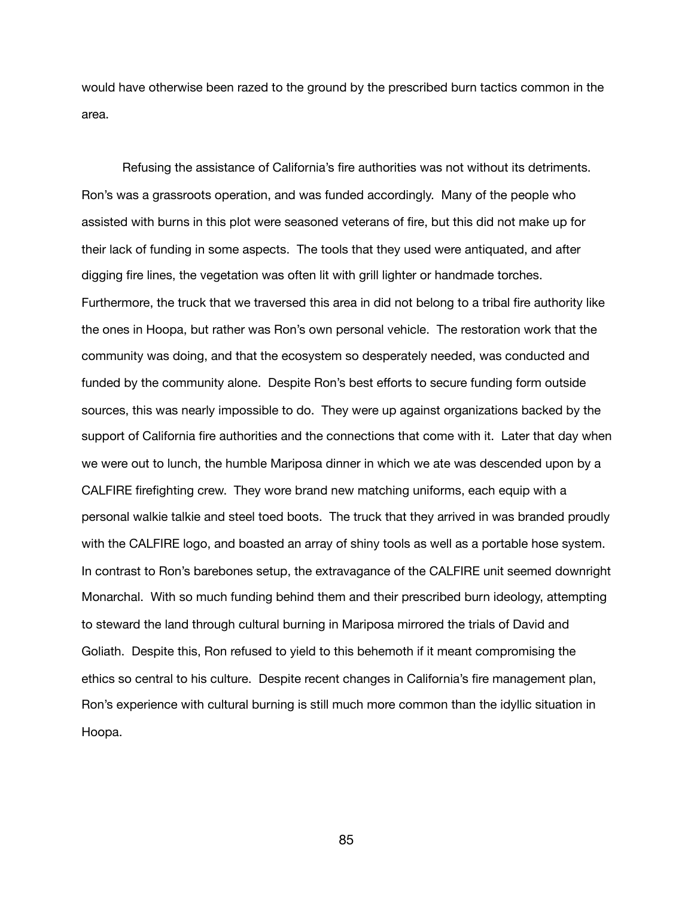would have otherwise been razed to the ground by the prescribed burn tactics common in the area.

Refusing the assistance of California's fire authorities was not without its detriments. Ron's was a grassroots operation, and was funded accordingly. Many of the people who assisted with burns in this plot were seasoned veterans of fire, but this did not make up for their lack of funding in some aspects. The tools that they used were antiquated, and after digging fire lines, the vegetation was often lit with grill lighter or handmade torches. Furthermore, the truck that we traversed this area in did not belong to a tribal fire authority like the ones in Hoopa, but rather was Ron's own personal vehicle. The restoration work that the community was doing, and that the ecosystem so desperately needed, was conducted and funded by the community alone. Despite Ron's best efforts to secure funding form outside sources, this was nearly impossible to do. They were up against organizations backed by the support of California fire authorities and the connections that come with it. Later that day when we were out to lunch, the humble Mariposa dinner in which we ate was descended upon by a CALFIRE firefighting crew. They wore brand new matching uniforms, each equip with a personal walkie talkie and steel toed boots. The truck that they arrived in was branded proudly with the CALFIRE logo, and boasted an array of shiny tools as well as a portable hose system. In contrast to Ron's barebones setup, the extravagance of the CALFIRE unit seemed downright Monarchal. With so much funding behind them and their prescribed burn ideology, attempting to steward the land through cultural burning in Mariposa mirrored the trials of David and Goliath. Despite this, Ron refused to yield to this behemoth if it meant compromising the ethics so central to his culture. Despite recent changes in California's fire management plan, Ron's experience with cultural burning is still much more common than the idyllic situation in Hoopa.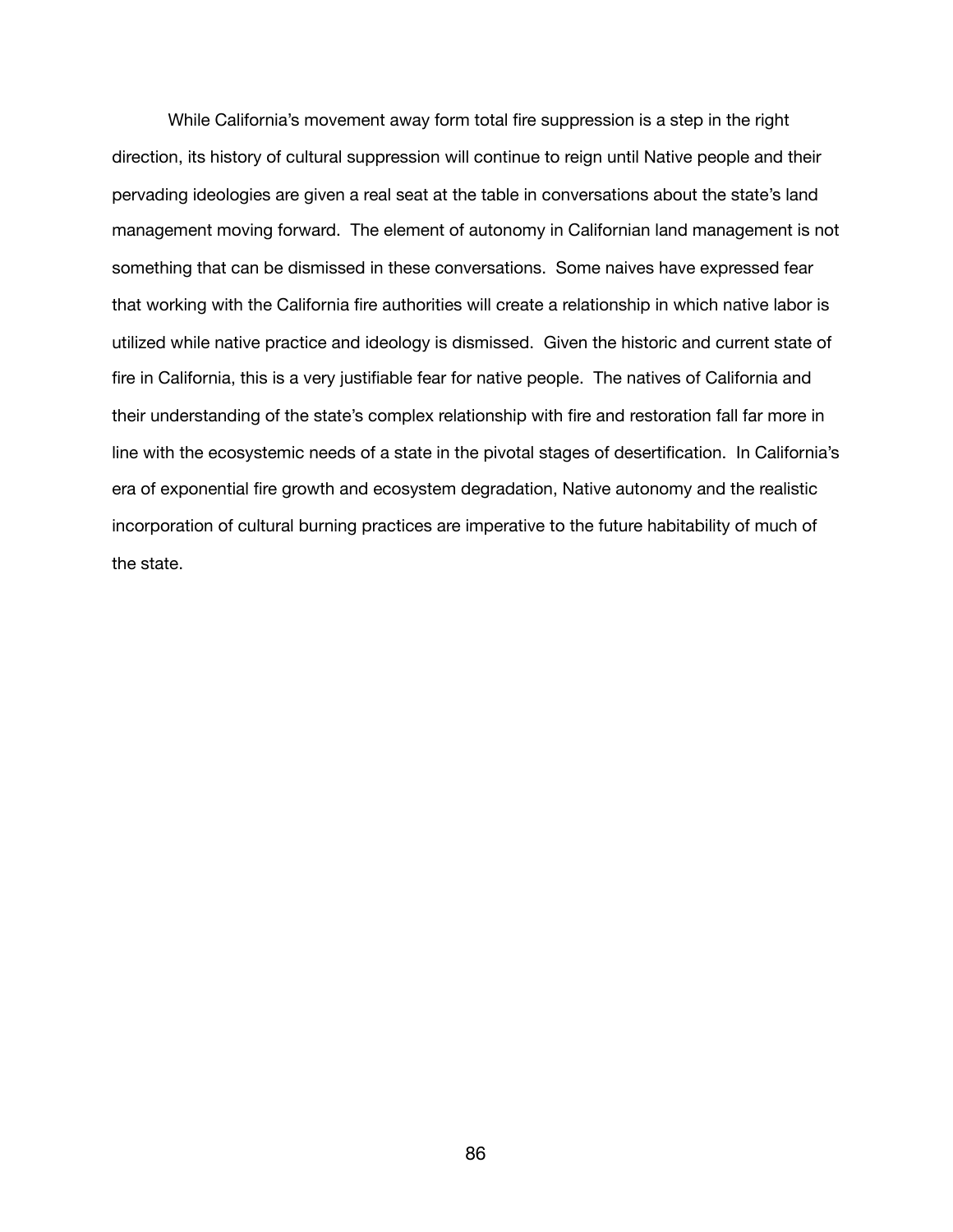While California's movement away form total fire suppression is a step in the right direction, its history of cultural suppression will continue to reign until Native people and their pervading ideologies are given a real seat at the table in conversations about the state's land management moving forward. The element of autonomy in Californian land management is not something that can be dismissed in these conversations. Some naives have expressed fear that working with the California fire authorities will create a relationship in which native labor is utilized while native practice and ideology is dismissed. Given the historic and current state of fire in California, this is a very justifiable fear for native people. The natives of California and their understanding of the state's complex relationship with fire and restoration fall far more in line with the ecosystemic needs of a state in the pivotal stages of desertification. In California's era of exponential fire growth and ecosystem degradation, Native autonomy and the realistic incorporation of cultural burning practices are imperative to the future habitability of much of the state.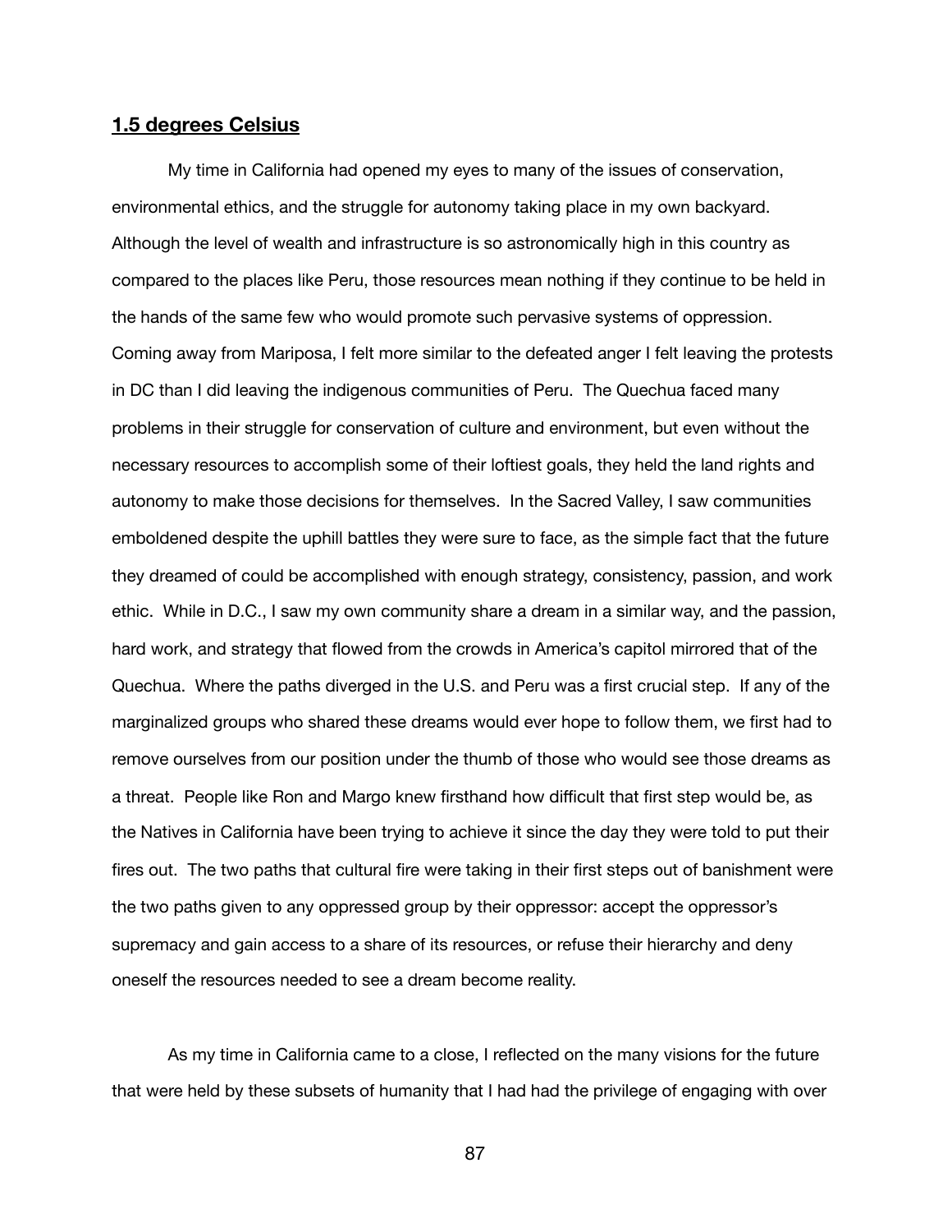## **1.5 degrees Celsius**

My time in California had opened my eyes to many of the issues of conservation, environmental ethics, and the struggle for autonomy taking place in my own backyard. Although the level of wealth and infrastructure is so astronomically high in this country as compared to the places like Peru, those resources mean nothing if they continue to be held in the hands of the same few who would promote such pervasive systems of oppression. Coming away from Mariposa, I felt more similar to the defeated anger I felt leaving the protests in DC than I did leaving the indigenous communities of Peru. The Quechua faced many problems in their struggle for conservation of culture and environment, but even without the necessary resources to accomplish some of their loftiest goals, they held the land rights and autonomy to make those decisions for themselves. In the Sacred Valley, I saw communities emboldened despite the uphill battles they were sure to face, as the simple fact that the future they dreamed of could be accomplished with enough strategy, consistency, passion, and work ethic. While in D.C., I saw my own community share a dream in a similar way, and the passion, hard work, and strategy that flowed from the crowds in America's capitol mirrored that of the Quechua. Where the paths diverged in the U.S. and Peru was a first crucial step. If any of the marginalized groups who shared these dreams would ever hope to follow them, we first had to remove ourselves from our position under the thumb of those who would see those dreams as a threat. People like Ron and Margo knew firsthand how difficult that first step would be, as the Natives in California have been trying to achieve it since the day they were told to put their fires out. The two paths that cultural fire were taking in their first steps out of banishment were the two paths given to any oppressed group by their oppressor: accept the oppressor's supremacy and gain access to a share of its resources, or refuse their hierarchy and deny oneself the resources needed to see a dream become reality.

As my time in California came to a close, I reflected on the many visions for the future that were held by these subsets of humanity that I had had the privilege of engaging with over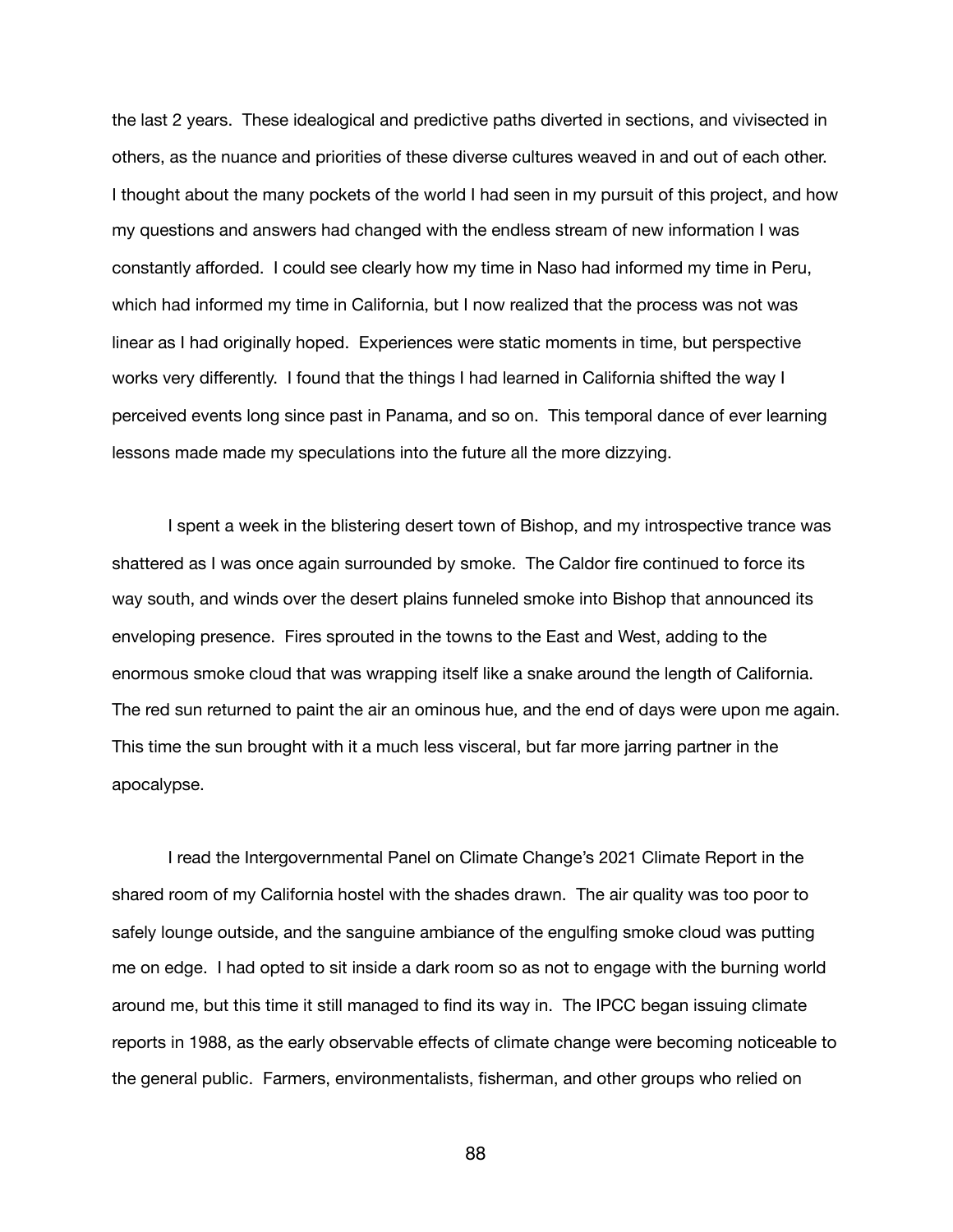the last 2 years. These idealogical and predictive paths diverted in sections, and vivisected in others, as the nuance and priorities of these diverse cultures weaved in and out of each other. I thought about the many pockets of the world I had seen in my pursuit of this project, and how my questions and answers had changed with the endless stream of new information I was constantly afforded. I could see clearly how my time in Naso had informed my time in Peru, which had informed my time in California, but I now realized that the process was not was linear as I had originally hoped. Experiences were static moments in time, but perspective works very differently. I found that the things I had learned in California shifted the way I perceived events long since past in Panama, and so on. This temporal dance of ever learning lessons made made my speculations into the future all the more dizzying.

I spent a week in the blistering desert town of Bishop, and my introspective trance was shattered as I was once again surrounded by smoke. The Caldor fire continued to force its way south, and winds over the desert plains funneled smoke into Bishop that announced its enveloping presence. Fires sprouted in the towns to the East and West, adding to the enormous smoke cloud that was wrapping itself like a snake around the length of California. The red sun returned to paint the air an ominous hue, and the end of days were upon me again. This time the sun brought with it a much less visceral, but far more jarring partner in the apocalypse.

I read the Intergovernmental Panel on Climate Change's 2021 Climate Report in the shared room of my California hostel with the shades drawn. The air quality was too poor to safely lounge outside, and the sanguine ambiance of the engulfing smoke cloud was putting me on edge. I had opted to sit inside a dark room so as not to engage with the burning world around me, but this time it still managed to find its way in. The IPCC began issuing climate reports in 1988, as the early observable effects of climate change were becoming noticeable to the general public. Farmers, environmentalists, fisherman, and other groups who relied on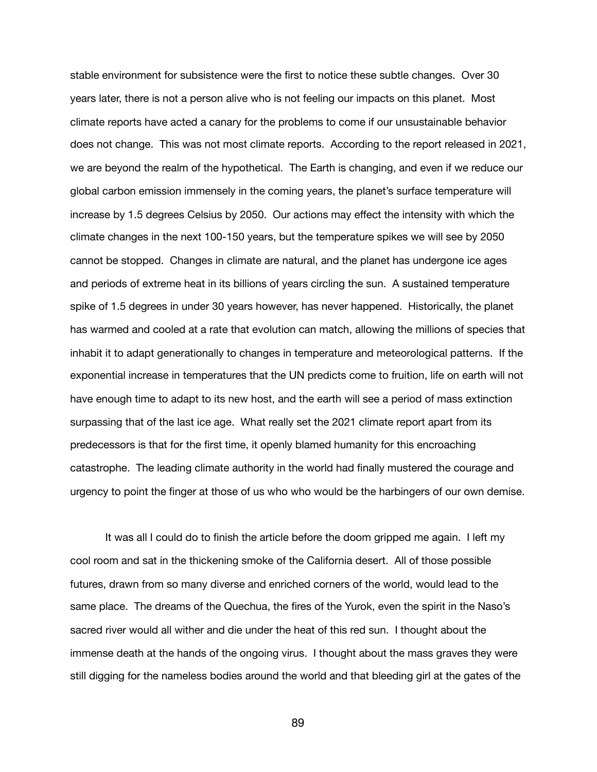stable environment for subsistence were the first to notice these subtle changes. Over 30 years later, there is not a person alive who is not feeling our impacts on this planet. Most climate reports have acted a canary for the problems to come if our unsustainable behavior does not change. This was not most climate reports. According to the report released in 2021, we are beyond the realm of the hypothetical. The Earth is changing, and even if we reduce our global carbon emission immensely in the coming years, the planet's surface temperature will increase by 1.5 degrees Celsius by 2050. Our actions may effect the intensity with which the climate changes in the next 100-150 years, but the temperature spikes we will see by 2050 cannot be stopped. Changes in climate are natural, and the planet has undergone ice ages and periods of extreme heat in its billions of years circling the sun. A sustained temperature spike of 1.5 degrees in under 30 years however, has never happened. Historically, the planet has warmed and cooled at a rate that evolution can match, allowing the millions of species that inhabit it to adapt generationally to changes in temperature and meteorological patterns. If the exponential increase in temperatures that the UN predicts come to fruition, life on earth will not have enough time to adapt to its new host, and the earth will see a period of mass extinction surpassing that of the last ice age. What really set the 2021 climate report apart from its predecessors is that for the first time, it openly blamed humanity for this encroaching catastrophe. The leading climate authority in the world had finally mustered the courage and urgency to point the finger at those of us who who would be the harbingers of our own demise.

It was all I could do to finish the article before the doom gripped me again. I left my cool room and sat in the thickening smoke of the California desert. All of those possible futures, drawn from so many diverse and enriched corners of the world, would lead to the same place. The dreams of the Quechua, the fires of the Yurok, even the spirit in the Naso's sacred river would all wither and die under the heat of this red sun. I thought about the immense death at the hands of the ongoing virus. I thought about the mass graves they were still digging for the nameless bodies around the world and that bleeding girl at the gates of the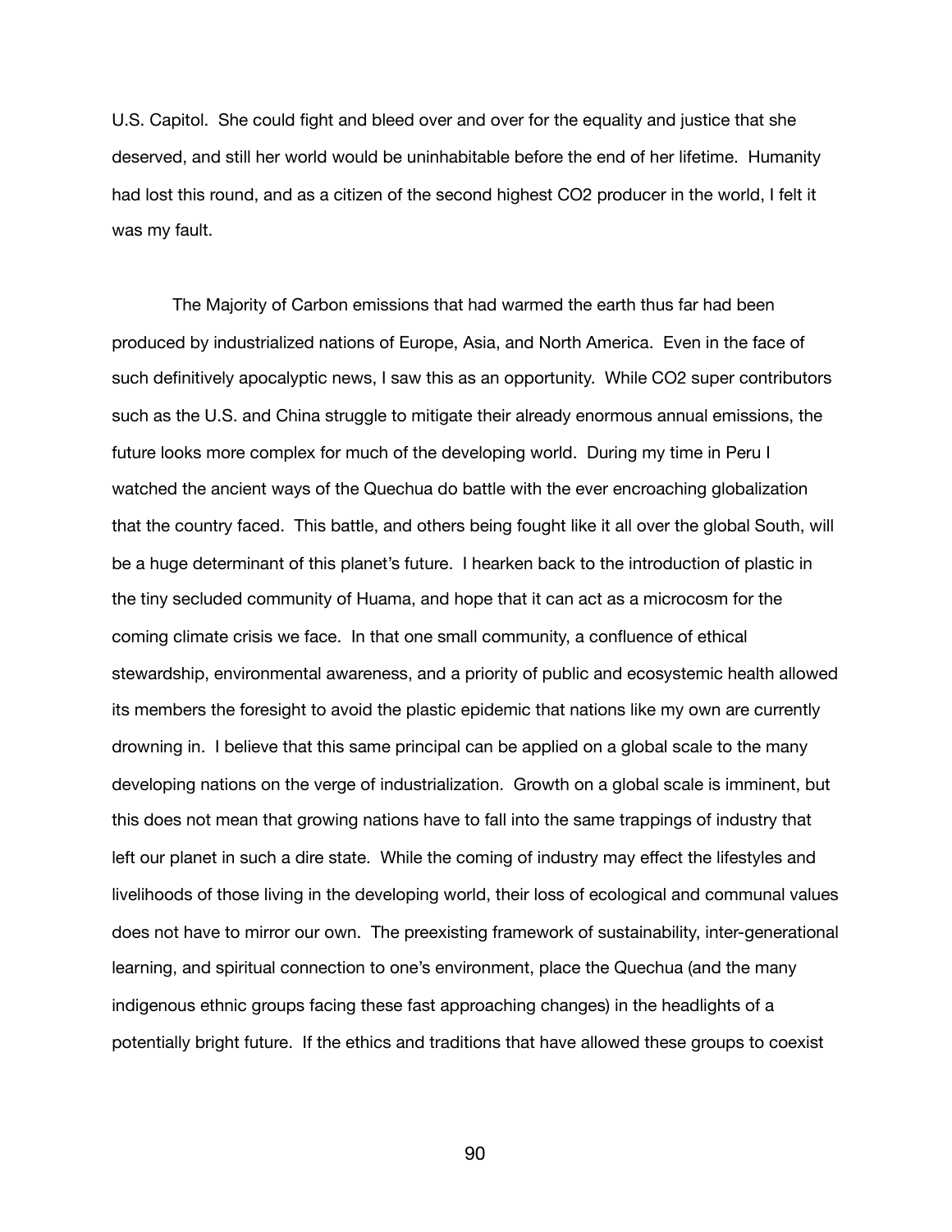U.S. Capitol. She could fight and bleed over and over for the equality and justice that she deserved, and still her world would be uninhabitable before the end of her lifetime. Humanity had lost this round, and as a citizen of the second highest $CO_2$ producer in the world, I felt it was my fault.

The Majority of Carbon emissions that had warmed the earth thus far had been produced by industrialized nations of Europe, Asia, and North America. Even in the face of such definitively apocalyptic news, I saw this as an opportunity. While $CO_2$ super contributors such as the U.S. and China struggle to mitigate their already enormous annual emissions, the future looks more complex for much of the developing world. During my time in Peru I watched the ancient ways of the Quechua do battle with the ever encroaching globalization that the country faced. This battle, and others being fought like it all over the global South, will be a huge determinant of this planet's future. I hearken back to the introduction of plastic in the tiny secluded community of Huama, and hope that it can act as a microcosm for the coming climate crisis we face. In that one small community, a confluence of ethical stewardship, environmental awareness, and a priority of public and ecosystemic health allowed its members the foresight to avoid the plastic epidemic that nations like my own are currently drowning in. I believe that this same principal can be applied on a global scale to the many developing nations on the verge of industrialization. Growth on a global scale is imminent, but this does not mean that growing nations have to fall into the same trappings of industry that left our planet in such a dire state. While the coming of industry may effect the lifestyles and livelihoods of those living in the developing world, their loss of ecological and communal values does not have to mirror our own. The preexisting framework of sustainability, inter-generational learning, and spiritual connection to one's environment, place the Quechua (and the many indigenous ethnic groups facing these fast approaching changes) in the headlights of a potentially bright future. If the ethics and traditions that have allowed these groups to coexist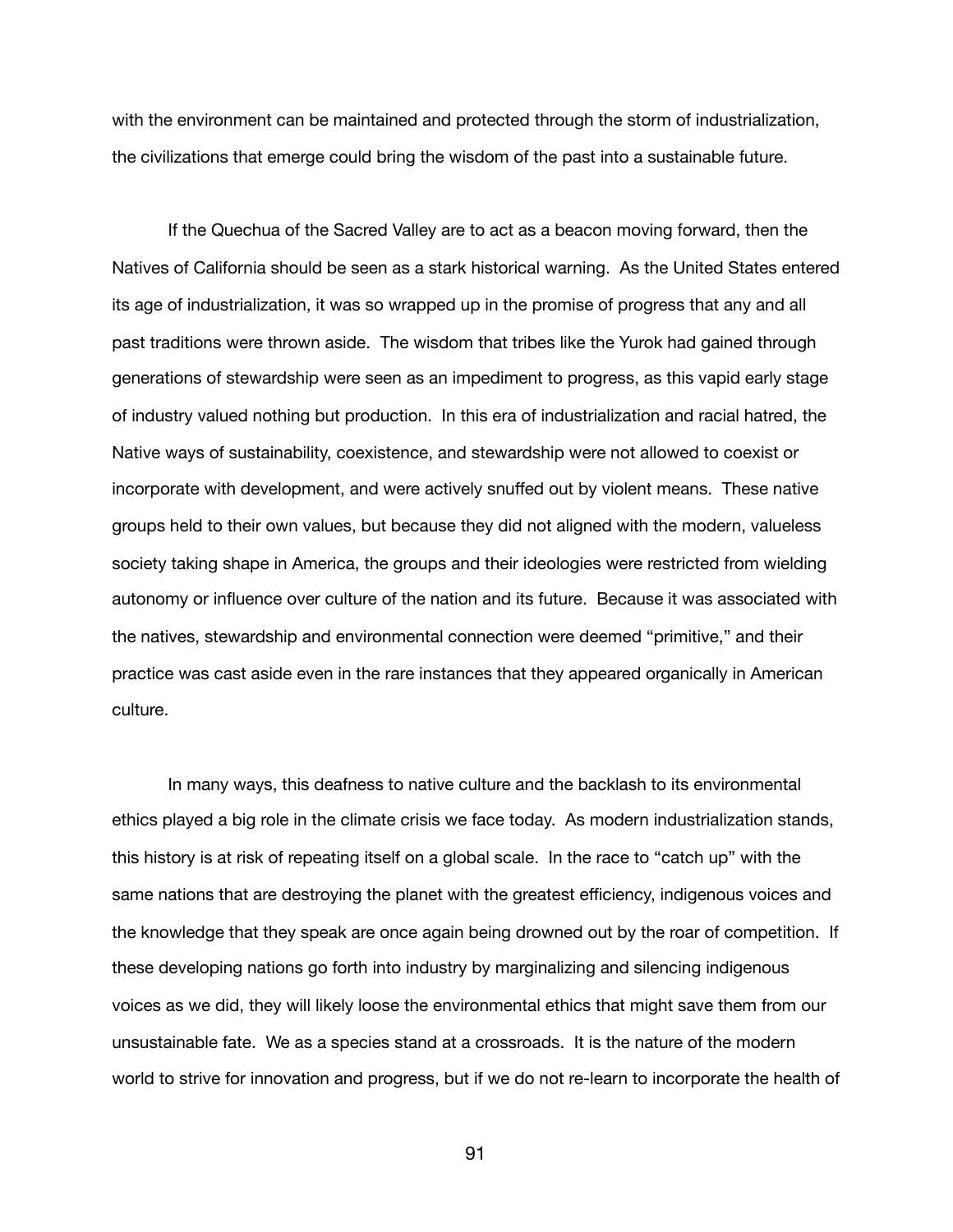with the environment can be maintained and protected through the storm of industrialization, the civilizations that emerge could bring the wisdom of the past into a sustainable future.

If the Quechua of the Sacred Valley are to act as a beacon moving forward, then the Natives of California should be seen as a stark historical warning. As the United States entered its age of industrialization, it was so wrapped up in the promise of progress that any and all past traditions were thrown aside. The wisdom that tribes like the Yurok had gained through generations of stewardship were seen as an impediment to progress, as this vapid early stage of industry valued nothing but production. In this era of industrialization and racial hatred, the Native ways of sustainability, coexistence, and stewardship were not allowed to coexist or incorporate with development, and were actively snuffed out by violent means. These native groups held to their own values, but because they did not aligned with the modern, valueless society taking shape in America, the groups and their ideologies were restricted from wielding autonomy or influence over culture of the nation and its future. Because it was associated with the natives, stewardship and environmental connection were deemed "primitive," and their practice was cast aside even in the rare instances that they appeared organically in American culture.

In many ways, this deafness to native culture and the backlash to its environmental ethics played a big role in the climate crisis we face today. As modern industrialization stands, this history is at risk of repeating itself on a global scale. In the race to "catch up" with the same nations that are destroying the planet with the greatest efficiency, indigenous voices and the knowledge that they speak are once again being drowned out by the roar of competition. If these developing nations go forth into industry by marginalizing and silencing indigenous voices as we did, they will likely loose the environmental ethics that might save them from our unsustainable fate. We as a species stand at a crossroads. It is the nature of the modern world to strive for innovation and progress, but if we do not re-learn to incorporate the health of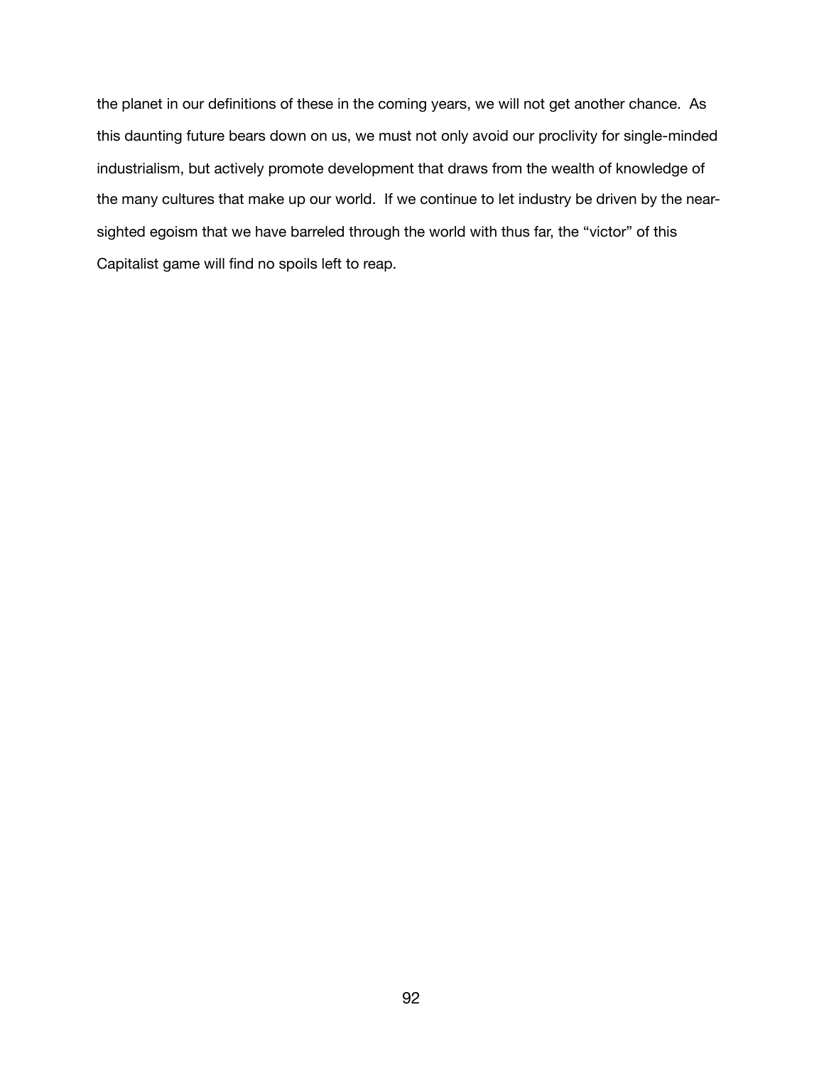the planet in our definitions of these in the coming years, we will not get another chance. As this daunting future bears down on us, we must not only avoid our proclivity for single-minded industrialism, but actively promote development that draws from the wealth of knowledge of the many cultures that make up our world. If we continue to let industry be driven by the near-sighted egoism that we have barreled through the world with thus far, the "victor" of this Capitalist game will find no spoils left to reap.